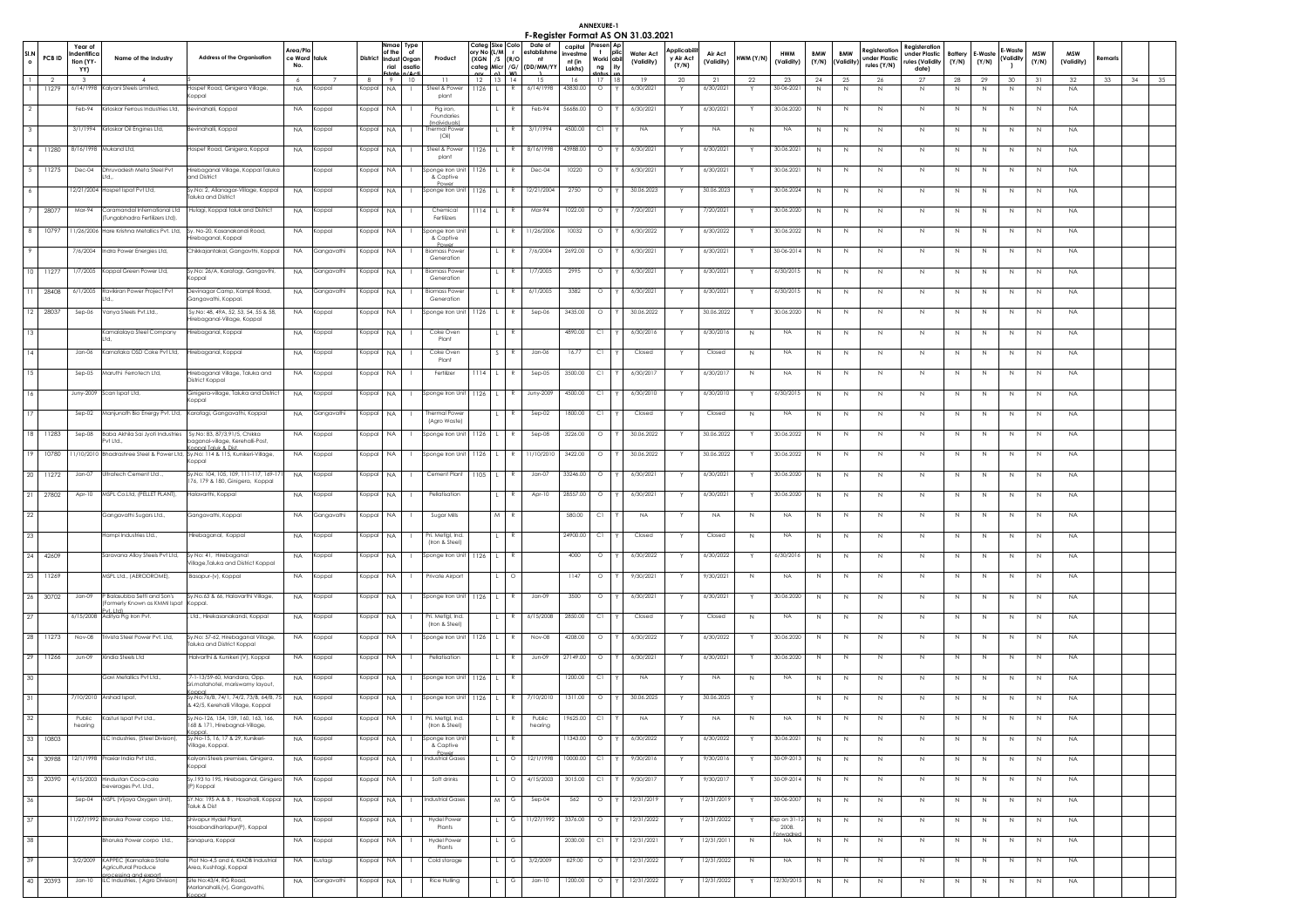# ANNEXURE-1

## F-Register Format AS ON 31.03.2021

| Sl.No | PCB ID | Year of Indentification (YY-YY) | Name of the Industry | Address of the Organisation | Area/Place Ward No. | taluk | District | Name of the Industrial Estate/Area | Type of Organisation/Activity | Product | Category No (XGN categ ory) | Size (L/M/S/Micro) | Colour (R/O/G/W) | Date of establishment (DD/MM/YY) | capital investment (in Lakhs) | Present Working status | Applicability | Water Act (Validity) | Applicability Air Act (Y/N) | Air Act (Validity) | HWM (Y/N) | HWM (Validity) | BMW (Y/N) | BMW (Validity) | Registeration under Plastic rules (Y/N) | Registeration under Plastic rules (Validity date) | Battery (Y/N) | E-Waste (Y/N) | E-Waste (Validity) | MSW (Y/N) | MSW (Validity) | Remarks | | |
|---|---|---|---|---|---|---|---|---|---|---|---|---|---|---|---|---|---|---|---|---|---|---|---|---|---|---|---|---|---|---|---|---|---|---|
| 1 | 2 | 3 | 4 | 5 | 6 | 7 | 8 | 9 | 10 | 11 | 12 | 13 | 14 | 15 | 16 | 17 | 18 | 19 | 20 | 21 | 22 | 23 | 24 | 25 | 26 | 27 | 28 | 29 | 30 | 31 | 32 | 33 | 34 | 35 |
| 1 | 11279 | 6/14/1998 | Kalyani Steels Limited, | Hospet Road, Ginigera Village, Koppal | NA | Koppal | Koppal | NA | I | Steel & Power plant | 1126 | L | R | 6/14/1998 | 43830.00 | O | Y | 6/30/2021 | Y | 6/30/2021 | Y | 30-06-2021 | N | N | N | N | N | N | N | N | NA | | | |
| 2 | | Feb-94 | Kirloskar Ferrous Industries Ltd, | Bevinahalli, Koppal | NA | Koppal | Koppal | NA | I | Pig iron, Foundaries (Individual) | | L | R | Feb-94 | 56686.00 | O | Y | 6/30/2021 | Y | 6/30/2021 | Y | 30.06.2020 | N | N | N | N | N | N | N | N | NA | | | |
| 3 | | 3/1/1994 | Kirloskar Oil Engines Ltd, | Bevinahalli, Koppal | NA | Koppal | Koppal | NA | I | Thermal Power (Oil) | | L | R | 3/1/1994 | 4500.00 | C1 | Y | NA | Y | NA | N | NA | N | N | N | N | N | N | N | N | NA | | | |
| 4 | 11280 | 8/16/1998 | Mukand Ltd, | Hospet Road, Ginigera, Koppal | NA | Koppal | Koppal | NA | I | Steel & Power plant | 1126 | L | R | 8/16/1998 | 43988.00 | O | Y | 6/30/2021 | Y | 6/30/2021 | Y | 30.06.2021 | N | N | N | N | N | N | N | N | NA | | | |
| 5 | 11275 | Dec-04 | Dhruvadesh Meta Steel Pvt Ltd., | Hirebaganal Village, Koppal Taluka and District | | Koppal | Koppal | NA | I | Sponge Iron Unit & Captive Power | 1126 | L | R | Dec-04 | 10220 | O | Y | 6/30/2021 | Y | 6/30/2021 | Y | 30.06.2021 | N | N | N | N | N | N | N | N | NA | | | |
| 6 | | 12/21/2004 | Hospet Ispat Pvt Ltd, | Sy.No: 2, Allanagar-Village, Koppal Taluka and District | NA | Koppal | Koppal | NA | I | Sponge Iron Unit | 1126 | L | R | 12/21/2004 | 2750 | O | Y | 30.06.2023 | Y | 30.06.2023 | Y | 30.06.2024 | N | N | N | N | N | N | N | N | NA | | | |
| 7 | 28077 | Mar-94 | Coramandal International Ltd (Tungabhadra Fertilizers Ltd), | Hulagi, Koppal taluk and District | NA | Koppal | Koppal | NA | I | Chemical Fertilizers | 1114 | L | R | Mar-94 | 1022.00 | O | Y | 7/20/2021 | Y | 7/20/2021 | Y | 30.06.2020 | N | N | N | N | N | N | N | N | NA | | | |
| 8 | 10797 | 11/26/2006 | Hare Krishna Metallics Pvt. Ltd, | Sy. No-20, Kasanakandi Road, Hirebaganal, Koppal | NA | Koppal | Koppal | NA | I | Sponge Iron Unit & Captive Power | | L | R | 11/26/2006 | 10032 | O | Y | 6/30/2022 | Y | 6/30/2022 | Y | 30.06.2022 | N | N | N | N | N | N | N | N | NA | | | |
| 9 | | 7/6/2004 | Indra Power Energies Ltd, | Chikkajantakal, Gangavthi, Koppal | NA | Gangavathi | Koppal | NA | I | Biomass Power Generation | | L | R | 7/6/2004 | 2692.00 | O | Y | 6/30/2021 | Y | 6/30/2021 | Y | 30-06-2014 | N | N | N | N | N | N | N | N | NA | | | |
| 10 | 11277 | 1/7/2005 | Koppal Green Power Ltd, | Sy.No: 26/A, Karatagi, Gangavthi, Koppal | NA | Gangavathi | Koppal | NA | I | Biomass Power Generation | | L | R | 1/7/2005 | 2995 | O | Y | 6/30/2021 | Y | 6/30/2021 | Y | 6/30/2015 | N | N | N | N | N | N | N | N | NA | | | |
| 11 | 28408 | 6/1/2005 | Ravikiran Power Project Pvt Ltd., | Devinagar Camp, Kampli Road, Gangavathi, Koppal. | NA | Gangavathi | Koppal | NA | I | Biomass Power Generation | | L | R | 6/1/2005 | 3382 | O | Y | 6/30/2021 | Y | 6/30/2021 | Y | 6/30/2015 | N | N | N | N | N | N | N | N | NA | | | |
| 12 | 28037 | Sep-06 | Vanya Steels Pvt.Ltd., | Sy.No: 48, 49A, 52, 53, 54, 55 & 58, Hirebaganal-Village, Koppal | NA | Koppal | Koppal | NA | I | Sponge Iron Unit | 1126 | L | R | Sep-06 | 3435.00 | O | Y | 30.06.2022 | Y | 30.06.2022 | Y | 30.06.2020 | N | N | N | N | N | N | N | N | NA | | | |
| 13 | | | Kamalalaya Steel Company Ltd, | Hirebaganal, Koppal | NA | Koppal | Koppal | NA | I | Coke Oven Plant | | L | R | | 4890.00 | C1 | Y | 6/30/2016 | Y | 6/30/2016 | N | NA | N | N | N | N | N | N | N | N | NA | | | |
| 14 | | Jan-06 | Karnataka OSD Coke Pvt Ltd, | Hirebaganal, Koppal | NA | Koppal | Koppal | NA | I | Coke Oven Plant | | S | R | Jan-06 | 16.77 | C1 | Y | Closed | Y | Closed | N | NA | N | N | N | N | N | N | N | N | NA | | | |
| 15 | | Sep-05 | Maruthi Ferrotech Ltd, | Hirebaganal Village, Taluka and District Koppal | NA | Koppal | Koppal | NA | I | Fertilizer | 1114 | L | R | Sep-05 | 3500.00 | C1 | Y | 6/30/2017 | Y | 6/30/2017 | N | NA | N | N | N | N | N | N | N | N | NA | | | |
| 16 | | Juny-2009 | Scan Ispat Ltd, | Ginigera-village, Taluka and District Koppal | NA | Koppal | Koppal | NA | I | Sponge Iron Unit | 1126 | L | R | Juny-2009 | 4500.00 | C1 | Y | 6/30/2010 | Y | 6/30/2010 | Y | 6/30/2015 | N | N | N | N | N | N | N | N | NA | | | |
| 17 | | Sep-02 | Manjunath Bio Energy Pvt. Ltd, | Karatagi, Gangavathi, Koppal | NA | Gangavathi | Koppal | NA | I | Thermal Power (Agro Waste) | | L | R | Sep-02 | 1800.00 | C1 | Y | Closed | Y | Closed | N | NA | N | N | N | N | N | N | N | N | NA | | | |
| 18 | 11283 | Sep-08 | Baba Akhila Sai Jyoti Industries Pvt Ltd., | Sy.No: 83, 87/3,91/5, Chikka baganal-village, Kerehalli-Post, Koppal Taluk & Dist. | NA | Koppal | Koppal | NA | I | Sponge Iron Unit | 1126 | L | R | Sep-08 | 3226.00 | O | Y | 30.06.2022 | Y | 30.06.2022 | Y | 30.06.2022 | N | N | N | N | N | N | N | N | NA | | | |
| 19 | 10780 | 11/10/2010 | Bhadrashree Steel & Power Ltd, | Sy.No: 114 & 115, Kunikeri-Village, Koppal | NA | Koppal | Koppal | NA | I | Sponge Iron Unit | 1126 | L | R | 11/10/2010 | 3422.00 | O | Y | 30.06.2022 | Y | 30.06.2022 | Y | 30.06.2022 | N | N | N | N | N | N | N | N | NA | | | |
| 20 | 11272 | Jan-07 | Ultratech Cement Ltd.., | Sy.No: 104, 105, 109, 111-117, 169-171 176, 179 & 180, Ginigera, Koppal | NA | Koppal | Koppal | NA | I | Cement Plant | 1105 | L | R | Jan-07 | 33246.00 | O | Y | 6/30/2021 | Y | 6/30/2021 | Y | 30.06.2020 | N | N | N | N | N | N | N | N | NA | | | |
| 21 | 27802 | Apr-10 | MSPL Co.Ltd, (PELLET PLANT), | Halavarthi, Koppal | NA | Koppal | Koppal | NA | I | Pellatisation | | L | R | Apr-10 | 28557.00 | O | Y | 6/30/2021 | Y | 6/30/2021 | Y | 30.06.2020 | N | N | N | N | N | N | N | N | NA | | | |
| 22 | | | Gangavathi Sugars Ltd., | Gangavathi, Koppal | NA | Gangavathi | Koppal | NA | I | Sugar Mills | | M | R | | 580.00 | C1 | Y | NA | Y | NA | N | NA | N | N | N | N | N | N | N | N | NA | | | |
| 23 | | | Hampi Industries Ltd., | Hirebaganal, Koppal | NA | Koppal | Koppal | NA | I | Pri. Mettgl. Ind. (Iron & Steel) | | L | R | | 24900.00 | C1 | Y | Closed | Y | Closed | N | NA | N | N | N | N | N | N | N | N | NA | | | |
| 24 | 42609 | | Saravana Alloy Steels Pvt Ltd, | Sy No: 41, Hirebaganal Village,Taluka and District Koppal | NA | Koppal | Koppal | NA | I | Sponge Iron Unit | 1126 | L | R | | 4000 | O | Y | 6/30/2022 | Y | 6/30/2022 | Y | 6/30/2016 | N | N | N | N | N | N | N | N | NA | | | |
| 25 | 11269 | | MSPL Ltd., (AERODROME), | Basapur-(v), Koppal | NA | Koppal | Koppal | NA | I | Private Airport | | L | O | | 1147 | O | Y | 9/30/2021 | Y | 9/30/2021 | N | NA | N | N | N | N | N | N | N | N | NA | | | |
| 26 | 30702 | Jan-09 | P Balasubba Setti and Son's (Formerly Known as KMMI Ispat Pvt. Ltd) | Sy.No.63 & 66, Halavarthi Village, Koppal. | NA | Koppal | Koppal | NA | I | Sponge Iron Unit | 1126 | L | R | Jan-09 | 3500 | O | Y | 6/30/2021 | Y | 6/30/2021 | Y | 30.06.2020 | N | N | N | N | N | N | N | N | NA | | | |
| 27 | | 6/15/2008 | Aditya Pig Iron Pvt, | Ltd., Hirekasanakandi, Koppal | NA | Koppal | Koppal | NA | I | Pri. Mettgl. Ind. (Iron & Steel) | | L | R | 6/15/2008 | 2850.00 | C1 | Y | Closed | Y | Closed | N | NA | N | N | N | N | N | N | N | N | NA | | | |
| 28 | 11273 | Nov-08 | Trivista Steel Power Pvt. Ltd, | Sy.No: 57-62, Hirebaganal Village, Taluka and District Koppal | NA | Koppal | Koppal | NA | I | Sponge Iron Unit | 1126 | L | R | Nov-08 | 4208.00 | O | Y | 6/30/2022 | Y | 6/30/2022 | Y | 30.06.2020 | N | N | N | N | N | N | N | N | NA | | | |
| 29 | 11266 | Jun-09 | Xindia Steels Ltd | Halvarthi & Kunikeri (V), Koppal | NA | Koppal | Koppal | NA | I | Pellatisation | | L | R | Jun-09 | 27149.00 | O | Y | 6/30/2021 | Y | 6/30/2021 | Y | 30.06.2020 | N | N | N | N | N | N | N | N | NA | | | |
| 30 | | | Gavi Metallics Pvt.Ltd., | 7-1-13/59-60, Mandara, Opp. Sri.matahotel, mariswamy layout, Koppal | NA | Koppal | Koppal | NA | I | Sponge Iron Unit | 1126 | L | R | | 1200.00 | C1 | Y | NA | Y | NA | N | NA | N | N | N | N | N | N | N | N | NA | | | |
| 31 | | 7/10/2010 | Arshad Ispat, | Sy.No.76/8, 74/1, 74/2, 73/8, 64/8, 75 & 42/5, Kereshalli Village, Koppal | NA | Koppal | Koppal | NA | I | Sponge Iron Unit | 1126 | L | R | 7/10/2010 | 1311.00 | O | Y | 30.06.2025 | Y | 30.06.2025 | Y | | N | N | N | N | N | N | N | N | NA | | | |
| 32 | | Public hearing | Kasturi Ispat Pvt Ltd., | Sy.No-126, 154, 159, 160, 163, 166, 168 & 171, Hirebagnal-Village, Koppal. | NA | Koppal | Koppal | NA | I | Pri. Mettgl. Ind. (Iron & Steel) | | L | R | Public hearing | 19625.00 | C1 | Y | NA | Y | NA | N | NA | N | N | N | N | N | N | N | N | NA | | | |
| 33 | 10803 | | ILC Industries, (Steel Division), | Sy.No-15, 16, 17 & 29, Kunikeri-Village, Koppal. | NA | Koppal | Koppal | NA | I | Sponge Iron Unit & Captive Power | | L | R | | 11343.00 | O | Y | 6/30/2022 | Y | 6/30/2022 | Y | 30.06.2021 | N | N | N | N | N | N | N | N | NA | | | |
| 34 | 30988 | 12/1/1998 | Praxiar India Pvt. Ltd., | Kalyani Steels premises, Ginigera, Koppal | NA | Koppal | Koppal | NA | I | Industrial Gases | | L | O | 12/1/1998 | 10000.00 | C1 | Y | 9/30/2016 | Y | 9/30/2016 | Y | 30-09-2013 | N | N | N | N | N | N | N | N | NA | | | |
| 35 | 20390 | 4/15/2003 | Hindustan Coca-cola beverages Pvt. Ltd., | Sy.193 to 195, Hirebaganal, Ginigera (P) Koppal | NA | Koppal | Koppal | NA | I | Soft drinks | | L | O | 4/15/2003 | 3015.00 | C1 | Y | 9/30/2017 | Y | 9/30/2017 | Y | 30-09-2014 | N | N | N | N | N | N | N | N | NA | | | |
| 36 | | Sep-04 | MSPL (Vijaya Oxygen Unit), | SY.No: 195 A & B , Hosahalli, Koppal Taluk & Dist | NA | Koppal | Koppal | NA | I | Industrial Gases | | M | G | Sep-04 | 562 | O | Y | 12/31/2019 | Y | 12/31/2019 | Y | 30-06-2007 | N | N | N | N | N | N | N | N | NA | | | |
| 37 | | 11/27/1992 | Bhoruka Power corpo Ltd., | Shivapur Hydel Plant, Hosebandiharlapur(P), Koppal | NA | Koppal | Koppal | NA | I | Hydel Power Plants | | L | G | 11/27/1992 | 3376.00 | O | Y | 12/31/2022 | Y | 12/31/2022 | Y | Exp on 31-12-2008 Forwarded | N | N | N | N | N | N | N | N | NA | | | |
| 38 | | | Bhoruka Power corpo Ltd., | Sanapura, Koppal | NA | Koppal | Koppal | NA | I | Hydel Power Plants | | L | G | | 2030.00 | C1 | Y | 12/31/2021 | Y | 12/31/2011 | N | NA | N | N | N | N | N | N | N | N | NA | | | |
| 39 | | 3/2/2009 | KAPPEC (Karnataka State Agricultural Produce processing and export) | Plot No-4,5 and 6, KIADB Industrial Area, Kushtagi, Koppal | NA | Kustagi | Koppal | NA | I | Cold storage | | L | G | 3/2/2009 | 629.00 | O | Y | 12/31/2022 | Y | 12/31/2022 | N | NA | N | N | N | N | N | N | N | N | NA | | | |
| 40 | 20393 | Jan-10 | ILC Industries, ( Agro Division) | Site No:43/4, RG Road, Marlanahalli,(v), Gangavathi, Koppal | NA | Gangavathi | Koppal | NA | I | Rice Hulling | | L | G | Jan-10 | 1200.00 | O | Y | 12/31/2022 | Y | 12/31/2022 | Y | 12/30/2015 | N | N | N | N | N | N | N | N | NA | | | |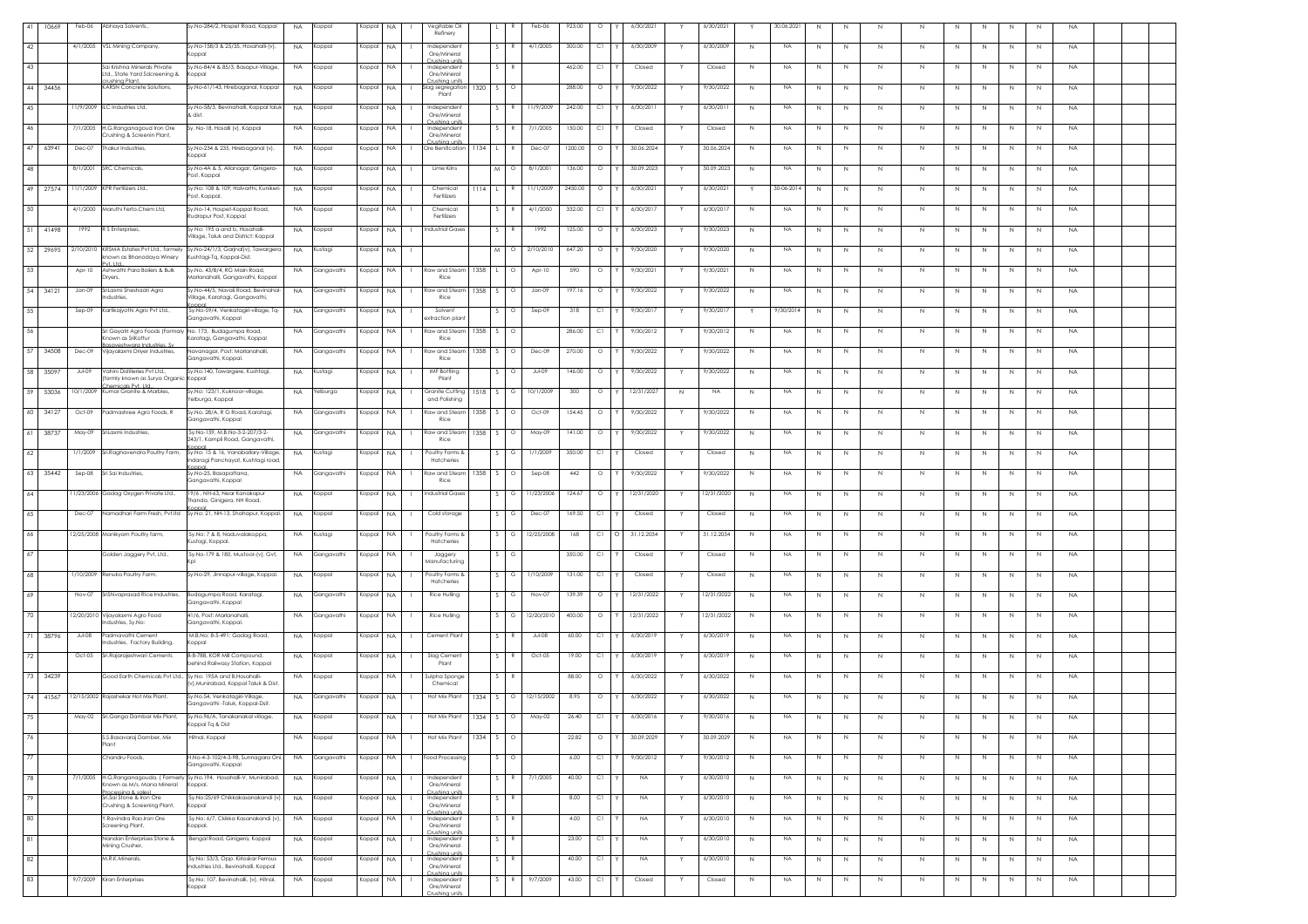| 41 | 10669 | Feb-06 | Abhaya Solvents., | Sy.No-284/2, Hospet Road, Koppal | NA | Koppal | Koppal | NA | I | Vegitable Oil Refinery | | L | R | Feb-06 | 923.00 | O | Y | 6/30/2021 | Y | 6/30/2021 | Y | 30.06.2021 | N | N | N | N | N | N | N | N | NA | | |
|---|---|---|---|---|---|---|---|---|---|---|---|---|---|---|---|---|---|---|---|---|---|---|---|---|---|---|---|---|---|---|---|---|---|---|
| 42 | | 4/1/2005 | VSL Mining Company, | Sy.No-158/3 & 25/35, Hosahalli-(v), Koppal | NA | Koppal | Koppal | NA | I | Independent Ore/Mineral Crushing units | | S | R | 4/1/2005 | 300.00 | C1 | Y | 6/30/2009 | Y | 6/30/2009 | N | NA | N | N | N | N | N | N | N | N | NA | | |
| 43 | | | Sai Krishna Minerals Private Ltd., State Yard 5dcreening & crushing Plant, | Sy.No-84/4 & 85/3, Basapur-Village, Koppal | NA | Koppal | Koppal | NA | I | Independent Ore/Mineral Crushing units | | S | R | | 462.00 | C1 | Y | Closed | Y | Closed | N | NA | N | N | N | N | N | N | N | N | NA | | |
| 44 | 34456 | | KARSN Concrete Solutions, | Sy.No-61/143, Hirebaganal, Koppal | NA | Koppal | Koppal | NA | I | Slag segregation Plant | 1320 | S | O | | 288.00 | O | Y | 9/30/2022 | Y | 9/30/2022 | N | NA | N | N | N | N | N | N | N | N | NA | | |
| 45 | | 11/9/2009 | ILC Industries Ltd, | Sy.No-58/3, Bevinahalli, Koppal taluk & dist. | NA | Koppal | Koppal | NA | I | Independent Ore/Mineral Crushing units | | S | R | 11/9/2009 | 242.00 | C1 | Y | 6/30/2011 | Y | 6/30/2011 | N | NA | N | N | N | N | N | N | N | N | NA | | |
| 46 | | 7/1/2005 | H.G.Ranganagoud Iron Ore Crushing & Screenin Plant, | Sy,.No-18, Hosalli (v), Koppal | NA | Koppal | Koppal | NA | I | Independent Ore/Mineral Crushing units | | S | R | 7/1/2005 | 150.00 | C1 | Y | Closed | Y | Closed | N | NA | N | N | N | N | N | N | N | N | NA | | |
| 47 | 63941 | Dec-07 | Thakur Industries, | Sy.No-234 & 235, Hirebaganal (v), Koppal | NA | Koppal | Koppal | NA | I | Ore Benification | 1134 | L | R | Dec-07 | 1200.00 | O | Y | 30.06.2024 | Y | 30.06.2024 | N | NA | N | N | N | N | N | N | N | N | NA | | |
| 48 | | 8/1/2001 | SRC Chemicals, | Sy.No-4A & 3, Allanagar, Ginigera-Post, Koppal | NA | Koppal | Koppal | NA | I | Lime Kilns | | M | O | 8/1/2001 | 136.00 | O | Y | 30.09.2023 | Y | 30.09.2023 | N | NA | N | N | N | N | N | N | N | N | NA | | |
| 49 | 27574 | 11/1/2009 | KPR Fertilizers Ltd., | Sy.No: 108 & 109, Halvarthi, Kunikeri-Post, Koppal. | NA | Koppal | Koppal | NA | I | Chemical Fertilizers | 1114 | L | R | 11/1/2009 | 2450.00 | O | Y | 6/30/2021 | Y | 6/30/2021 | Y | 30-06-2014 | N | N | N | N | N | N | N | N | NA | | |
| 50 | | 4/1/2000 | Maruthi Ferto.Chem Ltd, | Sy.No-14, Hospet-Koppal Road, Rudrapur Post, Koppal | NA | Koppal | Koppal | NA | I | Chemical Fertilizers | | S | R | 4/1/2000 | 332.00 | C1 | Y | 6/30/2017 | Y | 6/30/2017 | N | NA | N | N | N | N | N | N | N | N | NA | | |
| 51 | 41498 | 1992 | R S Enterprises, | Sy No: 195 a and b, Hosahalli-Village, Taluk and District: Koppal | NA | Koppal | Koppal | NA | I | Industrial Gases | | S | R | 1992 | 125.00 | O | Y | 6/30/2023 | Y | 9/30/2023 | N | NA | N | N | N | N | N | N | N | N | NA | | |
| 52 | 29695 | 2/10/2010 | KRSMA Estates Pvt Ltd., formely known as Bhanodaya Winery Pvt. Ltd. | Sy.No-24/1/3, Garjnal(v), Tawargera Kushtagi-Tq, Koppal-Dist. | NA | Kustagi | Koppal | NA | I | | | M | O | 2/10/2010 | 647.20 | O | Y | 9/30/2020 | Y | 9/30/2020 | N | NA | N | N | N | N | N | N | N | N | NA | | |
| 53 | | Apr-10 | Ashwathi Para Boilers & Bulk Dryers, | Sy.No. 43/B/4, RG Main Road, Marlanahalli, Gangavathi, Koppal | NA | Gangavathi | Koppal | NA | I | Raw and Steam Rice | 1358 | L | O | Apr-10 | 590 | O | Y | 9/30/2021 | Y | 9/30/2021 | N | NA | N | N | N | N | N | N | N | N | NA | | |
| 54 | 34121 | Jan-09 | Srilaxmi Sheshadri Agro Industries, | Sy.No-44/5, Navali Road, Bevinahal-Village, Karatagi, Gangavathi, Koppal | NA | Gangavathi | Koppal | NA | I | Raw and Steam Rice | 1358 | S | O | Jan-09 | 197.16 | O | Y | 9/30/2022 | Y | 9/30/2022 | N | NA | N | N | N | N | N | N | N | N | NA | | |
| 55 | | Sep-09 | Kartikajyothi Agro Pvt Ltd., | Sy.No-59/4, Venkatagiri-village, Tq-Gangavathi, Koppal | NA | Gangavathi | Koppal | NA | I | Solvent extraction plant | | S | O | Sep-09 | 318 | C1 | Y | 9/30/2017 | Y | 9/30/2017 | Y | 9/30/2014 | N | N | N | N | N | N | N | N | NA | | |
| 56 | | | Sri Gayatri Agro Foods (Formaly Known as SriKottur Basaveshwara Industries, Sy | No. 173, Budagumpa Road, Karatagi, Gangavathi, Koppal | NA | Gangavathi | Koppal | NA | I | Raw and Steam Rice | 1358 | S | O | | 286.00 | C1 | Y | 9/30/2012 | Y | 9/30/2012 | N | NA | N | N | N | N | N | N | N | N | NA | | |
| 57 | 34508 | Dec-09 | Vijayalaxmi Dryer Industries, | Navanagar, Post: Marlanahalli, Gangavathi, Koppal. | NA | Gangavathi | Koppal | NA | I | Raw and Steam Rice | 1358 | S | O | Dec-09 | 270.00 | O | Y | 9/30/2022 | Y | 9/30/2022 | N | NA | N | N | N | N | N | N | N | N | NA | | |
| 58 | 35097 | Jul-09 | Vahini Distilleries Pvt Ltd., (formly known as Surya Organic Chemicals Pvt. Ltd. | Sy.No:140, Tawargere, Kushtagi, Koppal | NA | Kustagi | Koppal | NA | I | IMF Bottling Plant | | S | O | Jul-09 | 146.00 | O | Y | 9/30/2022 | Y | 9/30/2022 | N | NA | N | N | N | N | N | N | N | N | NA | | |
| 59 | 53036 | 10/1/2009 | Kumar Granite & Marbles, | Sy.No: 123/1, Kuknoor-village, Yelburga, Koppal | NA | Yelburga | Koppal | NA | I | Granite Cutting and Polishing | 1518 | S | G | 10/1/2009 | 300 | O | Y | 12/31/2027 | N | NA | N | NA | N | N | N | N | N | N | N | N | NA | | |
| 60 | 34127 | Oct-09 | Padmashree Agro Foods, R, | Sy.No. 28/A, R G Road, Karatagi, Gangavathi, Koppal | NA | Gangavathi | Koppal | NA | I | Raw and Steam Rice | 1358 | S | O | Oct-09 | 154.45 | O | Y | 9/30/2022 | Y | 9/30/2022 | N | NA | N | N | N | N | N | N | N | N | NA | | |
| 61 | 38737 | May-09 | SriLaxmi Industries, | Sy.No-159, M.B.No-3-2-207/3-2-243/1, Kampli Road, Gangavathi, Koppal | NA | Gangavathi | Koppal | NA | I | Raw and Steam Rice | 1358 | S | O | May-09 | 141.00 | O | Y | 9/30/2022 | Y | 9/30/2022 | N | NA | N | N | N | N | N | N | N | N | NA | | |
| 62 | | 1/1/2009 | Sri.Raghavendra Poultry Farm, | Sy.No: 15 & 16, Vanabailany-Village, Indaragi Panchayat, Kushtagi road, Koppal | NA | Kustagi | Koppal | NA | I | Poultry Farms & Hatcheries | | S | G | 1/1/2009 | 350.00 | C1 | Y | Closed | Y | Closed | N | NA | N | N | N | N | N | N | N | N | NA | | |
| 63 | 35442 | Sep-08 | Sri Sai Industries, | Sy.No-25, Basapattana, Gangavathi, Koppal | NA | Gangavathi | Koppal | NA | I | Raw and Steam Rice | 1358 | S | O | Sep-08 | 442 | O | Y | 9/30/2022 | Y | 9/30/2022 | N | NA | N | N | N | N | N | N | N | N | NA | | |
| 64 | | 11/23/2006 | Gadag Oxygen Private Ltd., | 19/6 , NH-63, Near Kanakapur Thanda, Ginigera, NH Road, Koppal | NA | Koppal | Koppal | NA | I | Industrial Gases | | S | G | 11/23/2006 | 124.67 | O | Y | 12/31/2020 | Y | 12/31/2020 | N | NA | N | N | N | N | N | N | N | N | NA | | |
| 65 | | Dec-07 | Namadhari Farm Fresh, Pvt.ltd | Sy.No: 21, NH-13, Shahapur, Koppal | NA | Koppal | Koppal | NA | I | Cold storage | | S | G | Dec-07 | 169.50 | C1 | Y | Closed | Y | Closed | N | NA | N | N | N | N | N | N | N | N | NA | | |
| 66 | | 12/25/2008 | Manikyam Poultry farm, | Sy.No: 7 & 8, Naduvalakoppa, Kustagi, Koppal. | NA | Kustagi | Koppal | NA | I | Poultry Farms & Hatcheries | | S | G | 12/25/2008 | 168 | C1 | O | 31.12.2034 | Y | 31.12.2034 | N | NA | N | N | N | N | N | N | N | N | NA | | |
| 67 | | | Golden Jaggery Pvt. Ltd., | Sy.No-179 & 180, Mustoor-(v), Gvt, Kpl | NA | Gangavathi | Koppal | NA | I | Jaggery Manufacturing | | S | G | | 350.00 | C1 | Y | Closed | Y | Closed | N | NA | N | N | N | N | N | N | N | N | NA | | |
| 68 | | 1/10/2009 | Renuka Poultry Farm, | Sy.No-29, Jinnapur-village, Koppal. | NA | Koppal | Koppal | NA | I | Poultry Farms & Hatcheries | | S | G | 1/10/2009 | 131.00 | C1 | Y | Closed | Y | Closed | N | NA | N | N | N | N | N | N | N | N | NA | | |
| 69 | | Nov-07 | SriShivaprasad Rice Industries, | Budagumpa Road, Karatagi, Gangavathi, Koppal | NA | Gangavathi | Koppal | NA | I | Rice Hulling | | S | G | Nov-07 | 139.39 | O | Y | 12/31/2022 | Y | 12/31/2022 | N | NA | N | N | N | N | N | N | N | N | NA | | |
| 70 | | 12/20/2010 | Vijayalaxmi Agro Food Industries, Sy.No: | 41/6, Post: Marlanahalli, Gangavathi, Koppal. | NA | Gangavathi | Koppal | NA | I | Rice Hulling | | S | G | 12/20/2010 | 400.00 | O | Y | 12/31/2022 | Y | 12/31/2022 | N | NA | N | N | N | N | N | N | N | N | NA | | |
| 71 | 38796 | Jul-08 | Padmavathi Cement Industries, Factory Building, | M.B.No: 8-5-491: Gadag Road, Koppal | NA | Koppal | Koppal | NA | I | Cement Plant | | S | R | Jul-08 | 60.00 | C1 | Y | 6/30/2019 | Y | 6/30/2019 | N | NA | N | N | N | N | N | N | N | N | NA | | |
| 72 | | Oct-05 | Sri.Rajarajeshwari Cements | 8-8-788, KOR Mill Compound, behind Railway Station, Koppal | NA | Koppal | Koppal | NA | I | Slag Cement Plant | | S | R | Oct-05 | 19.00 | C1 | Y | 6/30/2019 | Y | 6/30/2019 | N | NA | N | N | N | N | N | N | N | N | NA | | |
| 73 | 34239 | | Good Earth Chemicals Pvt Ltd., | Sy.No: 195A and B,Hosahalli-(v),Munirabad, Koppal Taluk & Dist. | NA | Koppal | Koppal | NA | I | Sulpha Sponge Chemical | | S | R | | 88.00 | O | Y | 6/30/2022 | Y | 6/30/2022 | N | NA | N | N | N | N | N | N | N | N | NA | | |
| 74 | 41567 | 12/15/2002 | Rajashekar Hot Mix Plant, | Sy.No.54, Venkatagiri-Village, Gangavathi -Taluk, Koppal-Dsit. | NA | Gangavathi | Koppal | NA | I | Hot Mix Plant | 1334 | S | O | 12/15/2002 | 8.95 | O | Y | 6/30/2022 | Y | 6/30/2022 | N | NA | N | N | N | N | N | N | N | N | NA | | |
| 75 | | May-02 | Sri.Ganga Dambar Mix Plant, | Sy.No.96/A, Tanakanakal village, Koppal Tq & Dist | NA | Koppal | Koppal | NA | I | Hot Mix Plant | 1334 | S | O | May-02 | 26.40 | C1 | Y | 6/30/2016 | Y | 9/30/2016 | N | NA | N | N | N | N | N | N | N | N | NA | | |
| 76 | | | S.S.Basavaraj Dambar, Mix Plant | Hitnal, Koppal | NA | Koppal | Koppal | NA | I | Hot Mix Plant | 1334 | S | O | | 22.82 | O | Y | 30.09.2029 | Y | 30.09.2029 | N | NA | N | N | N | N | N | N | N | N | NA | | |
| 77 | | | Chandru Foods, | H.No-4-3-102/4-3-98, Sunnagara Oni, Gangavathi, Koppal | NA | Gangavathi | Koppal | NA | I | Food Processing | | S | O | | 6.00 | C1 | Y | 9/30/2012 | Y | 9/30/2012 | N | NA | N | N | N | N | N | N | N | N | NA | | |
| 78 | | 7/1/2005 | H.G.Ranganagouda, ( Formerly Known as M/s. Mana Mineral Processing & sales) | Sy.No.194, Hosahalli-V, Munirabad, Koppal. | NA | Koppal | Koppal | NA | I | Independent Ore/Mineral Crushing units | | S | R | 7/1/2005 | 40.00 | C1 | Y | NA | Y | 6/30/2010 | N | NA | N | N | N | N | N | N | N | N | NA | | |
| 79 | | | Sri.Sai Stone & Iron Ore Crushing & Screening Plant, | Sy.No:25/69 Chikkakasanakandi (v), Koppal | NA | Koppal | Koppal | NA | I | Independent Ore/Mineral Crushing units | | S | R | | 8.00 | C1 | Y | NA | Y | 6/30/2010 | N | NA | N | N | N | N | N | N | N | N | NA | | |
| 80 | | | Y.Ravindra Rao Iron Ore Screening Plant, | Sy.No: 6/7, Cikkka Kasanakandi (v), Koppal. | NA | Koppal | Koppal | NA | I | Independent Ore/Mineral Crushing units | | S | R | | 4.00 | C1 | Y | NA | Y | 6/30/2010 | N | NA | N | N | N | N | N | N | N | N | NA | | |
| 81 | | | Nandan Enterprises Stone & Mining Crusher, | Bengal Road, Ginigera, Koppal | NA | Koppal | Koppal | NA | I | Independent Ore/Mineral Crushing units | | S | R | | 23.00 | C1 | Y | NA | Y | 6/30/2010 | N | NA | N | N | N | N | N | N | N | N | NA | | |
| 82 | | | M.R.K.Minerals, | Sy.No: 53/3, Opp. Kirloskar Ferrous Industries Ltd., Bevinahalli, Koppal | NA | Koppal | Koppal | NA | I | Independent Ore/Mineral Crushing units | | S | R | | 40.00 | C1 | Y | NA | Y | 6/30/2010 | N | NA | N | N | N | N | N | N | N | N | NA | | |
| 83 | | 9/7/2009 | Kiran Enterprises | Sy.No: 107, Bevinahalli, (v), Hitnal, Koppal | NA | Koppal | Koppal | NA | I | Independent Ore/Mineral Crushing units | | S | R | 9/7/2009 | 43.00 | C1 | Y | Closed | Y | Closed | N | NA | N | N | N | N | N | N | N | N | NA | | |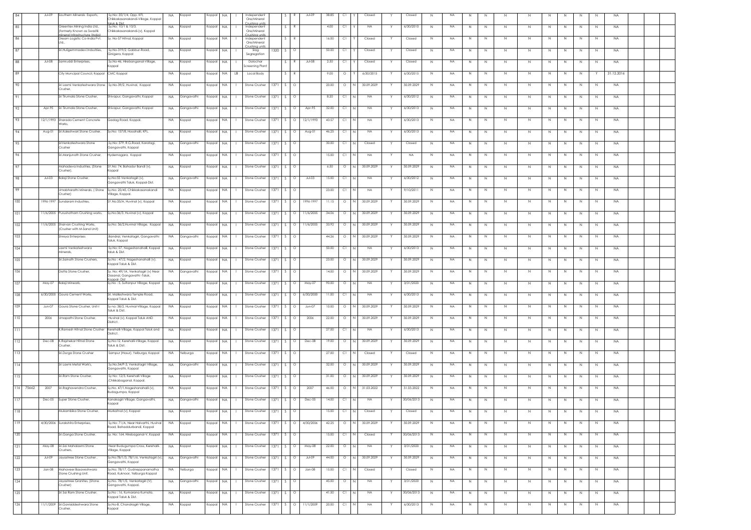| | | | | | | | | | | | | | | | | | | | | | | | | | | | | | | | | | | | |
|---|---|---|---|---|---|---|---|---|---|---|---|---|---|---|---|---|---|---|---|---|---|---|---|---|---|---|---|---|---|---|---|---|---|---|---|
| 84 | | Jul-09 | Southern Minerals Exports, | Sy.No: 35/1/4, Opp. KFI, Chikkakasanakandi-Village, Koppal taluk & Dist. | NA | Koppal | Koppal | NA | I | Independent Ore/Mineral Crushing units | | S | R | Jul-09 | 38.85 | C1 | Y | Closed | Y | Closed | N | NA | N | N | N | N | N | N | N | N | N | NA | | | |
| 85 | | | Greentex Mining India Ltd., (formerly Known as Swastik Mineral Infrastructure (India) | Sy.No: 10/1 & 10/3, Chikkakasanakandi-(v), Koppal | NA | Koppal | Koppal | NA | I | Independent Ore/Mineral Crushing units | | S | R | | 4.00 | C1 | Y | NA | Y | 6/30/2010 | N | NA | N | N | N | N | N | N | N | N | N | NA | | | |
| 86 | | | Dream Logistic Co-India Pvt. Ltd., | Sy. No-57 Hitnal, Koppal | NA | Koppal | Koppal | NA | I | Independent Ore/Mineral Crushing units | | S | R | | 16.00 | C1 | Y | Closed | Y | Closed | N | NA | N | N | N | N | N | N | N | N | N | NA | | | |
| 87 | | | Sri.Huligemmadevi Industries, | Sy.No-319/2, Gabbur-Road, Ginigera, Koppal | NA | Koppal | Koppal | NA | I | Slag Segregation | 1320 | S | O | | 50.00 | C1 | Y | Closed | Y | Closed | N | NA | N | N | N | N | N | N | N | N | N | NA | | | |
| 88 | | Jul-08 | Samruddi Enterprises, | Sy.No-46, Hirebanganal-Village, Koppal | NA | Koppal | Koppal | NA | I | Dolochar Screening Plant | | S | R | Jul-08 | 2.50 | C1 | Y | Closed | Y | Closed | N | NA | N | N | N | N | N | N | N | N | N | NA | | | |
| 89 | | | City Muncipal Council, Koppal | CMC Koppal | NA | Koppal | Koppal | NA | LB | Local Body | | S | R | | 9.00 | O | Y | 6/30/2015 | Y | 6/30/2015 | N | NA | N | N | N | N | N | N | N | N | Y | 31.12.2016 | | | |
| 90 | | | Sri Laxmi Venkateshwara Stone Crusher, | Sy.No-39/2, Huvinal, Koppal | NA | Koppal | Koppal | NA | I | Stone Crusher | 1371 | S | O | | 20.00 | O | N | 30.09.2029 | Y | 30.09.2029 | N | NA | N | N | N | N | N | N | N | N | N | NA | | | |
| 91 | | | Sri Tirumala Stone Crusher, | Shivapur, Gangavathi, Koppal | NA | Gangavathi | Koppal | NA | I | Stone Crusher | 1371 | S | O | | 8.20 | C1 | N | NA | Y | 6/30/2012 | N | NA | N | N | N | N | N | N | N | N | N | NA | | | |
| 92 | | Apr-95 | Sri Tirumala Stone Crusher, | Shivapur, Gangavathi, Koppal | NA | Gangavathi | Koppal | NA | I | Stone Crusher | 1371 | S | O | Apr-95 | 32.00 | C1 | N | NA | Y | 6/30/2013 | N | NA | N | N | N | N | N | N | N | N | N | NA | | | |
| 93 | | 12/1/1993 | Sharada Cement Concrete Works, | Gadag Road, Koppal. | NA | Koppal | Koppal | NA | I | Stone Crusher | 1371 | S | O | 12/1/1993 | 43.57 | C1 | N | NA | Y | 6/30/2013 | N | NA | N | N | N | N | N | N | N | N | N | NA | | | |
| 94 | | Aug-01 | Sri.Kaleshwari Stone Crusher, | Sy.No: 157/8, Hosahalli, KPL. | NA | Koppal | Koppal | NA | I | Stone Crusher | 1371 | S | O | Aug-01 | 46.25 | C1 | N | NA | Y | 6/30/2013 | N | NA | N | N | N | N | N | N | N | N | N | NA | | | |
| 95 | | | SriVenkateshwara Stone Crusher | Sy.No: 379, R.G.Road, Karatagi, Gangavathi, Koppal | NA | Gangavathi | Koppal | NA | I | Stone Crusher | 1371 | S | O | | 30.00 | C1 | N | Closed | Y | Closed | N | NA | N | N | N | N | N | N | N | N | N | NA | | | |
| 96 | | | Sri.Manjunath Stone Crusher, | Hyderragara, Koppal | NA | Koppal | Koppal | NA | I | Stone Crusher | 1371 | S | O | | 15.00 | C1 | N | NA | Y | NA | N | NA | N | N | N | N | N | N | N | N | N | NA | | | |
| 97 | | | Mahadeva Industries, (Stone Crusher), | SY.No: 74, Bahadur Bandi (v), Koppal | NA | Koppal | Koppal | NA | I | Stone Crusher | 1371 | S | O | | 6.50 | O | N | 30.09.2029 | Y | 30.09.2029 | N | NA | N | N | N | N | N | N | N | N | N | NA | | | |
| 98 | | Jul-03 | Balaji Stone Crusher, | Sy.No:55 Venkatagiri (v), Gangavathi Taluk, Koppal-Dist. | NA | Gangavathi | Koppal | NA | I | Stone Crusher | 1371 | S | O | Jul-03 | 15.00 | C1 | N | NA | Y | 6/30/2012 | N | NA | N | N | N | N | N | N | N | N | N | NA | | | |
| 99 | | | Umabharathi Minerals, ( Stone Crusher) | Sy.No: 25/45, Chikkakasanakandi Village, Koppal. | NA | Koppal | Koppal | NA | I | Stone Crusher | 1371 | S | O | | 23.00 | C1 | N | NA | Y | 9/10/2011 | N | NA | N | N | N | N | N | N | N | N | N | NA | | | |
| 100 | | 1996-1997 | Sundaram Industries, | SY.No:35/A, Huvinal (v), Koppal | NA | Koppal | Koppal | NA | I | Stone Crusher | 1371 | S | O | 1996-1997 | 11.15 | O | N | 30.09.2029 | Y | 30.09.2029 | N | NA | N | N | N | N | N | N | N | N | N | NA | | | |
| 101 | | 11/6/2005 | Purushotham Crushing works, | Sy.No:36/3, Huvinal (v), Koppal | NA | Koppal | Koppal | NA | I | Stone Crusher | 1371 | S | O | 11/6/2005 | 34.06 | O | N | 30.09.2029 | Y | 30.09.2029 | N | NA | N | N | N | N | N | N | N | N | N | NA | | | |
| 102 | | 11/6/2005 | Sharvan Crushing Works, (Crusher with M-Sand Unit) | Sy.No: 36/2,Huvinal Village, Koppal | NA | Koppal | Koppal | NA | I | Stone Crusher | 1371 | S | O | 11/6/2005 | 33.92 | O | N | 30.09.2029 | Y | 30.09.2029 | N | NA | N | N | N | N | N | N | N | N | N | NA | | | |
| 103 | | | Shreya Enterprises | Bandral, Venkatagiri, Gangavathi Taluk, Koppal | NA | Gangavathi | Koppal | NA | I | Stone Crusher | 1371 | S | O | | 44.26 | O | N | 30.09.2029 | Y | 30.09.2029 | N | NA | N | N | N | N | N | N | N | N | N | NA | | | |
| 104 | | | Laxmi Venkateshwara Minerals, | Sy.No: 07, Nageshanahalli, Koppal taluk & Dist. | NA | Koppal | Koppal | NA | I | Stone Crusher | 1371 | S | O | | 50.00 | C1 | N | NA | Y | 6/30/2013 | N | NA | N | N | N | N | N | N | N | N | N | NA | | | |
| 105 | | | Sri.Sainath Stone Crushers, | Sy.No : 47/2, Nageshanahalli (v), Koppal Taluk & Dist. | NA | Koppal | Koppal | NA | I | Stone Crusher | 1371 | S | O | | 23.00 | O | N | 30.09.2029 | Y | 30.09.2029 | N | NA | N | N | N | N | N | N | N | N | N | NA | | | |
| 106 | | | Datta Stone Crusher, | Sy. No: 49/1A, Venkatagiri (v) Near Dasanal, Gangavathi -Taluk, Koppal- Dist. | NA | Gangavathi | Koppal | NA | I | Stone Crusher | 1371 | S | O | | 14.00 | O | N | 30.09.2029 | Y | 30.09.2029 | N | NA | N | N | N | N | N | N | N | N | N | NA | | | |
| 107 | | May-07 | Balaji Minerals, | Sy.No : 5, Sultanpur Village, Koppal | NA | Koppal | Koppal | NA | I | Stone Crusher | 1371 | S | O | May-07 | 90.00 | O | N | NA | Y | 3/31/2020 | N | NA | N | N | N | N | N | N | N | N | N | NA | | | |
| 108 | | 6/30/2000 | Goura Cement Works, | Sri. Malleshwara Temple Road, Koppal Taluk & Dist. | NA | Koppal | Koppal | NA | I | Stone Crusher | 1371 | S | O | 6/30/2000 | 11.00 | C1 | N | NA | Y | 6/30/2013 | N | NA | N | N | N | N | N | N | N | N | N | NA | | | |
| 109 | | Jun-07 | Goura Stone Crusher, Unit-I | Sy.no: 38/2, Huvinal-Village, Koppal Taluk & Dist. | NA | Koppal | Koppal | NA | I | Stone Crusher | 1371 | S | O | Jun-07 | 10.00 | O | N | 30.09.2029 | Y | 30.09.2029 | N | NA | N | N | N | N | N | N | N | N | N | NA | | | |
| 110 | | 2006 | Umapathi Stone Crusher, | Huvinal (v), Koppal Taluk AND District. | NA | Koppal | Koppal | NA | I | Stone Crusher | 1371 | S | O | 2006 | 22.00 | O | N | 30.09.2029 | Y | 30.09.2029 | N | NA | N | N | N | N | N | N | N | N | N | NA | | | |
| 111 | | | K.Ramesh Hitnal Stone Crusher | Kerehalli-Village, Koppal Taluk and District. | NA | Koppal | Koppal | NA | I | Stone Crusher | 1371 | S | O | | 27.00 | C1 | N | NA | Y | 6/30/2013 | N | NA | N | N | N | N | N | N | N | N | N | NA | | | |
| 112 | | Dec-08 | K.Rajshekar Hitnal Stone Crusher, | Sy.No:12, Kerehalli-Village, Koppal Taluk & Dist. | NA | Koppal | Koppal | NA | I | Stone Crusher | 1371 | S | O | Dec-08 | 19.00 | O | N | 30.09.2029 | Y | 30.09.2029 | N | NA | N | N | N | N | N | N | N | N | N | NA | | | |
| 113 | | | Sri.Durga Stone Crusher | Sampur (Hosur), Yelburga, Koppal | NA | Yelburga | Koppal | NA | I | Stone Crusher | 1371 | S | O | | 27.00 | C1 | N | Closed | Y | Closed | N | NA | N | N | N | N | N | N | N | N | N | NA | | | |
| 114 | | | Sri Laxmi Metal Work's, | Sy.No:54/P-3, Venkatagiri Village, Gangavathi, Koppal | NA | Gangavathi | Koppal | NA | I | Stone Crusher | 1371 | S | O | | 32.00 | O | N | 30.09.2029 | Y | 30.09.2029 | N | NA | N | N | N | N | N | N | N | N | N | NA | | | |
| 115 | | | Sri.Ram Stone Crusher, | Sy No: 12/3, Kerehalli Village Chikkabaganal, Koppal. | NA | Koppal | Koppal | NA | I | Stone Crusher | 1371 | S | O | | 31.00 | O | N | 30.09.2029 | Y | 30.09.2029 | N | NA | N | N | N | N | N | N | N | N | N | NA | | | |
| 116 | 75662 | 2007 | Sri.Raghavendra Crusher, | Sy.No. 47/1,Nageshanahalli (v), Budugumpa, Koppal | NA | Koppal | Koppal | NA | I | Stone Crusher | 1371 | S | O | 2007 | 46.00 | O | N | 31.03.2022 | Y | 31.03.2022 | N | NA | N | N | N | N | N | N | N | N | N | NA | | | |
| 117 | | Dec-05 | Super Stone Crusher, | Kanakagiri Village, Gangavathi, Koppal | NA | Gangavathi | Koppal | NA | I | Stone Crusher | 1371 | S | O | Dec-05 | 14.00 | C1 | N | NA | Y | 30/06/2013 | N | NA | N | N | N | N | N | N | N | N | N | NA | | | |
| 118 | | | Mukambika Stone Crusher, | Murkatnal (v), Koppal | NA | Koppal | Koppal | NA | I | Stone Crusher | 1371 | S | O | | 15.00 | C1 | N | Closed | Y | Closed | N | NA | N | N | N | N | N | N | N | N | N | NA | | | |
| 119 | | 4/30/2006 | Surakshita Enterprises, | Sy.No: 71/A, Near Halvarthi, Huvinal Road, Bahaddurbandi, Koppal | NA | Koppal | Koppal | NA | I | Stone Crusher | 1371 | S | O | 4/30/2006 | 42.25 | O | N | 30.09.2029 | Y | 30.09.2029 | N | NA | N | N | N | N | N | N | N | N | N | NA | | | |
| 120 | | | Sri.Ganga Stone Crusher, | Sy. No: 164, Hirebaganal-V, Koppal | NA | Koppal | Koppal | NA | I | Stone Crusher | 1371 | S | O | | 15.00 | C1 | N | Closed | Y | 30/06/2013 | N | NA | N | N | N | N | N | N | N | N | N | NA | | | |
| 121 | | May-08 | Sri.Sai Mahalaxmi Stone Crushers, | Near Budugumpa Cross, Kerehalli-Village, Koppal | NA | Koppal | Koppal | NA | I | Stone Crusher | 1371 | S | O | May-08 | 22.00 | O | N | NA | Y | 3/31/2020 | N | NA | N | N | N | N | N | N | N | N | N | NA | | | |
| 122 | | Jul-09 | Jayashree Stone Crusher , | Sy.No:78/1/3, 78/1/6, Venkatagiri (v) Gangavathi, Koppal | NA | Gangavathi | Koppal | NA | I | Stone Crusher | 1371 | S | O | Jul-09 | 44.00 | O | N | 30.09.2029 | Y | 30.09.2029 | N | NA | N | N | N | N | N | N | N | N | N | NA | | | |
| 123 | | Jan-08 | Mahaveer Basaveshwara Stone Crushing Unit, | Sy.No: 78/17, Gudneppanamatha Road, Kuknoor, Yelburga Koppal | NA | Yelburga | Koppal | NA | I | Stone Crusher | 1371 | S | O | Jan-08 | 15.00 | C1 | N | Closed | Y | Closed | N | NA | N | N | N | N | N | N | N | N | N | NA | | | |
| 124 | | | Jayashree Granites, (Stone Crusher) | Sy.No. 78/1/5, Venkatagiri (V), Gangavathi, Koppal. | NA | Gangavathi | Koppal | NA | I | Stone Crusher | 1371 | S | O | | 45.00 | O | N | NA | Y | 3/31/2020 | N | NA | N | N | N | N | N | N | N | N | N | NA | | | |
| 125 | | | Sri Sai Ram Stone Crusher, | Sy.No : 16, Kumarana Kumata, Koppal Taluk & Dist. | NA | Koppal | Koppal | NA | I | Stone Crusher | 1371 | S | O | | 41.50 | C1 | N | NA | Y | 30/06/2013 | N | NA | N | N | N | N | N | N | N | N | N | NA | | | |
| 126 | | 11/1/2009 | Sri.Gavisiddeshwara Stone Crusher, | Sy.No-8; Chandragiri-Village, Koppal | NA | Koppal | Koppal | NA | I | Stone Crusher | 1371 | S | O | 11/1/2009 | 20.00 | C1 | N | NA | Y | 6/30/2013 | N | NA | N | N | N | N | N | N | N | N | N | NA | | | |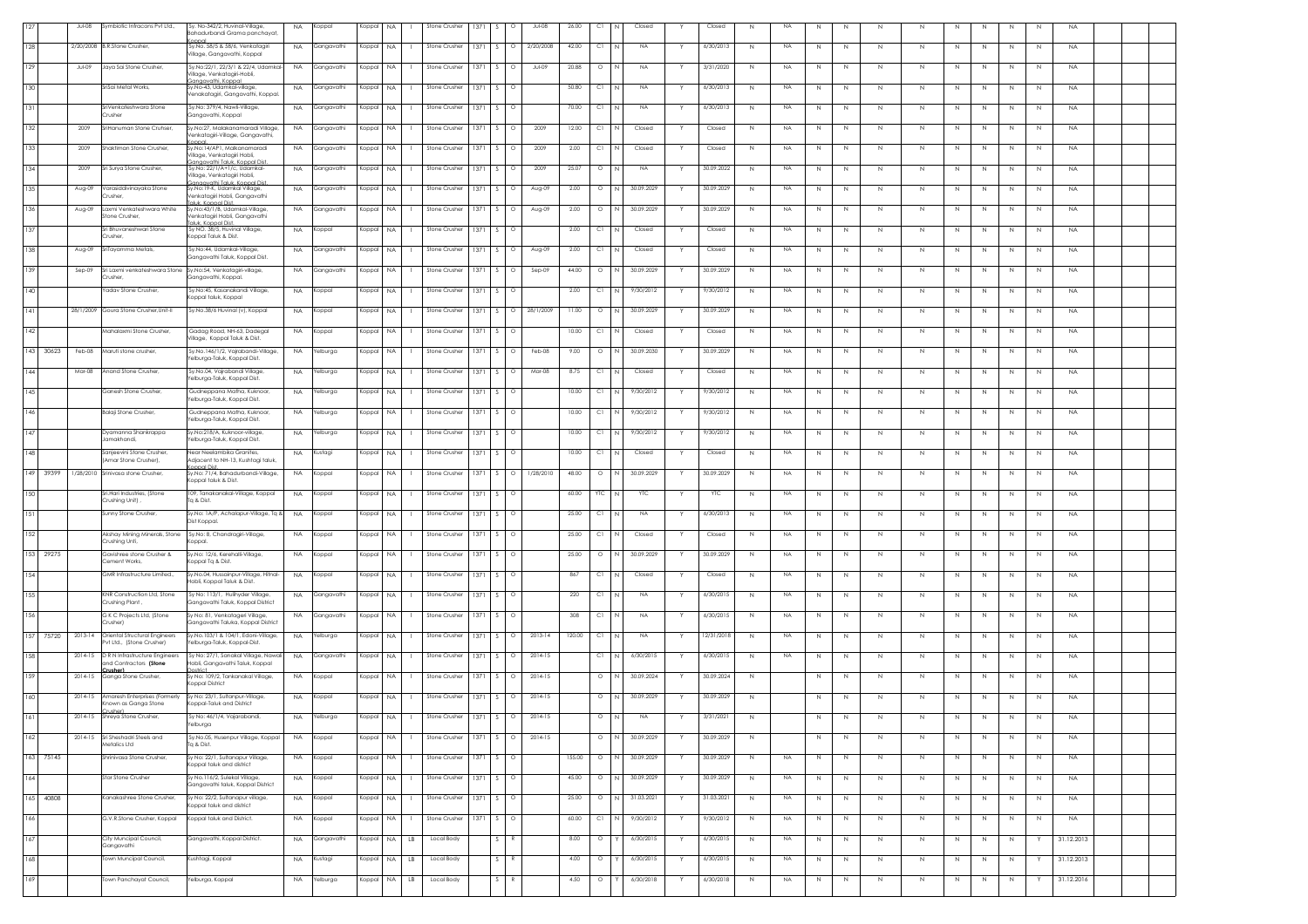| 127 | | Jul-08 | Symbiotic Infracons Pvt Ltd., | Sy. No-342/2, Huvinal-Village, Bahadurbandi Grama panchayat, Koppal | NA | Koppal | Koppal | NA | I | Stone Crusher | 1371 | S | O | Jul-08 | 26.00 | C1 | N | Closed | Y | Closed | N | NA | N | N | N | N | N | N | N | N | N | NA | | |
|---|---|---|---|---|---|---|---|---|---|---|---|---|---|---|---|---|---|---|---|---|---|---|---|---|---|---|---|---|---|---|---|---|---|---|
| 128 | | 2/20/2008 | B.R.Stone Crusher, | Sy.No. 58/5 & 58/6, Venkatagiri Village, Gangavathi, Koppal | NA | Gangavathi | Koppal | NA | I | Stone Crusher | 1371 | S | O | 2/20/2008 | 42.00 | C1 | N | NA | Y | 6/30/2013 | N | NA | N | N | N | N | N | N | N | N | N | NA | | |
| 129 | | Jul-09 | Jaya Sai Stone Crusher, | Sy.No:22/1, 22/3/1 & 22/4, Udamkal Village, Venkatagiri-Hobli, Gangavathi, Koppal | NA | Gangavathi | Koppal | NA | I | Stone Crusher | 1371 | S | O | Jul-09 | 20.88 | O | N | NA | Y | 3/31/2020 | N | NA | N | N | N | N | N | N | N | N | N | NA | | |
| 130 | | | SriSai Metal Works, | Sy.No-43, Udamkal-village, Venakatagiri, Gangavathi, Koppal. | NA | Gangavathi | Koppal | NA | I | Stone Crusher | 1371 | S | O | | 50.80 | C1 | N | NA | Y | 6/30/2013 | N | NA | N | N | N | N | N | N | N | N | N | NA | | |
| 131 | | | SriVenkateshwara Stone Crusher | Sy.No: 379/4, Nawli-Village, Gangavathi, Koppal | NA | Gangavathi | Koppal | NA | I | Stone Crusher | 1371 | S | O | | 70.00 | C1 | N | NA | Y | 6/30/2013 | N | NA | N | N | N | N | N | N | N | N | N | NA | | |
| 132 | | 2009 | SriHanuman Stone Cruhser, | Sy.No:27, Malakanamaradi Village, Venkatagiri-Village, Gangavathi, Koppal. | NA | Gangavathi | Koppal | NA | I | Stone Crusher | 1371 | S | O | 2009 | 12.00 | C1 | N | Closed | Y | Closed | N | NA | N | N | N | N | N | N | N | N | N | NA | | |
| 133 | | 2009 | Shaktiman Stone Crusher, | Sy.No:14/AP1, Malkanamaradi Village, Venkatagiri Hobli, Gangavathi Taluk, Koppal Dist. | NA | Gangavathi | Koppal | NA | I | Stone Crusher | 1371 | S | O | 2009 | 2.00 | C1 | N | Closed | Y | Closed | N | NA | N | N | N | N | N | N | N | N | N | NA | | |
| 134 | | 2009 | Sri Surya Stone Crusher, | Sy.No: 22/1/A+1/c, Udamkal-Village, Venkatagiri Hobli, Gangavathi Taluk, Koppal Dist. | NA | Gangavathi | Koppal | NA | I | Stone Crusher | 1371 | S | O | 2009 | 25.07 | O | N | NA | Y | 30.09.2022 | N | NA | N | N | N | N | N | N | N | N | N | NA | | |
| 135 | | Aug-09 | Varasiddivinayaka Stone Crusher, | Sy.No:19-K, Udamkal Village, Venkatagiri Hobli, Gangavathi Taluk, Koppal Dist. | NA | Gangavathi | Koppal | NA | I | Stone Crusher | 1371 | S | O | Aug-09 | 2.00 | O | N | 30.09.2029 | Y | 30.09.2029 | N | NA | N | N | N | N | N | N | N | N | N | NA | | |
| 136 | | Aug-09 | Laxmi Venkateshwara White Stone Crusher, | Sy.No:43/1/B, Udamkal-Village, Venkatagiri Hobli, Gangavathi Taluk, Koppal Dist. | NA | Gangavathi | Koppal | NA | I | Stone Crusher | 1371 | S | O | Aug-09 | 2.00 | O | N | 30.09.2029 | Y | 30.09.2029 | N | NA | N | N | N | N | N | N | N | N | N | NA | | |
| 137 | | | Sri Bhuvaneshwari Stone Crusher, | Sy NO. 38/5, Huvinal Village, Koppal Taluk & Dist. | NA | Koppal | Koppal | NA | I | Stone Crusher | 1371 | S | O | | 2.00 | C1 | N | Closed | Y | Closed | N | NA | N | N | N | N | N | N | N | N | N | NA | | |
| 138 | | Aug-09 | SriTayamma Metals, | Sy.No:44, Udamkal-Village, Gangavathi Taluk, Koppal Dist. | NA | Gangavathi | Koppal | NA | I | Stone Crusher | 1371 | S | O | Aug-09 | 2.00 | C1 | N | Closed | Y | Closed | N | NA | N | N | N | N | N | N | N | N | N | NA | | |
| 139 | | Sep-09 | Sri Laxmi venkateshwara Stone Crusher, | Sy.No:54, Venkatagiri-village, Gangavathi, Koppal | NA | Gangavathi | Koppal | NA | I | Stone Crusher | 1371 | S | O | Sep-09 | 44.00 | O | N | 30.09.2029 | Y | 30.09.2029 | N | NA | N | N | N | N | N | N | N | N | N | NA | | |
| 140 | | | Yadav Stone Crusher, | Sy.No:45, Kasanakandi Village, Koppal taluk, Koppal | NA | Koppal | Koppal | NA | I | Stone Crusher | 1371 | S | O | | 2.00 | C1 | N | 9/30/2012 | Y | 9/30/2012 | N | NA | N | N | N | N | N | N | N | N | N | NA | | |
| 141 | | 28/1/2009 | Goura Stone Crusher,Unit-II | Sy.No.38/6 Huvinal (v), Koppal | NA | Koppal | Koppal | NA | I | Stone Crusher | 1371 | S | O | 28/1/2009 | 11.00 | O | N | 30.09.2029 | Y | 30.09.2029 | N | NA | N | N | N | N | N | N | N | N | N | NA | | |
| 142 | | | Mahalaxmi Stone Crusher, | Gadag Road, NH-63, Dadegal Village, Koppal Taluk & Dist. | NA | Koppal | Koppal | NA | I | Stone Crusher | 1371 | S | O | | 10.00 | C1 | N | Closed | Y | Closed | N | NA | N | N | N | N | N | N | N | N | N | NA | | |
| 143 | 30623 | Feb-08 | Maruti stone crusher, | Sy.No.146/1/2, Vajrabandi-Village, Yelburga-Taluk, Koppal Dist. | NA | Yelburga | Koppal | NA | I | Stone Crusher | 1371 | S | O | Feb-08 | 9.00 | O | N | 30.09.2030 | Y | 30.09.2029 | N | NA | N | N | N | N | N | N | N | N | N | NA | | |
| 144 | | Mar-08 | Anand Stone Crusher, | Sy.No.04, Vajrabandi Village, Yelburga-Taluk, Koppal Dist. | NA | Yelburga | Koppal | NA | I | Stone Crusher | 1371 | S | O | Mar-08 | 8.75 | C1 | N | Closed | Y | Closed | N | NA | N | N | N | N | N | N | N | N | N | NA | | |
| 145 | | | Ganesh Stone Crusher, | Gudneppana Matha, Kuknoor, Yelburga-Taluk, Koppal Dist. | NA | Yelburga | Koppal | NA | I | Stone Crusher | 1371 | S | O | | 10.00 | C1 | N | 9/30/2012 | Y | 9/30/2012 | N | NA | N | N | N | N | N | N | N | N | N | NA | | |
| 146 | | | Balaji Stone Crusher, | Gudneppana Matha, Kuknoor, Yelburga-Taluk, Koppal Dist. | NA | Yelburga | Koppal | NA | I | Stone Crusher | 1371 | S | O | | 10.00 | C1 | N | 9/30/2012 | Y | 9/30/2012 | N | NA | N | N | N | N | N | N | N | N | N | NA | | |
| 147 | | | Dyamanna Shankrappa Jamakhandi, | Sy.No:218/A, Kuknoor-village, Yelburga-Taluk, Koppal Dist. | NA | Yelburga | Koppal | NA | I | Stone Crusher | 1371 | S | O | | 10.00 | C1 | N | 9/30/2012 | Y | 9/30/2012 | N | NA | N | N | N | N | N | N | N | N | N | NA | | |
| 148 | | | Sanjeevini Stone Crusher, (Amar Stone Crusher), | Near Neelambika Granites, Adjacent to NH-13, Kushtagi taluk, Koppal Dist. | NA | Kustagi | Koppal | NA | I | Stone Crusher | 1371 | S | O | | 10.00 | C1 | N | Closed | Y | Closed | N | NA | N | N | N | N | N | N | N | N | N | NA | | |
| 149 | 39399 | 1/28/2010 | Srinivasa stone Crusher, | Sy.No: 71/4, Bahadurbandi-Village, Koppal taluk & Dist. | NA | Koppal | Koppal | NA | I | Stone Crusher | 1371 | S | O | 1/28/2010 | 48.00 | O | N | 30.09.2029 | Y | 30.09.2029 | N | NA | N | N | N | N | N | N | N | N | N | NA | | |
| 150 | | | Sri.Hari Industries, (Stone Crushing Unit) . | 109, Tanakanakal-Village, Koppal Tq & Dist. | NA | Koppal | Koppal | NA | I | Stone Crusher | 1371 | S | O | | 60.00 | YTC | N | YTC | Y | YTC | N | NA | N | N | N | N | N | N | N | N | N | NA | | |
| 151 | | | Sunny Stone Crusher, | Sy.No: 1A/P, Achalapur-Village, Tq & Dist Koppal. | NA | Koppal | Koppal | NA | I | Stone Crusher | 1371 | S | O | | 25.00 | C1 | N | NA | Y | 6/30/2013 | N | NA | N | N | N | N | N | N | N | N | N | NA | | |
| 152 | | | Akshay Mining Minerals, Stone Crushing Unit, | Sy.No: 8, Chandragiri-Village, Koppal. | NA | Koppal | Koppal | NA | I | Stone Crusher | 1371 | S | O | | 25.00 | C1 | N | Closed | Y | Closed | N | NA | N | N | N | N | N | N | N | N | N | NA | | |
| 153 | 29275 | | Gavishree stone Crusher & Cement Works. | Sy.No: 12/6, Kereshalli-Village, Koppal Tq & Dist. | NA | Koppal | Koppal | NA | I | Stone Crusher | 1371 | S | O | | 25.00 | O | N | 30.09.2029 | Y | 30.09.2029 | N | NA | N | N | N | N | N | N | N | N | N | NA | | |
| 154 | | | GMR Infrastructure Limited., | Sy.No.04, Hussainpur-Village, Hitnal-Hobli, Koppal Taluk & Dist. | NA | Koppal | Koppal | NA | I | Stone Crusher | 1371 | S | O | | 867 | C1 | N | Closed | Y | Closed | N | NA | N | N | N | N | N | N | N | N | N | NA | | |
| 155 | | | KNR Construction Ltd, Stone Crushing Plant , | Sy No: 113/1, Hulihyder Village, Gangavathi Taluk, Koppal District | NA | Gangavathi | Koppal | NA | I | Stone Crusher | 1371 | S | O | | 220 | C1 | N | NA | Y | 6/30/2015 | N | NA | N | N | N | N | N | N | N | N | N | NA | | |
| 156 | | | G K C Projects Ltd. (Stone Crusher) | Sy No: 81, Venkatageri Village, Gangavathi Taluka, Koppal District | NA | Gangavathi | Koppal | NA | I | Stone Crusher | 1371 | S | O | | 308 | C1 | N | NA | Y | 6/30/2015 | N | NA | N | N | N | N | N | N | N | N | N | NA | | |
| 157 | 75720 | 2013-14 | Oriental Structural Engineers Pvt Ltd., (Stone Crusher) | Sy.No.103/1 & 104/1, Edoni-Village, Yelburga-Taluk, Koppal-Dist. | NA | Yelburga | Koppal | NA | I | Stone Crusher | 1371 | S | O | 2013-14 | 120.00 | C1 | N | NA | Y | 12/31/2018 | N | NA | N | N | N | N | N | N | N | N | N | NA | | |
| 158 | | 2014-15 | D R N Infrastructure Engineers and Contractors **(Stone Crusher)** | Sy No: 27/1, Sanakal Village, Nawali Hobli, Gangavathi Taluk, Koppal District | NA | Gangavathi | Koppal | NA | I | Stone Crusher | 1371 | S | O | 2014-15 | | C1 | N | 6/30/2015 | Y | 6/30/2015 | N | NA | N | N | N | N | N | N | N | N | N | NA | | |
| 159 | | 2014-15 | Ganga Stone Crusher, | Sy No: 109/2, Tankanakal Village, Koppal District | NA | Koppal | Koppal | NA | I | Stone Crusher | 1371 | S | O | 2014-15 | | O | N | 30.09.2024 | Y | 30.09.2024 | N | | N | N | N | N | N | N | N | N | N | NA | | |
| 160 | | 2014-15 | Amaresh Enterprises (Formerly Known as Ganga Stone Crusher) | Sy No: 23/1, Sultanpur-Village, Koppal-Taluk and District | NA | Koppal | Koppal | NA | I | Stone Crusher | 1371 | S | O | 2014-15 | | O | N | 30.09.2029 | Y | 30.09.2029 | N | | N | N | N | N | N | N | N | N | N | NA | | |
| 161 | | 2014-15 | Shreya Stone Crusher, | Sy No: 46/1/4, Vajarabandi, Yelburga | NA | Yelburga | Koppal | NA | I | Stone Crusher | 1371 | S | O | 2014-15 | | O | N | NA | Y | 3/31/2021 | N | | N | N | N | N | N | N | N | N | N | NA | | |
| 162 | | 2014-15 | Sri Sheshadri Steels and Metalics Ltd | Sy.No.05, Husenpur Village, Koppal Tq & Dist. | NA | Koppal | Koppal | NA | I | Stone Crusher | 1371 | S | O | 2014-15 | | O | N | 30.09.2029 | Y | 30.09.2029 | N | | N | N | N | N | N | N | N | N | N | NA | | |
| 163 | 75145 | | Shrinivasa Stone Crusher, | Sy No: 22/1, Sultanapur Village, Koppal taluk and district | NA | Koppal | Koppal | NA | I | Stone Crusher | 1371 | S | O | | 155.00 | O | N | 30.09.2029 | Y | 30.09.2029 | N | NA | N | N | N | N | N | N | N | N | N | NA | | |
| 164 | | | Star Stone Crusher | Sy.No.116/2, Sulekal Village, Gangavathi taluk, Koppal District | NA | Koppal | Koppal | NA | I | Stone Crusher | 1371 | S | O | | 45.00 | O | N | 30.09.2029 | Y | 30.09.2029 | N | NA | N | N | N | N | N | N | N | N | N | NA | | |
| 165 | 40808 | | Kanakashree Stone Crusher, | Sy No: 22/2, Sultanapur village, Koppal taluk and district | NA | Koppal | Koppal | NA | I | Stone Crusher | 1371 | S | O | | 25.00 | O | N | 31.03.2021 | Y | 31.03.2021 | N | NA | N | N | N | N | N | N | N | N | N | NA | | |
| 166 | | | G.V.R.Stone Crusher, Koppal | Koppal taluk and District. | NA | Koppal | Koppal | NA | I | Stone Crusher | 1371 | S | O | | 60.00 | C1 | N | 9/30/2012 | Y | 9/30/2012 | N | NA | N | N | N | N | N | N | N | N | N | NA | | |
| 167 | | | City Muncipal Council, Gangavathi | Gangavathi, Koppal District. | NA | Gangavathi | Koppal | NA | LB | Local Body | | S | R | | 8.00 | O | Y | 6/30/2015 | Y | 6/30/2015 | N | NA | N | N | N | N | N | N | N | N | Y | 31.12.2013 | | |
| 168 | | | Town Muncipal Council, | Kushtagi, Koppal | NA | Kustagi | Koppal | NA | LB | Local Body | | S | R | | 4.00 | O | Y | 6/30/2015 | Y | 6/30/2015 | N | NA | N | N | N | N | N | N | N | N | Y | 31.12.2013 | | |
| 169 | | | Town Panchayat Council, | Yelburga, Koppal | NA | Yelburga | Koppal | NA | LB | Local Body | | S | R | | 4.50 | O | Y | 6/30/2018 | Y | 6/30/2018 | N | NA | N | N | N | N | N | N | N | N | Y | 31.12.2016 | | |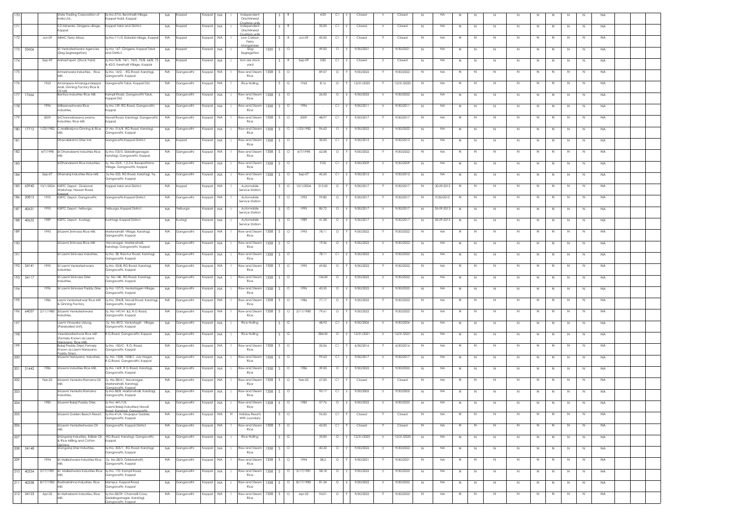| 170 | | | State Trading Corporation of India Ltd., | Sy.No-57/6, Bevinhalli-Village, Koppal Hobli, Koppal | NA | Koppal | Koppal | NA | I | Independent Ore/Mineral Crushing units | | S | R | | 4.00 | C1 | Y | Closed | Y | Closed | N | NA | N | N | N | N | N | N | N | N | NA | | |
|---|---|---|---|---|---|---|---|---|---|---|---|---|---|---|---|---|---|---|---|---|---|---|---|---|---|---|---|---|---|---|---|---|---|---|
| 171 | | | S.D.Minerals, Ginigera-village, Koppal | Koppal taluk and District. | NA | Koppal | Koppal | NA | I | Independent Ore/Mineral Crushing units | | S | R | | 35.00 | C1 | Y | Closed | Y | Closed | N | NA | N | N | N | N | N | N | N | N | NA | | |
| 172 | | Jun-09 | ABMC Ferro Alloys. | Sy.No-111/3, Kidadal-village, Koppal | NA | Koppal | Koppal | NA | I | Low Carbon Ferro Manganese | | S | R | Jun-09 | 45.00 | C1 | Y | Closed | Y | Closed | N | NA | N | N | N | N | N | N | N | N | NA | | |
| 173 | 33606 | | Sri Venkateshwara Agencies (Slag Segregation) | Sy.No: 167, Ginigera, Koppal Taluk and District. | NA | Koppal | Koppal | NA | I | Slag Segregation | 1320 | S | O | | 49.00 | O | Y | 9/30/2021 | Y | 9/30/2021 | N | NA | N | N | N | N | N | N | N | N | NA | | |
| 174 | | Sep-09 | Arshad Ispat, (Stock Yard) | Sy.No.76/B, 74/1, 74/2, 73/8, 64/8, 75 & 42/5, Kerehalli Village, Koppal | NA | Koppal | Koppal | NA | I | Iron ore stock yard | | S | R | Sep-09 | 3.85 | C1 | Y | Closed | Y | Closed | N | NA | N | N | N | N | N | N | N | N | NA | | |
| 175 | | | Amreshwara Industries , Rice Mill, | Sy.No. 14/2, , RG Road, Karatagi, Gangavathi, Koppal | NA | Gangavathi | Koppal | NA | I | Raw and Steam Rice | 1358 | S | O | | 89.07 | O | Y | 9/30/2022 | Y | 9/30/2022 | N | NA | N | N | N | N | N | N | N | N | NA | | |
| 176 | | 1963 | Amarappa Amaragundappa Arali, Ginning Factory Rice & Oil Mill, | Gangavathi Taluk, Koppal Dist. | NA | Gangavathi | Koppal | NA | I | Rice Hulling | | S | G | 1963 | 8.16 | O | Y | 12/31/2020 | Y | 12/31/2020 | N | NA | N | N | N | N | N | N | N | N | NA | | |
| 177 | 17666 | | Bantiya Industries Rice Mill, | Kampli Road, Gangavathi Taluk, Koppal Dist. | NA | Gangavathi | Koppal | NA | I | Raw and Steam Rice | 1358 | S | O | | 26.00 | O | Y | 9/30/2022 | Y | 9/30/2022 | N | NA | N | N | N | N | N | N | N | N | NA | | |
| 178 | | 1996 | SriBasaveshwara Rice Industries, | Sy.No-139, RG Road, Gangavathi, Koppal | NA | Gangavathi | Koppal | NA | I | Raw and Steam Rice | 1358 | S | O | 1996 | - | C1 | Y | 9/30/2011 | Y | 9/30/2011 | N | NA | N | N | N | N | N | N | N | N | NA | | |
| 179 | | 2009 | SriChannabasava swamy Industries, Rice Mill, | Navali Road, Karatagi, Gangavathi, Koppal | NA | Gangavathi | Koppal | NA | I | Raw and Steam Rice | 1358 | S | O | 2009 | 48.97 | C1 | Y | 9/30/2017 | Y | 9/30/2017 | N | NA | N | N | N | N | N | N | N | N | NA | | |
| 180 | 17712 | 1/25/1982 | C.Mallikarjuna Ginning & Rice Mill, | SY.No. 516/K, RG Road, Karatagi, Gangavathi, Koppal | NA | Gangavathi | Koppal | NA | I | Raw and Steam Rice | 1358 | S | O | 1/25/1982 | 96.63 | O | Y | 9/30/2022 | Y | 9/30/2022 | N | NA | N | N | N | N | N | N | N | N | NA | | |
| 181 | | | Dhanalakshmi Drier Ind | Gangavathi,Koppal District. | NA | Koppal | Koppal | NA | I | Raw and Steam Rice | 1358 | S | O | | 30.00 | C1 | Y | 9/30/2012 | Y | 9/30/2012 | N | NA | N | N | N | N | N | N | N | N | NA | | |
| 182 | | 4/7/1998 | Sri Dhanalaxmi Industries Rice Mill, | Sy.No-103/3, Siddalinganagar, Karatagi, Gangavathi, Koppal | NA | Gangavathi | Koppal | NA | I | Raw and Steam Rice | 1358 | S | O | 4/7/1998 | 62.08 | O | Y | 9/30/2022 | Y | 9/30/2022 | N | NA | N | N | N | N | N | N | N | N | NA | | |
| 183 | | | SriDhanalaxmi Rice Industries, | Sy. No-25/K, 1,2,3,4, Basapattana-Village, Gangavathi, Koppal | NA | Gangavathi | Koppal | NA | I | Raw and Steam Rice | 1358 | S | O | | 9.00 | C1 | Y | 9/30/2009 | Y | 9/30/2009 | N | NA | N | N | N | N | N | N | N | N | NA | | |
| 184 | | Sep-07 | Dhanaraj Industries Rice Mill, | Sy.No-523, RG Road, Karatagi, Tq-Gangavathi, Koppal | NA | Gangavathi | Koppal | NA | I | Raw and Steam Rice | 1358 | S | O | Sep-07 | 45.60 | C1 | Y | 9/30/2012 | Y | 9/30/2012 | N | NA | N | N | N | N | N | N | N | N | NA | | |
| 185 | 63940 | 10/1/2004 | KSRTC Depot , Divisional Workshop, Hassan Road, Koppal | Koppal taluk and District. | NA | Koppal | Koppal | NA | I | Automobile Service Station | | S | O | 10/1/2004 | 315.00 | O | Y | 9/30/2017 | Y | 9/30/2017 | N | 30.09.2013 | N | N | N | N | N | N | N | N | NA | | |
| 186 | 20815 | 1995 | KSRTC Depot, Gangavathi. | Gangavathi,Koppal District. | NA | Gangavathi | Koppal | NA | I | Automobile Service Station | | S | O | 1995 | 99.80 | O | Y | 9/30/2017 | Y | 9/30/2017 | N | 9/30/2015 | N | N | N | N | N | N | N | N | NA | | |
| 187 | 40631 | 1995 | KSRTC Depot ,Yelburga. | Yelburga, Koppal District. | NA | Yelburga | Koppal | NA | I | Automobile Service Station | | S | O | 1995 | 80.72 | O | Y | 9/30/2017 | Y | 9/30/2017 | N | 30-09-2013 | N | N | N | N | N | N | N | N | NA | | |
| 188 | 40632 | 1989 | KSRTC Depot , Kustagi. | Kushtagi, Koppal Distict. | NA | Kustagi | Koppal | NA | I | Automobile Service Station | | S | O | 1989 | 41.08 | O | Y | 9/30/2017 | Y | 9/30/2017 | N | 30-09-2013 | N | N | N | N | N | N | N | N | NA | | |
| 189 | | 1993 | SriLaxmi Srinivasa Rice Mill, | Marlanahalli- Village, Karatagi, Gangavathi, Koppal | NA | Gangavathi | Koppal | NA | I | Raw and Steam Rice | 1358 | S | O | 1993 | 78.11 | O | Y | 9/30/2022 | Y | 9/30/2022 | N | NA | N | N | N | N | N | N | N | N | NA | | |
| 190 | | | SriLaxmi Srinivasa Rice Mill | Navanagar, Marlanahalli, Karatagi, Gangavathi, Koppal | NA | Gangavathi | Koppal | NA | I | Raw and Steam Rice | 1358 | S | O | | 19.36 | O | Y | 9/30/2022 | Y | 9/30/2022 | N | NA | N | N | N | N | N | N | N | N | NA | | |
| 191 | | | Sri Laxmi Srinivasa Industries, | Sy.No. 38, Raichur Road, Karatagi, Gangavathi, Koppal | NA | Gangavathi | Koppal | NA | I | Raw and Steam Rice | 1358 | S | O | | 78.11 | C1 | Y | 9/30/2022 | Y | 9/30/2022 | N | NA | N | N | N | N | N | N | N | N | NA | | |
| 192 | 34141 | 1995 | Sri Laxmi Venkateshwara Industries, | Sy.No. 53/B, RG Road, Karatagi, Gangavathi, Koppal | NA | Gangavathi | Koppal | NA | I | Raw and Steam Rice | 1358 | S | O | 1995 | 69.82 | O | Y | 9/30/2022 | Y | 9/30/2022 | N | NA | N | N | N | N | N | N | N | N | NA | | |
| 193 | 34117 | | Sri Laxmi Srinivasa Drier Industries, | Sy. No-14K, RG Road, Karatagi, Gangavathi, Koppal | NA | Gangavathi | Koppal | NA | I | Raw and Steam Rice | 1358 | S | O | | 134.00 | O | Y | 9/30/2022 | Y | 9/30/2022 | N | NA | N | N | N | N | N | N | N | N | NA | | |
| 194 | | 1996 | Sri Laxmi Srinivasa Paddy Drier, | Sy.No: 107/3, Venkatageri-Village, Gangavathi, Koppal | NA | Gangavathi | Koppal | NA | I | Raw and Steam Rice | 1358 | S | O | 1996 | 43.55 | O | Y | 9/30/2022 | Y | 9/30/2022 | N | NA | N | N | N | N | N | N | N | N | NA | | |
| 195 | | 1986 | Laxmi Venkateshwar Rice Mill & Ginning Factory, | Sy.No. 294/B, Navali Road, Karatagi, Gangavathi, Koppal | NA | Gangavathi | Koppal | NA | I | Raw and Steam Rice | 1358 | S | O | 1986 | 77.17 | O | Y | 9/30/2022 | Y | 9/30/2022 | N | NA | N | N | N | N | N | N | N | N | NA | | |
| 196 | 64057 | 2/11/1980 | SriLaxmi Venkateshwara Industries, | Sy. No-147/A1 &2, R.G Road, Gangavathi, Koppal | NA | Gangavathi | Koppal | NA | I | Raw and Steam Rice | 1358 | S | O | 2/11/1980 | 79.61 | O | Y | 9/30/2022 | Y | 9/30/2022 | N | NA | N | N | N | N | N | N | N | N | NA | | |
| 197 | | | Laxmi Vinayaka Udyog, (Paraboiled Unit), | Sy. No-49/2, Venkatagiri - Village, Gangavathi, Koppal | NA | Gangavathi | Koppal | NA | I | Rice Hulling | | S | G | | 48.92 | C1 | Y | 9/30/2006 | Y | 9/30/2006 | N | NA | N | N | N | N | N | N | N | N | NA | | |
| 198 | | | Veerabadreshwar Rice Mill (Formely Known as Laxmi Narayana Rice Mill) | R.G.Road, Gangavathi, Koppal | NA | Gangavathi | Koppal | NA | I | Rice Hulling | | S | G | | 384.00 | O | Y | 12/31/2021 | Y | 12/31/2021 | N | NA | N | N | N | N | N | N | N | N | NA | | |
| 199 | | | Balaji Paddy Drier( Formely Known as Laxmi Narayana Paddy Drier) | Sy.No. 150/C, R.G. Road, Gangavathi, Koppal | NA | Gangavathi | Koppal | NA | I | Raw and Steam Rice | 1358 | S | O | | 20.06 | C1 | Y | 6/30/2016 | Y | 6/30/2016 | N | NA | N | N | N | N | N | N | N | N | NA | | |
| 200 | | | SriLaxmi Narayana Industries, | Sy. No. 150B, 150B/1, July Nagar, R.G.Road, Gangavathi, Koppal | NA | Gangavathi | Koppal | NA | I | Raw and Steam Rice | 1358 | S | O | | 99.63 | C1 | Y | 9/30/2017 | Y | 9/30/2017 | N | NA | N | N | N | N | N | N | N | N | NA | | |
| 201 | 31442 | 1986 | SriLaxmi Industries Rice Mill, | Sy.No. 14/K, R.G Road, Karatagi, Gangavathi, Koppal | NA | Gangavathi | Koppal | NA | I | Raw and Steam Rice | 1358 | S | O | 1986 | 39.00 | O | Y | 9/30/2022 | Y | 9/30/2022 | N | NA | N | N | N | N | N | N | N | N | NA | | |
| 202 | | Feb-02 | SriLaxmi Venkata Ramana Oil Mill, | Sy.No-38/A1, Navanagar, Marlanahalli, Karatagi, Gangavathi, Koppal | NA | Gangavathi | Koppal | NA | I | Raw and Steam Rice | 1358 | S | O | Feb-02 | 67.00 | C1 | Y | Closed | Y | Closed | N | NA | N | N | N | N | N | N | N | N | NA | | |
| 203 | | | SriLaxmi Venkata Ramana Industries, | Sy.No-38/B, Marlanahalli, Karatagi, Gangavathi, Koppal | NA | Gangavathi | Koppal | NA | I | Raw and Steam Rice | 1358 | S | O | | 90.17 | C1 | Y | 9/30/2002 | Y | 9/30/2002 | N | NA | N | N | N | N | N | N | N | N | NA | | |
| 204 | | 1985 | SriLaxmi Balaji Paddy Drier, | Sy.No: 441/1/K, (Laxmi Balaji Industries) Navali Road, Karatagi, Gangavathi, | NA | Gangavathi | Koppal | NA | I | Raw and Steam Rice | 1358 | S | O | 1985 | 57.76 | O | Y | 9/30/2022 | Y | 9/30/2022 | N | NA | N | N | N | N | N | N | N | N | NA | | |
| 205 | | | SriLaxmi Golden Beach Resort, | Sy.No-41/A, Virupapur Gadde, Gangavathi, Koppal | NA | Gangavathi | Koppal | NA | H | Holiday Resorts With Loundary | | S | O | | 96.00 | C1 | Y | Closed | Y | Closed | N | NA | N | N | N | N | N | N | N | N | NA | | |
| 206 | | | SriLaxmi Venkateshwara Oil Mill, | Gangavathi, Koppal District. | NA | Gangavathi | Koppal | NA | I | Raw and Steam Rice | 1358 | S | O | | 43.00 | C1 | Y | Closed | Y | Closed | N | NA | N | N | N | N | N | N | N | N | NA | | |
| 207 | | | SriLingaraj Industries, Edible Oil & Rice Milling and Cotton Ginning | RG Road, Karatagi, Gangavathi, Koppal | NA | Gangavathi | Koppal | NA | I | Rice Hulling | | S | G | | 33.00 | O | Y | 12/31/2020 | Y | 12/31/2020 | N | NA | N | N | N | N | N | N | N | N | NA | | |
| 208 | 34148 | | SriLingaraj Drier Industries, | Sy.No. 305/1, RG Road, Karatagi, Gangavathi, Koppal | NA | Gangavathi | Koppal | NA | I | Raw and Steam Rice | 1358 | S | O | | 40.33 | O | Y | 9/30/2022 | Y | 9/30/2022 | N | NA | N | N | N | N | N | N | N | N | NA | | |
| 209 | | 1994 | Sri Malleshwara Industries Rice Mill, | Sy. No-28/3, Oddarahatti, Gangavathi, Koppal | NA | Gangavathi | Koppal | NA | I | Raw and Steam Rice | 1358 | S | O | 1994 | 38.2 | O | Y | 9/30/2021 | Y | 9/30/2021 | N | NA | N | N | N | N | N | N | N | N | NA | | |
| 210 | 40334 | 5/17/1981 | Sri Malleshwara Industries Rice Mill, | Sy.No. 170, Kampli Road, Gangavathi, Koppal | NA | Gangavathi | Koppal | NA | I | Raw and Steam Rice | 1358 | S | O | 5/17/1981 | 58.18 | O | Y | 9/30/2022 | Y | 9/30/2022 | N | NA | N | N | N | N | N | N | N | N | NA | | |
| 211 | 40338 | 8/17/1983 | Radhakrishna Industries, Rice Mill, | Islampur, Koppal Road, Gangavathi, Koppal | NA | Gangavathi | Koppal | NA | I | Raw and Steam Rice | 1358 | S | O | 8/17/1983 | 81.34 | O | Y | 9/30/2022 | Y | 9/30/2022 | N | NA | N | N | N | N | N | N | N | N | NA | | |
| 212 | 34123 | Apr-02 | Sri Mahalaxmi Industries, Rice Mill, | Sy.No-58/59, Channalli Cross, Siddalingangar, Karatagi, Gangavathi, Koppal | NA | Gangavathi | Koppal | NA | I | Raw and Steam Rice | 1358 | S | O | Apr-02 | 94.01 | O | Y | 9/30/2022 | Y | 9/30/2022 | N | NA | N | N | N | N | N | N | N | N | NA | | |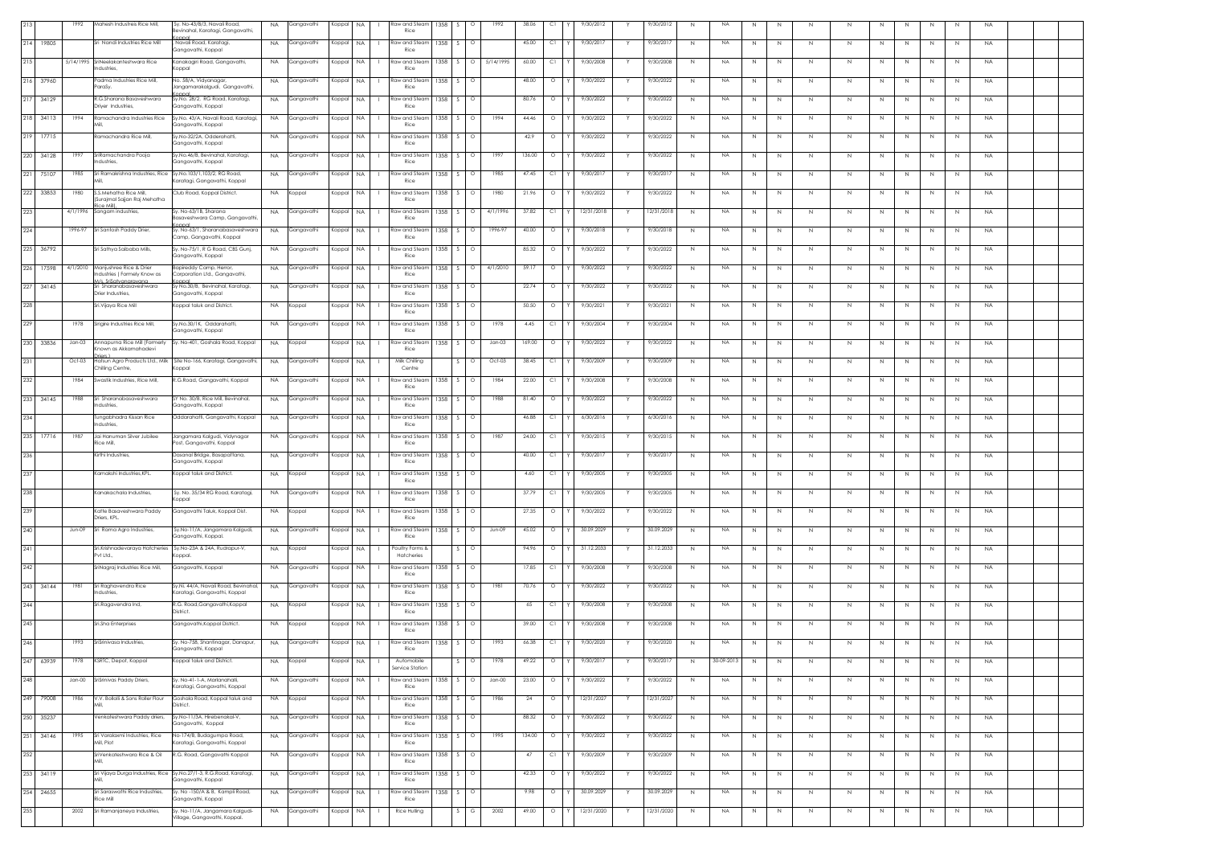| 213 | | 1992 | Mahesh Industries Rice Mill, | Sy. No-45/B/3, Navali Road, Bevinahal, Karatagi, Gangavathi, Koppal | NA | Gangavathi | Koppal | NA | I | Raw and Steam Rice | 1358 | S | O | 1992 | 38.06 | C1 | Y | 9/30/2012 | Y | 9/30/2012 | N | NA | N | N | N | N | N | N | N | N | NA |
|---|---|---|---|---|---|---|---|---|---|---|---|---|---|---|---|---|---|---|---|---|---|---|---|---|---|---|---|---|---|---|---|
| 214 | 19805 | | Sri Nandi Industries Rice Mill | Navali Road, Karatagi, Gangavathi, Koppal | NA | Gangavathi | Koppal | NA | I | Raw and Steam Rice | 1358 | S | O | | 45.00 | C1 | Y | 9/30/2017 | Y | 9/30/2017 | N | NA | N | N | N | N | N | N | N | N | NA |
| 215 | | 5/14/1995 | SriNeelakanteshwara Rice Industries, | Kanakagiri Road, Gangavathi, Koppal | NA | Gangavathi | Koppal | NA | I | Raw and Steam Rice | 1358 | S | O | 5/14/1995 | 60.00 | C1 | Y | 9/30/2008 | Y | 9/30/2008 | N | NA | N | N | N | N | N | N | N | N | NA |
| 216 | 37960 | | Padma Industries Rice Mill, ParaSy, | No. 58/A, Vidyanagar, Jangamarakalgudi, Gangavathi, Koppal | NA | Gangavathi | Koppal | NA | I | Raw and Steam Rice | 1358 | S | O | | 48.00 | O | Y | 9/30/2022 | Y | 9/30/2022 | N | NA | N | N | N | N | N | N | N | N | NA |
| 217 | 34129 | | R.G.Sharana Basaveshwara Dryer Industries, | Sy.No. 28/2, RG Road, Karatagi, Gangavathi, Koppal | NA | Gangavathi | Koppal | NA | I | Raw and Steam Rice | 1358 | S | O | | 80.76 | O | Y | 9/30/2022 | Y | 9/30/2022 | N | NA | N | N | N | N | N | N | N | N | NA |
| 218 | 34113 | 1994 | Ramachandra Industries Rice Mill, | Sy.No. 43/A, Navali Road, Karatagi, Gangavathi, Koppal | NA | Gangavathi | Koppal | NA | I | Raw and Steam Rice | 1358 | S | O | 1994 | 44.46 | O | Y | 9/30/2022 | Y | 9/30/2022 | N | NA | N | N | N | N | N | N | N | N | NA |
| 219 | 17715 | | Ramachandra Rice Mill, | Sy.No-32/2A, Odderahatti, Gangavathi, Koppal | NA | Gangavathi | Koppal | NA | I | Raw and Steam Rice | 1358 | S | O | | 42.9 | O | Y | 9/30/2022 | Y | 9/30/2022 | N | NA | N | N | N | N | N | N | N | N | NA |
| 220 | 34128 | 1997 | SriRamachandra Pooja Industries, | Sy.No.46/B, Bevinahal, Karatagi, Gangavathi, Koppal | NA | Gangavathi | Koppal | NA | I | Raw and Steam Rice | 1358 | S | O | 1997 | 136.00 | O | Y | 9/30/2022 | Y | 9/30/2022 | N | NA | N | N | N | N | N | N | N | N | NA |
| 221 | 75107 | 1985 | Sri Ramakrishna Industries, Rice Mill, | Sy.No.103/1,103/2, RG Road, Karatagi, Gangavathi, Koppal | NA | Gangavathi | Koppal | NA | I | Raw and Steam Rice | 1358 | S | O | 1985 | 47.45 | C1 | Y | 9/30/2017 | Y | 9/30/2017 | N | NA | N | N | N | N | N | N | N | N | NA |
| 222 | 33853 | 1980 | S.S.Mehatha Rice Mill, (Surajmal Snjan Raj Mehatha Rice Mill), | Club Road, Koppal District. | NA | Koppal | Koppal | NA | I | Raw and Steam Rice | 1358 | S | O | 1980 | 21.96 | O | Y | 9/30/2022 | Y | 9/30/2022 | N | NA | N | N | N | N | N | N | N | N | NA |
| 223 | | 4/1/1996 | Sangam industries, | Sy. No-63/1B, Sharana Basaveshwara Camp, Gangavathi, Koppal | NA | Gangavathi | Koppal | NA | I | Raw and Steam Rice | 1358 | S | O | 4/1/1996 | 37.82 | C1 | Y | 12/31/2018 | Y | 12/31/2018 | N | NA | N | N | N | N | N | N | N | N | NA |
| 224 | | 1996-97 | Sri Santosh Paddy Drier, | Sy. No-63/1, Sharanabasaveshwara Camp, Gangavathi, Koppal | NA | Gangavathi | Koppal | NA | I | Raw and Steam Rice | 1358 | S | O | 1996-97 | 40.00 | O | Y | 9/30/2018 | Y | 9/30/2018 | N | NA | N | N | N | N | N | N | N | N | NA |
| 225 | 36792 | | Sri Sathya Saibaba Mills, | Sy. No-75/1, R G Road, CBS Gunj, Gangavathi, Koppal | NA | Gangavathi | Koppal | NA | I | Raw and Steam Rice | 1358 | S | O | | 85.32 | O | Y | 9/30/2022 | Y | 9/30/2022 | N | NA | N | N | N | N | N | N | N | N | NA |
| 226 | 17598 | 4/1/2010 | Manjushree Rice & Drier Industries ( Formely Know as M/s. SriSatyanarayana | Bapireddy Camp, Herror, Corporation Ltd., Gangavathi, Koppal | NA | Gangavathi | Koppal | NA | I | Raw and Steam Rice | 1358 | S | O | 4/1/2010 | 59.17 | O | Y | 9/30/2022 | Y | 9/30/2022 | N | NA | N | N | N | N | N | N | N | N | NA |
| 227 | 34145 | | Sri Sharanabasaveshwara Drier Industries, | Sy.No.30/8, Bevinahal, Karatagi, Gangavathi, Koppal | NA | Gangavathi | Koppal | NA | I | Raw and Steam Rice | 1358 | S | O | | 22.74 | O | Y | 9/30/2022 | Y | 9/30/2022 | N | NA | N | N | N | N | N | N | N | N | NA |
| 228 | | | Sri.Vijaya Rice Mill | Koppal taluk and District. | NA | Koppal | Koppal | NA | I | Raw and Steam Rice | 1358 | S | O | | 50.50 | O | Y | 9/30/2021 | Y | 9/30/2021 | N | NA | N | N | N | N | N | N | N | N | NA |
| 229 | | 1978 | Srigire Industries Rice Mill, | Sy.No.30/1K, Oddarahatti, Gangavathi, Koppal | NA | Gangavathi | Koppal | NA | I | Raw and Steam Rice | 1358 | S | O | 1978 | 4.45 | C1 | Y | 9/30/2004 | Y | 9/30/2004 | N | NA | N | N | N | N | N | N | N | N | NA |
| 230 | 33836 | Jan-03 | Annapurna Rice Mill (Formerly Known as Akkamahadevi Driers ) | Sy. No-401, Goshala Road, Koppal | NA | Koppal | Koppal | NA | I | Raw and Steam Rice | 1358 | S | O | Jan-03 | 169.00 | O | Y | 9/30/2022 | Y | 9/30/2022 | N | NA | N | N | N | N | N | N | N | N | NA |
| 231 | | Oct-03 | Hatsun Agro Products Ltd., Milk Chilling Centre, | Site No-166, Karatagi, Gangavathi, Koppal | NA | Gangavathi | Koppal | NA | I | Milk Chilling Centre | | S | O | Oct-03 | 38.45 | C1 | Y | 9/30/2009 | Y | 9/30/2009 | N | NA | N | N | N | N | N | N | N | N | NA |
| 232 | | 1984 | Swastik Industries, Rice Mill. | R.G.Road, Gangavathi, Koppal | NA | Gangavathi | Koppal | NA | I | Raw and Steam Rice | 1358 | S | O | 1984 | 22.00 | C1 | Y | 9/30/2008 | Y | 9/30/2008 | N | NA | N | N | N | N | N | N | N | N | NA |
| 233 | 34145 | 1988 | Sri Sharanabasaveshwara Industries, | SY No. 30/8, Rice Mill, Bevinahal, Gangavathi, Koppal | NA | Gangavathi | Koppal | NA | I | Raw and Steam Rice | 1358 | S | O | 1988 | 81.40 | O | Y | 9/30/2022 | Y | 9/30/2022 | N | NA | N | N | N | N | N | N | N | N | NA |
| 234 | | | Tungabhadra Kissan Rice Industries, | Oddarahatti, Gangavathi, Koppal | NA | Gangavathi | Koppal | NA | I | Raw and Steam Rice | 1358 | S | O | | 46.88 | C1 | Y | 6/30/2016 | Y | 6/30/2016 | N | NA | N | N | N | N | N | N | N | N | NA |
| 235 | 17716 | 1987 | Jai Hanuman Silver Jubilee Rice Mill, | Jangamara Kalgudi, Vidynagar Post, Gangavathi, Koppal | NA | Gangavathi | Koppal | NA | I | Raw and Steam Rice | 1358 | S | O | 1987 | 24.00 | C1 | Y | 9/30/2015 | Y | 9/30/2015 | N | NA | N | N | N | N | N | N | N | N | NA |
| 236 | | | Kirthi Industries, | Dasanal Bridge, Basapattana, Gangavathi, Koppal | NA | Gangavathi | Koppal | NA | I | Raw and Steam Rice | 1358 | S | O | | 40.00 | C1 | Y | 9/30/2017 | Y | 9/30/2017 | N | NA | N | N | N | N | N | N | N | N | NA |
| 237 | | | Kamakshi Industries,KPL. | Koppal taluk and District. | NA | Koppal | Koppal | NA | I | Raw and Steam Rice | 1358 | S | O | | 4.60 | C1 | Y | 9/30/2005 | Y | 9/30/2005 | N | NA | N | N | N | N | N | N | N | N | NA |
| 238 | | | Kanakachala Industries, | Sy. No. 35/34 RG Road, Karatagi, Koppal | NA | Gangavathi | Koppal | NA | I | Raw and Steam Rice | 1358 | S | O | | 37.79 | C1 | Y | 9/30/2005 | Y | 9/30/2005 | N | NA | N | N | N | N | N | N | N | N | NA |
| 239 | | | Katte Basaveshwara Paddy Driers, KPL. | Gangavathi Taluk, Koppal Dist. | NA | Koppal | Koppal | NA | I | Raw and Steam Rice | 1358 | S | O | | 27.35 | O | Y | 9/30/2022 | Y | 9/30/2022 | N | NA | N | N | N | N | N | N | N | N | NA |
| 240 | | Jun-09 | Sri Rama Agro Industries, | Sy.No-11/A, Jangamara Kalgudi, Gangavathi, Koppal. | NA | Gangavathi | Koppal | NA | I | Raw and Steam Rice | 1358 | S | O | Jun-09 | 45.02 | O | Y | 30.09.2029 | Y | 30.09.2029 | N | NA | N | N | N | N | N | N | N | N | NA |
| 241 | | | Sri.Krishnadevaraya Hatcheries Pvt Ltd., | Sy.No-23A & 24A, Rudrapur-V, Koppal. | NA | Koppal | Koppal | NA | I | Poultry Farms & Hatcheries | | S | O | | 94.96 | O | Y | 31.12.2033 | Y | 31.12.2033 | N | NA | N | N | N | N | N | N | N | N | NA |
| 242 | | | SriNagraj Industries Rice Mill, | Gangavathi, Koppal | NA | Gangavathi | Koppal | NA | I | Raw and Steam Rice | 1358 | S | O | | 17.85 | C1 | Y | 9/30/2008 | Y | 9/30/2008 | N | NA | N | N | N | N | N | N | N | N | NA |
| 243 | 34144 | 1981 | Sri Raghavendra Rice Industries, | Sy.No 44/A, Navali Road, Bevinahal, Karatagi, Gangavathi, Koppal | NA | Gangavathi | Koppal | NA | I | Raw and Steam Rice | 1358 | S | O | 1981 | 70.76 | O | Y | 9/30/2022 | Y | 9/30/2022 | N | NA | N | N | N | N | N | N | N | N | NA |
| 244 | | | Sri.Ragavendra Ind, | R.G. Road,Gangavathi,Koppal District. | NA | Koppal | Koppal | NA | I | Raw and Steam Rice | 1358 | S | O | | 65 | C1 | Y | 9/30/2008 | Y | 9/30/2008 | N | NA | N | N | N | N | N | N | N | N | NA |
| 245 | | | Sri.Sha Enterprises | Gangavathi,Koppal District. | NA | Koppal | Koppal | NA | I | Raw and Steam Rice | 1358 | S | O | | 39.00 | C1 | Y | 9/30/2008 | Y | 9/30/2008 | N | NA | N | N | N | N | N | N | N | N | NA |
| 246 | | 1993 | SriSrinivasa Industries, | Sy. No-758, Shantinagar, Danapur, Gangavathi, Koppal | NA | Gangavathi | Koppal | NA | I | Raw and Steam Rice | 1358 | S | O | 1993 | 66.38 | C1 | Y | 9/30/2020 | Y | 9/30/2020 | N | NA | N | N | N | N | N | N | N | N | NA |
| 247 | 63939 | 1978 | KSRTC, Depot, Koppal | Koppal taluk and District. | NA | Koppal | Koppal | NA | I | Automobile Service Station | | S | O | 1978 | 49.22 | O | Y | 9/30/2017 | Y | 9/30/2017 | N | 30-09-2013 | N | N | N | N | N | N | N | N | NA |
| 248 | | Jan-00 | SriSrinivas Paddy Driers, | Sy. No-41-1-A, Marlanahalli, Karatagi, Gangavathi, Koppal | NA | Gangavathi | Koppal | NA | I | Raw and Steam Rice | 1358 | S | O | Jan-00 | 23.00 | O | Y | 9/30/2022 | Y | 9/30/2022 | N | NA | N | N | N | N | N | N | N | N | NA |
| 249 | 79008 | 1986 | V.V. Bollolli & Sons Roller Flour Mill, | Goshala Road, Koppal taluk and District. | NA | Koppal | Koppal | NA | I | Raw and Steam Rice | 1358 | S | G | 1986 | 24 | O | Y | 12/31/2027 | Y | 12/31/2027 | N | NA | N | N | N | N | N | N | N | N | NA |
| 250 | 35237 | | Venkateshwara Paddy driers, | Sy.No-11/3A, Hirebenakal-V, Gangavathi, Koppal | NA | Gangavathi | Koppal | NA | I | Raw and Steam Rice | 1358 | S | O | | 88.32 | O | Y | 9/30/2022 | Y | 9/30/2022 | N | NA | N | N | N | N | N | N | N | N | NA |
| 251 | 34146 | 1995 | Sri Varalaxmi Industries, Rice Mill, Plot | No-174/B, Budagumpa Road, Karatagi, Gangavathi, Koppal | NA | Gangavathi | Koppal | NA | I | Raw and Steam Rice | 1358 | S | O | 1995 | 134.00 | O | Y | 9/30/2022 | Y | 9/30/2022 | N | NA | N | N | N | N | N | N | N | N | NA |
| 252 | | | SriVenkateshwara Rice & Oil Mill, | R.G. Road, Gangavathi Koppal | NA | Gangavathi | Koppal | NA | I | Raw and Steam Rice | 1358 | S | O | | 47 | C1 | Y | 9/30/2009 | Y | 9/30/2009 | N | NA | N | N | N | N | N | N | N | N | NA |
| 253 | 34119 | | Sri Vijaya Durga Industries, Rice Mill, | Sy.No.27/1-3, R.G.Road, Karatagi, Gangavathi, Koppal | NA | Gangavathi | Koppal | NA | I | Raw and Steam Rice | 1358 | S | O | | 42.33 | O | Y | 9/30/2022 | Y | 9/30/2022 | N | NA | N | N | N | N | N | N | N | N | NA |
| 254 | 24655 | | Sri Saraswathi Rice Industries, Rice Mill | Sy. No -150/A & B, Kampli Road, Gangavathi, Koppal | NA | Gangavathi | Koppal | NA | I | Raw and Steam Rice | 1358 | S | O | | 9.98 | O | Y | 30.09.2029 | Y | 30.09.2029 | N | NA | N | N | N | N | N | N | N | N | NA |
| 255 | | 2002 | Sri Ramanjaneya Industries, | Sy. No-11/A, Jangamara Kalgudi-Village, Gangavathi, Koppal. | NA | Gangavathi | Koppal | NA | I | Rice Hulling | | S | G | 2002 | 49.00 | O | Y | 12/31/2020 | Y | 12/31/2020 | N | NA | N | N | N | N | N | N | N | N | NA |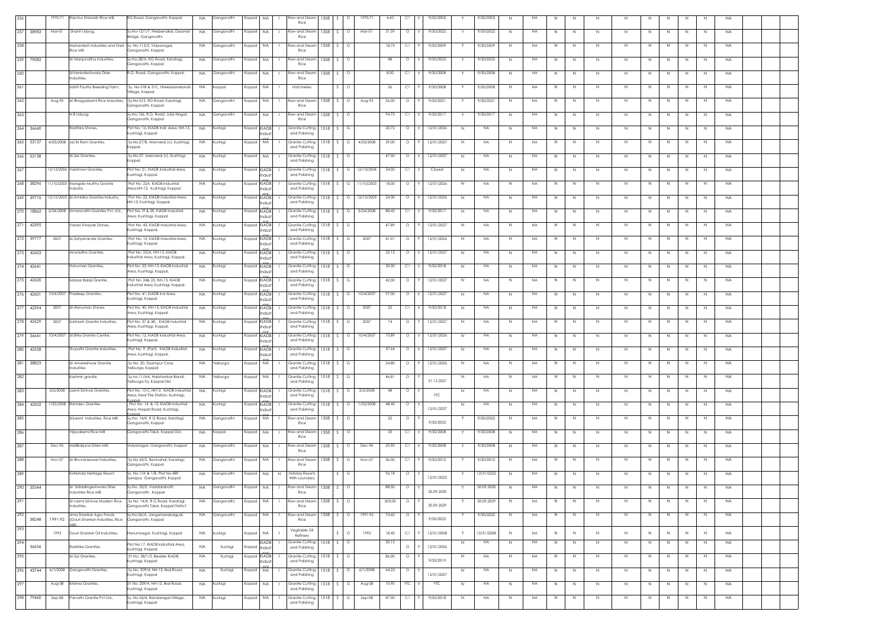| 256 | | 1970-71 | Raichur Shiavaih Rice Mill, | RG Road, Gangavathi, Koppal | NA | Gangavathi | Koppal | NA | I | Raw and Steam Rice | 1358 | S | O | 1970-71 | 4.60 | C1 | Y | 9/30/2003 | Y | 9/30/2003 | N | NA | N | N | N | N | N | N | N | N | NA |
|---|---|---|---|---|---|---|---|---|---|---|---|---|---|---|---|---|---|---|---|---|---|---|---|---|---|---|---|---|---|---|---|
| 257 | 38983 | Mar-01 | Shanti Udyog, | Sy.No-12/1/7, Hirebenakal, Dasanal Bridge, Gangavathi | NA | Gangavathi | Koppal | NA | I | Raw and Steam Rice | 1358 | S | O | Mar-01 | 31.59 | O | Y | 9/30/2022 | Y | 9/30/2022 | N | NA | N | N | N | N | N | N | N | N | NA |
| 258 | | | Mahantesh Industries and Dreir Rice Mill, | Sy. No-113/2, Vidyanagar, Gangavathi, Koppal | NA | Gangavathi | Koppal | NA | I | Raw and Steam Rice | 1358 | S | O | | 18.73 | C1 | Y | 9/30/2009 | Y | 9/30/2009 | N | NA | N | N | N | N | N | N | N | N | NA |
| 259 | 79082 | | Sri Manjunatha Industries, | Sy.No.28/A, RG Road, Karatagi, Gangavathi, Koppal | NA | Gangavathi | Koppal | NA | I | Raw and Steam Rice | 1358 | S | O | | 48 | O | Y | 9/30/2022 | Y | 9/30/2022 | N | NA | N | N | N | N | N | N | N | N | NA |
| 260 | | | SriVenkateshwara Drier Industries, | R.G. Road, Gangavathi, Koppal | NA | Gangavathi | Koppal | NA | I | Raw and Steam Rice | 1358 | S | O | | 8.00 | C1 | Y | 9/30/2008 | Y | 9/30/2008 | N | NA | N | N | N | N | N | N | N | N | NA |
| 261 | | | Sahiti Poultry Breeding Farm, | Sy. No-318 & 31C, Hirekasanakandi Village, Koppal | NA | Koppal | Koppal | NA | I | Hatcheries | | S | O | | 26 | C1 | Y | 9/30/2008 | Y | 9/30/2008 | N | NA | N | N | N | N | N | N | N | N | NA |
| 262 | | Aug-95 | Sri Bhagyalaxmi Rice Industries, | Sy.No-515, RG Road, Karatagi, Gangavathi, Koppal | NA | Gangavathi | Koppal | NA | I | Raw and Steam Rice | 1358 | S | O | Aug-95 | 26.00 | O | Y | 9/30/2021 | Y | 9/30/2021 | N | NA | N | N | N | N | N | N | N | N | NA |
| 263 | | | N.R.Udyog, | Sy.No.156, R.G. Road, Julai Nagar, Gangavathi, Koppal | NA | Gangavathi | Koppal | NA | I | Raw and Steam Rice | 1358 | S | O | | 94.75 | C1 | Y | 9/30/2017 | Y | 9/30/2017 | N | NA | N | N | N | N | N | N | N | N | NA |
| 264 | 36640 | | Radhika Stones, | Plot No: 16, KIADB Indl. Area, NH-13, Kushtagi, Koppal | NA | Kustagi | Koppal | KIADB Industrial | I | Granite Cutting and Polishing | 1518 | S | G | | 25.72 | O | Y | 12/31/2026 | N | NA | N | NA | N | N | N | N | N | N | N | N | NA |
| 265 | 53137 | 4/23/2008 | Jai Sri Ram Granites, | Sy.No:27/B, Manneral (v), Kushtagi, Koppal | NA | Kustagi | Koppal | NA | I | Granite Cutting and Polishing | 1518 | S | G | 4/23/2008 | 59.00 | O | Y | 12/31/2027 | N | NA | N | NA | N | N | N | N | N | N | N | N | NA |
| 266 | 53138 | | Sri.Sai Granites, | Sy.No:27, Manneral (v), Kushtagi, Koppal. | NA | Kustagi | Koppal | NA | I | Granite Cutting and Polishing | 1518 | S | G | | 47.50 | O | Y | 12/31/2027 | N | NA | N | NA | N | N | N | N | N | N | N | N | NA |
| 267 | | 12/13/2006 | Vaishnavi Granites, | Plot No: 21, KIADB Industrial Area, Kushtagi, Koppal. | NA | Kustagi | Koppal | KIADB Industrial | I | Granite Cutting and Polishing | 1518 | S | G | 12/13/2006 | 24.00 | C1 | Y | Closed | N | NA | N | NA | N | N | N | N | N | N | N | N | NA |
| 268 | 38296 | 11/10/2003 | Mangala Murthy Granite Industry, | Plot No: 22A, KIADB Industrial Area,NH-13, Kushtagi,Koppal. | NA | Kustagi | Koppal | KIADB Industrial | I | Granite Cutting and Polishing | 1518 | S | G | 11/10/2003 | 18.00 | O | Y | 12/31/2026 | N | NA | N | NA | N | N | N | N | N | N | N | N | NA |
| 269 | 39776 | 12/15/2003 | Sri.Ambika Granites Industry, | Plot No: 22, KIADB Industrial Area, NH-13, Kushtagi, Koppal. | NA | Kustagi | Koppal | KIADB Industrial | I | Granite Cutting and Polishing | 1518 | S | G | 12/15/2003 | 24.30 | O | Y | 12/31/2026 | N | NA | N | NA | N | N | N | N | N | N | N | N | NA |
| 270 | 18862 | 2/24/2008 | Amaravathi Granites Pvt. Ltd., | Plot No-19 & 20, KIADB Industrial Area, Kushtagi, Koppal | NA | Kustagi | Koppal | KIADB Industrial | I | Granite Cutting and Polishing | 1518 | S | G | 2/24/2008 | 88.42 | C1 | Y | 9/30/2017 | N | NA | N | NA | N | N | N | N | N | N | N | N | NA |
| 271 | 42595 | | Varad Vinayak Stones, | Plot No: 43, KIADB Industrial Area, Kushtagi, Koppal. | NA | Kustagi | Koppal | KIADB Industrial | I | Granite Cutting and Polishing | 1518 | S | G | | 47.89 | O | Y | 12/31/2027 | N | NA | N | NA | N | N | N | N | N | N | N | N | NA |
| 272 | 39777 | 2007 | Sri.Satyananda Granites, | Plot No: 13, KIADB Industrial Area, Kushtagi, Koppal. | NA | Kustagi | Koppal | KIADB Industrial | I | Granite Cutting and Polishing | 1518 | S | G | 2007 | 41.01 | O | Y | 12/31/2026 | N | NA | N | NA | N | N | N | N | N | N | N | N | NA |
| 273 | 42603 | | Anuradha Granites, | Plot No: 23/A, NH-13, KIADB Industrial Area, Kushtagi, Koppal. | NA | Kustagi | Koppal | KIADB Industrial | I | Granite Cutting and Polishing | 1518 | S | G | | 25.12 | O | Y | 12/31/2027 | N | NA | N | NA | N | N | N | N | N | N | N | N | NA |
| 274 | 42641 | | Hanuman Granites, | Plot No: 23, NH-13, KIADB Industrial Area, Kushtagi, Koppal. | NA | Kustagi | Koppal | KIADB Industrial | I | Granite Cutting and Polishing | 1518 | S | G | | 30.00 | C1 | Y | 9/30/2018 | N | NA | N | NA | N | N | N | N | N | N | N | N | NA |
| 275 | 42600 | | Salasar Balaji Granite, | Plot No: 24& 25, NH-13, KIADB Industrial Area, Kushtagi, Koppal. | NA | Kustagi | Koppal | KIADB Industrial | I | Granite Cutting and Polishing | 1518 | S | G | | 42.50 | O | Y | 12/31/2027 | N | NA | N | NA | N | N | N | N | N | N | N | N | NA |
| 276 | 42601 | 10/4/2007 | Pradeep Granites , | Plot No: 41, KIADB Ind Area, Kushtagi, Koppal | NA | Kustagi | Koppal | KIADB Industrial | I | Granite Cutting and Polishing | 1518 | S | G | 10/4/2007 | 97.00 | O | Y | 12/31/2027 | N | NA | N | NA | N | N | N | N | N | N | N | N | NA |
| 277 | 42594 | 2007 | Sri.Hanuman Stones, | Plot No: 40, NH-13, KIADB Industrial Area, Kushtagi, Koppal. | NA | Kustagi | Koppal | KIADB Industrial | I | Granite Cutting and Polishing | 1518 | S | G | 2007 | 25 | C1 | Y | 9/30/2018 | N | NA | N | NA | N | N | N | N | N | N | N | N | NA |
| 278 | 42629 | 2007 | Subhash Granite Industries, | Plot No: 37 & 38, , KIADB Industrial Area, Kushtagi, Koppal. | NA | Kustagi | Koppal | KIADB Industrial | I | Granite Cutting and Polishing | 1518 | S | G | 2007 | 74 | O | Y | 12/31/2027 | N | NA | N | NA | N | N | N | N | N | N | N | N | NA |
| 279 | 36641 | 10/4/2007 | Sri.Birla Granite Centre, | Plot No: 12, KIADB Industrial Area, Kushtagi, Koppal. | NA | Kustagi | Koppal | KIADB Industrial | I | Granite Cutting and Polishing | 1518 | S | G | 10/4/2007 | 75.89 | O | Y | 12/31/2026 | N | NA | N | NA | N | N | N | N | N | N | N | N | NA |
| 280 | 42558 | | Tirupathi Granite Industries, | Plot No: 9, (Part), KIADB Industrial Area,Kushtagi, Koppal. | NA | Kustagi | Koppal | KIADB Industrial | I | Granite Cutting and Polishing | 1518 | S | G | | 37.64 | O | Y | 12/31/2027 | N | NA | N | NA | N | N | N | N | N | N | N | N | NA |
| 281 | 38823 | | Sri Amareshwar Granite Industries | Sy No. 20, Dyampur Cross, Yelburga, Koppal | NA | Yelburga | Koppal | NA | I | Granite Cutting and Polishing | 1518 | S | G | | 24.80 | O | Y | 12/31/2026 | N | NA | N | NA | N | N | N | N | N | N | N | N | NA |
| 282 | | | Kashmir granite, | Sy.no.11/AA, Harishankar Bandi, Yelburga-Tq, Koppal-Dist. | NA | Yelburga | Koppal | NA | I | Granite Cutting and Polishing | 1518 | S | G | | 46.81 | O | Y | 31.12.2027 | N | NA | N | NA | N | N | N | N | N | N | N | N | NA |
| 283 | | 3/2/2008 | Laxmi Srinivas Granites, | Plot No: 10-C,NH13, KIADB Industrial Area, Near Fire Station, Kushtagi, Koppal | NA | Kustagi | Koppal | KIADB Industrial | I | Granite Cutting and Polishing | 1518 | S | G | 3/2/2008 | 48 | O | Y | YTC | N | NA | N | NA | N | N | N | N | N | N | N | N | NA |
| 284 | 42602 | 1/25/2008 | Ramdev Granites | , Plot No- 14 & 15, KIADB Industrial Area, Hospet Road, Kushtagi, Koppal | NA | Kustagi | Koppal | KIADB Industrial | I | Granite Cutting and Polishing | 1518 | S | G | 1/25/2008 | 48.45 | O | Y | 12/31/2027 | N | NA | N | NA | N | N | N | N | N | N | N | N | NA |
| 285 | | | Sri.Laxmi Industries, Rice Mill, | Sy.No. 14/K, R G Road, Karatagi Gangavathi, Koppal | NA | Gangavathi | Koppal | NA | I | Raw and Steam Rice | 1358 | S | O | | 25 | O | Y | 9/30/2022 | Y | 9/30/2022 | N | NA | N | N | N | N | N | N | N | N | NA |
| 286 | | | Vijayalaxmi Rice Mill | Gangavathi Taluk, Koppal Dist. | NA | Koppal | Koppal | NA | I | Raw and Steam Rice | 1358 | S | O | | 33 | C1 | Y | 9/30/2008 | Y | 9/30/2008 | N | NA | N | N | N | N | N | N | N | N | NA |
| 287 | | Dec-96 | Mallikarjuna Driers Mill, | Vidyanagar, Gangavathi, Koppal | NA | Gangavathi | Koppal | NA | I | Raw and Steam Rice | 1358 | S | O | Dec-96 | 25.90 | C1 | Y | 9/30/2008 | Y | 9/30/2008 | N | NA | N | N | N | N | N | N | N | N | NA |
| 288 | | Nov-07 | Sri Bhuvaneswari Industries, | Sy.No-43/2, Bevinahal, Karatagi, Gangavathi, Koppal | NA | Gangavathi | Koppal | NA | I | Raw and Steam Rice | 1358 | S | O | Nov-07 | 36.00 | C1 | Y | 9/30/2010 | Y | 9/30/2010 | N | NA | N | N | N | N | N | N | N | N | NA |
| 289 | | | Kishkinda Heritage Resort, | Sy. No-1/A & 1/B, Plot No-489, Sanapur, Gangavathi, Koppal | NA | Gangavathi | Koppal | NA | H | Holiday Resorts With Laundary | | S | G | | 96.18 | O | Y | 12/31/2022 | Y | 12/31/2022 | N | NA | N | N | N | N | N | N | N | N | NA |
| 290 | 35344 | | Sri Siddalingeshwara Drier Industries Rice Mill, | Sy.No. 32/2, Vaddarahatti, Gangavathi , Koppal | NA | Gangavathi | Koppal | NA | I | Raw and Steam Rice | 1358 | S | O | | 88.50 | O | Y | 30.09.2030 | Y | 30.09.2030 | N | NA | N | N | N | N | N | N | N | N | NA |
| 291 | | | Sri Laxmi Srinivas Modern Rice Industries, | Sy No: 14/K, R G Road, Karatagi, Gangavathi Taluk, Koppal District | NA | Gangavathi | Koppal | NA | I | Raw and Steam Rice | 1358 | S | O | | 203.00 | O | Y | 30.09.2029 | Y | 30.09.2029 | N | NA | N | N | N | N | N | N | N | N | NA |
| 292 | 38248 | 1991-92 | Uma Shankar Agro Foods (Gouri Shankar Industries, Rice Mill), | Sy.No.56/A, Jangamarakalgudi, Gangavathi, Koppal | NA | Gangavathi | Koppal | NA | I | Raw and Steam Rice | 1358 | S | O | 1991-92 | 73.60 | O | Y | 9/30/2022 | Y | 9/30/2022 | N | NA | N | N | N | N | N | N | N | N | NA |
| 293 | | 1993 | Gouri Shankar Oil Industries, | Hanumsagar, Kushtagi, Koppal | NA | Kustagi | Koppal | NA | I | Vegitable Oil Refinery | | S | O | 1993 | 18.42 | C1 | Y | 12/31/2008 | Y | 12/31/2008 | N | NA | N | N | N | N | N | N | N | N | NA |
| 294 | 36636 | | Radhika Granites, | Plot No:17, KIADB Industrial Area, Kushtagi, Koppal, | NA | Kustagi | Koppal | KIADB Industrial | I | Granite Cutting and Polishing | 1518 | S | G | | 30.15 | O | Y | 12/31/2026 | N | NA | N | NA | N | N | N | N | N | N | N | N | NA |
| 295 | | | Sri.Sai Granites, | SY.No: 38/1/3, Besides KIADB, Kushtagi, Koppal | NA | Kustagi | Koppal | KIADB Industrial | I | Granite Cutting and Polishing | 1518 | S | G | | 86.00 | O | Y | 9/30/2019 | N | NA | N | NA | N | N | N | N | N | N | N | N | NA |
| 296 | 42744 | 6/1/2008 | Gangavathi Granites, | Sy.No: 209/A, NH-13, Ilkal Road, Kushtagi, Koppal | NA | Kustagi | Koppal | NA | I | Granite Cutting and Polishing | 1518 | S | G | 6/1/2008 | 64.23 | O | Y | 12/31/2027 | N | NA | N | NA | N | N | N | N | N | N | N | N | NA |
| 297 | | Aug-08 | Krishna Granites, | SY.No: 209/A, NH-13, Ilkal Road, Kushtagi, Koppal | NA | Kustagi | Koppal | NA | I | Granite Cutting and Polishing | 1518 | S | G | Aug-08 | 75.90 | YTC | Y | YTC | N | NA | N | NA | N | N | N | N | N | N | N | N | NA |
| 298 | 79460 | Sep-08 | Parvathi Granite Pvt Ltd., | Sy. No-56/4, Bandaragal-Village, Kushtagi, Koppal | NA | Kustagi | Koppal | NA | I | Granite Cutting and Polishing | 1518 | S | G | Sep-08 | 87.00 | C1 | Y | 9/30/2018 | N | NA | N | NA | N | N | N | N | N | N | N | N | NA |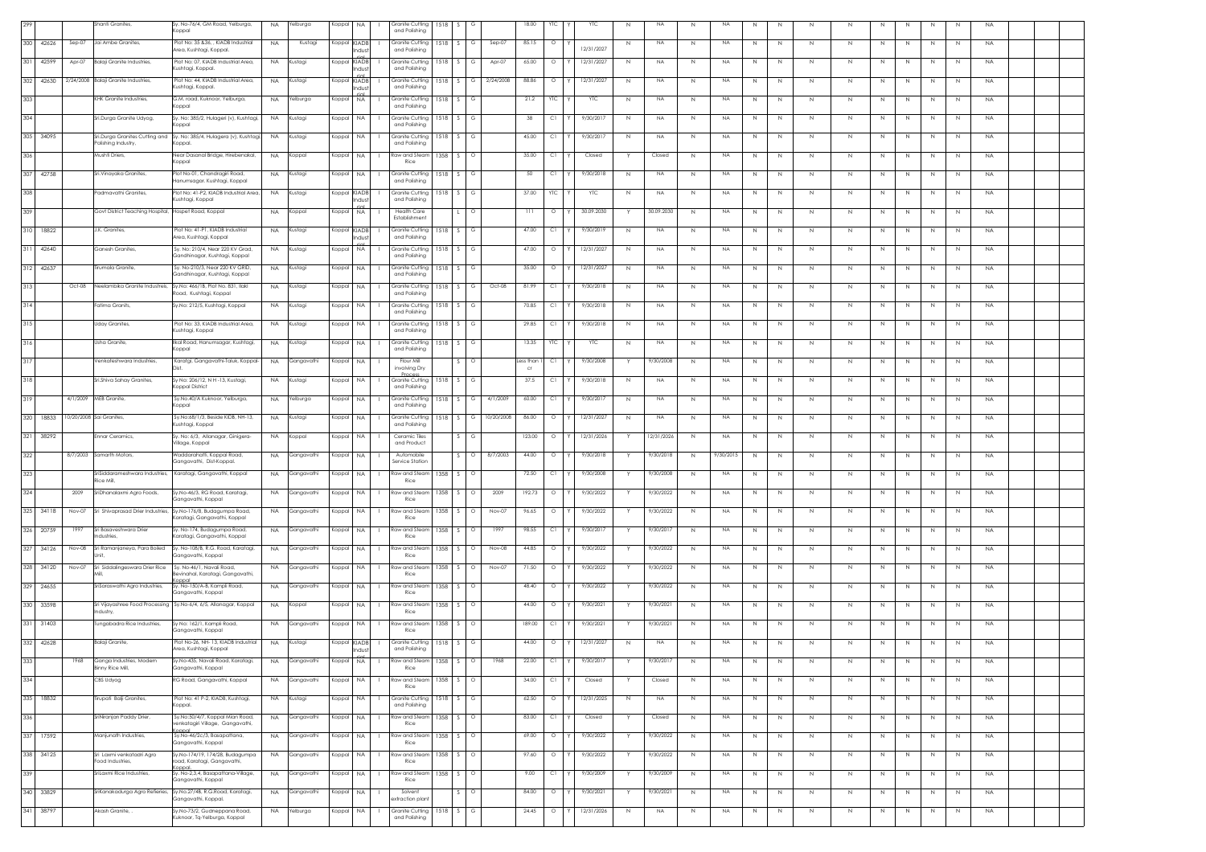| 299 | | | Shanti Granites, | Sy. No-76/4, GM Road, Yelburga, Koppal | NA | Yelburga | Koppal | NA | I | Granite Cutting and Polishing | 1518 | S | G | | 18.00 | YTC | Y | YTC | N | NA | N | NA | N | N | N | N | N | N | N | N | NA | | |
|---|---|---|---|---|---|---|---|---|---|---|---|---|---|---|---|---|---|---|---|---|---|---|---|---|---|---|---|---|---|---|---|---|---|
| 300 | 42626 | Sep-07 | Jai Ambe Granites, | Plot No: 35 &36 , KIADB Industrial Area, Kushtagi, Koppal. | NA | Kustagi | Koppal | KIADB Industrial | I | Granite Cutting and Polishing | 1518 | S | G | Sep-07 | 85.15 | O | Y | 12/31/2027 | N | NA | N | NA | N | N | N | N | N | N | N | N | NA | | |
| 301 | 42599 | Apr-07 | Balaji Granite Industries, | Plot No: 07, KIADB Industrial Area, Kushtagi, Koppal. | NA | Kustagi | Koppal | KIADB Industrial | I | Granite Cutting and Polishing | 1518 | S | G | Apr-07 | 65.00 | O | Y | 12/31/2027 | N | NA | N | NA | N | N | N | N | N | N | N | N | NA | | |
| 302 | 42630 | 2/24/2008 | Balaji Granite Industries, | Plot No: 44, KIADB Industrial Area, Kushtagi, Koppal. | NA | Kustagi | Koppal | KIADB Industrial | I | Granite Cutting and Polishing | 1518 | S | G | 2/24/2008 | 88.86 | O | Y | 12/31/2027 | N | NA | N | NA | N | N | N | N | N | N | N | N | NA | | |
| 303 | | | KHK Granite Industries, | G.M. road, Kuknoor, Yelburga, Koppal | NA | Yelburga | Koppal | NA | I | Granite Cutting and Polishing | 1518 | S | G | | 21.2 | YTC | Y | YTC | N | NA | N | NA | N | N | N | N | N | N | N | N | NA | | |
| 304 | | | Sri.Durga Granite Udyog, | Sy. No: 385/2, Hulageri (v), Kushtagi, Koppal | NA | Kustagi | Koppal | NA | I | Granite Cutting and Polishing | 1518 | S | G | | 38 | C1 | Y | 9/30/2017 | N | NA | N | NA | N | N | N | N | N | N | N | N | NA | | |
| 305 | 34095 | | Sri.Durga Granites Cutting and Polishing Industry, | Sy. No: 385/4, Hulageru (v), Kushtagi, Koppal. | NA | Kustagi | Koppal | NA | I | Granite Cutting and Polishing | 1518 | S | G | | 45.00 | C1 | Y | 9/30/2017 | N | NA | N | NA | N | N | N | N | N | N | N | N | NA | | |
| 306 | | | Mushti Driers, | Near Dasanal Bridge, Hirebenakal, Koppal | NA | Koppal | Koppal | NA | I | Raw and Steam Rice | 1358 | S | O | | 35.00 | C1 | Y | Closed | Y | Closed | N | NA | N | N | N | N | N | N | N | N | NA | | |
| 307 | 42758 | | Sri.Vinayaka Granites, | Plot No-01, Chandragiri Road, Hanumsagar, Kushtagi, Koppal | NA | Kustagi | Koppal | NA | I | Granite Cutting and Polishing | 1518 | S | G | | 50 | C1 | Y | 9/30/2018 | N | NA | N | NA | N | N | N | N | N | N | N | N | NA | | |
| 308 | | | Padmavathi Granites, | Plot No: 41-P2, KIADB Industrial Area, Kushtagi, Koppal | NA | Kustagi | Koppal | KIADB Industrial | I | Granite Cutting and Polishing | 1518 | S | G | | 37.00 | YTC | Y | YTC | N | NA | N | NA | N | N | N | N | N | N | N | N | NA | | |
| 309 | | | Govt District Teaching Hospital, | Hospet Road, Koppal | NA | Koppal | Koppal | NA | I | Health Care Establishment | | L | O | | 111 | O | Y | 30.09.2030 | Y | 30.09.2030 | N | NA | N | N | N | N | N | N | N | N | NA | | |
| 310 | 18822 | | J.K. Granites, | Plot No: 41-P1, KIADB Industrial Area, Kushtagi, Koppal | NA | Kustagi | Koppal | KIADB Industrial | I | Granite Cutting and Polishing | 1518 | S | G | | 47.00 | C1 | Y | 9/30/2019 | N | NA | N | NA | N | N | N | N | N | N | N | N | NA | | |
| 311 | 42640 | | Ganesh Granites, | Sy. No: 210/4, Near 220 KV Grad, Gandhinagar, Kushtagi, Koppal | NA | Kustagi | Koppal | NA | I | Granite Cutting and Polishing | 1518 | S | G | | 47.00 | O | Y | 12/31/2027 | N | NA | N | NA | N | N | N | N | N | N | N | N | NA | | |
| 312 | 42637 | | Tirumala Granite, | Sy. No-210/3, Near 220 KV GRID, Gandhinagar, Kushtagi, Koppal | NA | Kustagi | Koppal | NA | I | Granite Cutting and Polishing | 1518 | S | G | | 35.00 | O | Y | 12/31/2027 | N | NA | N | NA | N | N | N | N | N | N | N | N | NA | | |
| 313 | | Oct-08 | Neelambika Granite Industries, | Sy.No: 466/1B, Plot No. 831, Ilakl Road, Kushtagi, Koppal | NA | Kustagi | Koppal | NA | I | Granite Cutting and Polishing | 1518 | S | G | Oct-08 | 81.99 | C1 | Y | 9/30/2018 | N | NA | N | NA | N | N | N | N | N | N | N | N | NA | | |
| 314 | | | Fatima Granits, | Sy.No: 212/5, Kushtagi, Koppal | NA | Kustagi | Koppal | NA | I | Granite Cutting and Polishing | 1518 | S | G | | 70.85 | C1 | Y | 9/30/2018 | N | NA | N | NA | N | N | N | N | N | N | N | N | NA | | |
| 315 | | | Uday Granites, | Plot No: 33, KIADB Industrial Area, Kushtagi, Koppal | NA | Kustagi | Koppal | NA | I | Granite Cutting and Polishing | 1518 | S | G | | 29.85 | C1 | Y | 9/30/2018 | N | NA | N | NA | N | N | N | N | N | N | N | N | NA | | |
| 316 | | | Usha Granite, | Ilkal Road, Hanumsagar, Kushtagi, Koppal | NA | Kustagi | Koppal | NA | I | Granite Cutting and Polishing | 1518 | S | G | | 13.35 | YTC | Y | YTC | N | NA | N | NA | N | N | N | N | N | N | N | N | NA | | |
| 317 | | | Venkateshwara Industries, | Karatgi, Gangavathi-Taluk, Koppal-Dist. | NA | Gangavathi | Koppal | NA | I | Flour Mill involving Dry Process | | S | O | | Less than 1 cr | C1 | Y | 9/30/2008 | Y | 9/30/2008 | N | NA | N | N | N | N | N | N | N | N | NA | | |
| 318 | | | Sri.Shiva Sahay Granites, | Sy No: 206/12, N H -13, Kustagi, Koppal District | NA | Kustagi | Koppal | NA | I | Granite Cutting and Polishing | 1518 | S | G | | 37.5 | C1 | Y | 9/30/2018 | N | NA | N | NA | N | N | N | N | N | N | N | N | NA | | |
| 319 | | 4/1/2009 | MEB Granite, | Sy.No.40/A Kuknoor, Yelburga, Koppal | NA | Yelburga | Koppal | NA | I | Granite Cutting and Polishing | 1518 | S | G | 4/1/2009 | 60.00 | C1 | Y | 9/30/2017 | N | NA | N | NA | N | N | N | N | N | N | N | N | NA | | |
| 320 | 18833 | 10/20/2008 | Sai Granites, | Sy.No:68/1/3, Beside KIDB, NH-13, Kushtagi, Koppal | NA | Kustagi | Koppal | NA | I | Granite Cutting and Polishing | 1518 | S | G | 10/20/2008 | 86.00 | O | Y | 12/31/2027 | N | NA | N | NA | N | N | N | N | N | N | N | N | NA | | |
| 321 | 38292 | | Ennar Ceramics, | Sy. No: 6/3, Allanagar, Ginigera-Village, Koppal | NA | Koppal | Koppal | NA | I | Ceramic Tiles and Product | | S | G | | 123.00 | O | Y | 12/31/2026 | Y | 12/31/2026 | N | NA | N | N | N | N | N | N | N | N | NA | | |
| 322 | | 8/7/2003 | Samarth Motors, | Waddarahatti, Koppal Road, Gangavathi, Dist-Koppal. | NA | Gangavathi | Koppal | NA | I | Automobile Service Station | | S | O | 8/7/2003 | 44.00 | O | Y | 9/30/2018 | Y | 9/30/2018 | N | 9/30/2015 | N | N | N | N | N | N | N | N | NA | | |
| 323 | | | SriSiddarameshwara Industries, Rice Mill, | Karatagi, Gangavathi, Koppal | NA | Gangavathi | Koppal | NA | I | Raw and Steam Rice | 1358 | S | O | | 72.50 | C1 | Y | 9/30/2008 | Y | 9/30/2008 | N | NA | N | N | N | N | N | N | N | N | NA | | |
| 324 | | 2009 | SriDhanalaxmi Agro Foods, | Sy.No-46/3, RG Road, Karatagi, Gangavathi, Koppal | NA | Gangavathi | Koppal | NA | I | Raw and Steam Rice | 1358 | S | O | 2009 | 192.73 | O | Y | 9/30/2022 | Y | 9/30/2022 | N | NA | N | N | N | N | N | N | N | N | NA | | |
| 325 | 34118 | Nov-07 | Sri Shivaprasad Drier Industries, | Sy.No-176/B, Budagumpa Road, Karatagi, Gangavathi, Koppal | NA | Gangavathi | Koppal | NA | I | Raw and Steam Rice | 1358 | S | O | Nov-07 | 96.65 | O | Y | 9/30/2022 | Y | 9/30/2022 | N | NA | N | N | N | N | N | N | N | N | NA | | |
| 326 | 20759 | 1997 | Sri Basaveshwara Drier Industries, | Sy. No-174, Budagumpa Road, Karatagi, Gangavathi, Koppal | NA | Gangavathi | Koppal | NA | I | Raw and Steam Rice | 1358 | S | O | 1997 | 98.55 | C1 | Y | 9/30/2017 | Y | 9/30/2017 | N | NA | N | N | N | N | N | N | N | N | NA | | |
| 327 | 34126 | Nov-08 | Sri Ramanjaneya, Para Boiled Unit, | Sy. No-108/8, R.G. Road, Karatagi, Gangavathi, Koppal | NA | Gangavathi | Koppal | NA | I | Raw and Steam Rice | 1358 | S | O | Nov-08 | 44.85 | O | Y | 9/30/2022 | Y | 9/30/2022 | N | NA | N | N | N | N | N | N | N | N | NA | | |
| 328 | 34120 | Nov-07 | Sri Siddalingeswara Drier Rice Mill, | Sy. No-46/1, Navali Road, Bevinahal, Karatagi, Gangavathi, Koppal | NA | Gangavathi | Koppal | NA | I | Raw and Steam Rice | 1358 | S | O | Nov-07 | 71.50 | O | Y | 9/30/2022 | Y | 9/30/2022 | N | NA | N | N | N | N | N | N | N | N | NA | | |
| 329 | 24655 | | SriSaraswathi Agro Industries, | Sy. No-150/A-8, Kampli Road, Gangavathi, Koppal | NA | Gangavathi | Koppal | NA | I | Raw and Steam Rice | 1358 | S | O | | 48.40 | O | Y | 9/30/2022 | Y | 9/30/2022 | N | NA | N | N | N | N | N | N | N | N | NA | | |
| 330 | 33598 | | Sri Vijayashree Food Processing Industry, | Sy.No-6/4, 6/5, Allanagar, Koppal | NA | Koppal | Koppal | NA | I | Raw and Steam Rice | 1358 | S | O | | 44.00 | O | Y | 9/30/2021 | Y | 9/30/2021 | N | NA | N | N | N | N | N | N | N | N | NA | | |
| 331 | 31403 | | Tungabadra Rice Industries, | Sy No: 162/1, Kampli Road, Gangavathi, Koppal | NA | Gangavathi | Koppal | NA | I | Raw and Steam Rice | 1358 | S | O | | 189.00 | C1 | Y | 9/30/2021 | Y | 9/30/2021 | N | NA | N | N | N | N | N | N | N | N | NA | | |
| 332 | 42628 | | Balaji Granite, | Plot No-26, NH- 13, KIADB Industrial Area, Kushtagi, Koppal | NA | Kustagi | Koppal | KIADB Industrial | I | Granite Cutting and Polishing | 1518 | S | G | | 44.00 | O | Y | 12/31/2027 | N | NA | N | NA | N | N | N | N | N | N | N | N | NA | | |
| 333 | | 1968 | Ganga Industries, Modern Binny Rice Mill, | Sy.No-435, Navali Road, Karatagi, Gangavathi, Koppal | NA | Gangavathi | Koppal | NA | I | Raw and Steam Rice | 1358 | S | O | 1968 | 22.00 | C1 | Y | 9/30/2017 | Y | 9/30/2017 | N | NA | N | N | N | N | N | N | N | N | NA | | |
| 334 | | | CBS Udyog | RG Road, Gangavathi, Koppal | NA | Gangavathi | Koppal | NA | I | Raw and Steam Rice | 1358 | S | O | | 34.00 | C1 | Y | Closed | Y | Closed | N | NA | N | N | N | N | N | N | N | N | NA | | |
| 335 | 18832 | | Tirupati Balji Granites, | Plot No: 41 P-2, KIADB, Kushtagi, Koppal. | NA | Kustagi | Koppal | NA | I | Granite Cutting and Polishing | 1518 | S | G | | 62.50 | O | Y | 12/31/2025 | N | NA | N | NA | N | N | N | N | N | N | N | N | NA | | |
| 336 | | | SriNiranjan Paddy Drier, | Sy.No:30/4/7, Koppal Mian Road, venkatagiri Village, Gangavathi, Koppal | NA | Gangavathi | Koppal | NA | I | Raw and Steam Rice | 1358 | S | O | | 83.00 | C1 | Y | Closed | Y | Closed | N | NA | N | N | N | N | N | N | N | N | NA | | |
| 337 | 17592 | | Manjunath Industries, | Sy.No-46/2c/3, Basapattana, Gangavathi, Koppal | NA | Gangavathi | Koppal | NA | I | Raw and Steam Rice | 1358 | S | O | | 69.00 | O | Y | 9/30/2022 | Y | 9/30/2022 | N | NA | N | N | N | N | N | N | N | N | NA | | |
| 338 | 34125 | | Sri Laxmi venkatadri Agro Food Industries, | Sy.No-174/19, 174/28, Budagumpa road, Karatagi, Gangavathi, Koppal. | NA | Gangavathi | Koppal | NA | I | Raw and Steam Rice | 1358 | S | O | | 97.60 | O | Y | 9/30/2022 | Y | 9/30/2022 | N | NA | N | N | N | N | N | N | N | N | NA | | |
| 339 | | | SriLaxmi Rice Industries, | Sy. No-2,3,4, Basapattana-Village, Gangavathi, Koppal | NA | Gangavathi | Koppal | NA | I | Raw and Steam Rice | 1358 | S | O | | 9.00 | C1 | Y | 9/30/2009 | Y | 9/30/2009 | N | NA | N | N | N | N | N | N | N | N | NA | | |
| 340 | 33829 | | SriKanakadurga Agro Refieries, | Sy.No.27/48, R.G.Road, Karatagi, Gangavathi, Koppal. | NA | Gangavathi | Koppal | NA | I | Solvent extraction plant | | S | O | | 84.00 | O | Y | 9/30/2021 | Y | 9/30/2021 | N | NA | N | N | N | N | N | N | N | N | NA | | |
| 341 | 38797 | | Akash Granite, | Sy.No-73/2, Gudneppana Road, Kuknoor, Tq-Yelburga, Koppal | NA | Yelburga | Koppal | NA | I | Granite Cutting and Polishing | 1518 | S | G | | 24.45 | O | Y | 12/31/2026 | N | NA | N | NA | N | N | N | N | N | N | N | N | NA | | |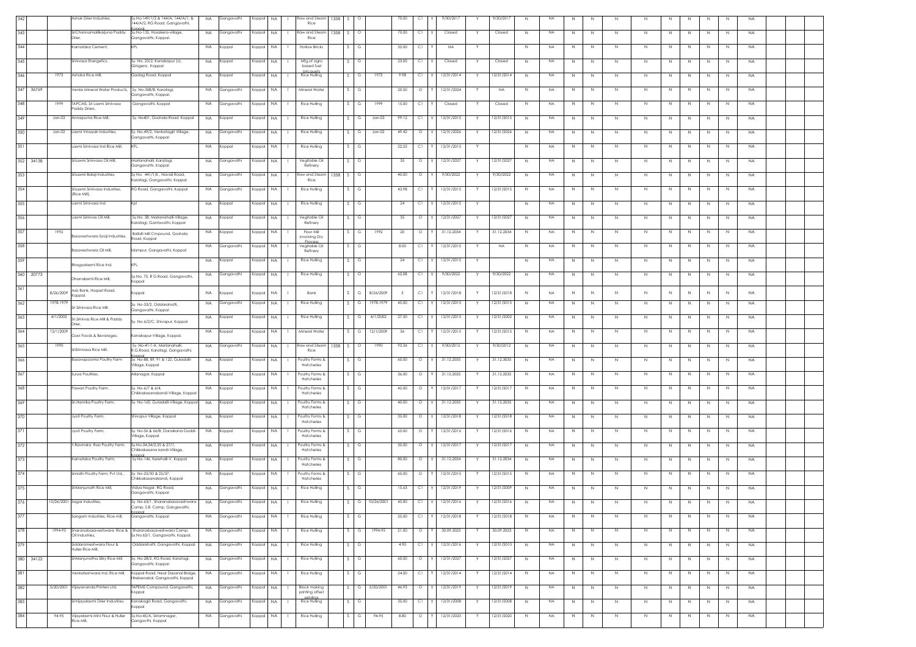| 342 | | | Ashok Drier Industries, | Sy.No:149/1/2 & 144/A, 144/A/1, & 144/A/2, RG Road, Gangavathi, Koppal | NA | Gangavathi | Koppal | NA | I | Raw and Steam Rice | 1358 | S | O | | 70.00 | C1 | Y | 9/30/2017 | Y | 9/30/2017 | N | NA | N | N | N | N | N | N | N | N | NA |
|---|---|---|---|---|---|---|---|---|---|---|---|---|---|---|---|---|---|---|---|---|---|---|---|---|---|---|---|---|---|---|---|
| 343 | | | SriChannamallikarjuna Paddy Drier, | Sy.No-135, Hosakera-village, Gangavathi, Koppal. | NA | Gangavathi | Koppal | NA | I | Raw and Steam Rice | 1358 | S | O | | 70.00 | C1 | Y | Closed | Y | Closed | N | NA | N | N | N | N | N | N | N | N | NA |
| 344 | | | Karnataka Cement, | KPL | NA | Koppal | Koppal | NA | I | Hollow Bricks | | S | G | | 35.00 | C1 | Y | NA | Y | | N | NA | N | N | N | N | N | N | N | N | NA |
| 345 | | | Srinivasa Energetics, | Sy. No. 23/2, Kanakapur (v), Ginigera , Koppal | NA | Koppal | Koppal | NA | I | Mfg.of agro based fuel briquets | | S | G | | 23.00 | C1 | Y | Closed | Y | Closed | N | NA | N | N | N | N | N | N | N | N | NA |
| 346 | | 1975 | Ashoka Rice Mill, | Gadag Road, Koppal | NA | Koppal | Koppal | NA | I | Rice Hulling | | S | G | 1975 | 9.98 | C1 | Y | 12/31/2014 | Y | 12/31/2014 | N | NA | N | N | N | N | N | N | N | N | NA |
| 347 | 36769 | | Venkis Mineral Water Products, | Sy. No-308/B, Karatagi, Gangavathi, Koppal. | NA | Gangavathi | Koppal | NA | I | Mineral Water | | S | G | | 20.50 | O | Y | 12/31/2024 | Y | NA | N | NA | N | N | N | N | N | N | N | N | NA |
| 348 | | 1999 | TAPCMS, Sri Laxmi Srinivasa Paddy Driers, | Gangavathi, Koppal | NA | Gangavathi | Koppal | NA | I | Rice Hulling | | S | G | 1999 | 15.00 | C1 | Y | Closed | Y | Closed | N | NA | N | N | N | N | N | N | N | N | NA |
| 349 | | Jan-03 | Annapurna Rice Mill, | Sy. No401, Gashala Road, Koppal | NA | Koppal | Koppal | NA | I | Rice Hulling | | S | G | Jan-03 | 99.12 | C1 | Y | 12/31/2015 | Y | 12/31/2015 | N | NA | N | N | N | N | N | N | N | N | NA |
| 350 | | Jan-02 | Laxmi Vinayak Industries, | Sy. No-49/2, Venkatagiri Village, Gangavathi, Koppal | NA | Gangavathi | Koppal | NA | I | Rice Hulling | | S | G | Jan-02 | 49.42 | O | Y | 12/31/2026 | Y | 12/31/2026 | N | NA | N | N | N | N | N | N | N | N | NA |
| 351 | | | Laxmi Srinivasa Ind Rice Mill, | KPL. | NA | Koppal | Koppal | NA | I | Rice Hulling | | S | G | | 22.25 | C1 | Y | 12/31/2015 | Y | | N | NA | N | N | N | N | N | N | N | N | NA |
| 352 | 34138 | | SriLaxmi Srinivasa Oil Mill, | Marlanahalli, Karatagi, Gangavathi, Koppal | NA | Gangavathi | Koppal | NA | I | Vegitable Oil Refinery | | S | G | | 35 | O | Y | 12/31/2027 | Y | 12/31/2027 | N | NA | N | N | N | N | N | N | N | N | NA |
| 353 | | | SriLaxmi Balaji Industries, | Sy No. 441/1/k , Navali Road, Karatagi, Gangavathi, Koppal | NA | Gangavathi | Koppal | NA | I | Raw and Steam Rice | 1358 | S | G | | 40.00 | O | Y | 9/30/2022 | Y | 9/30/2022 | N | NA | N | N | N | N | N | N | N | N | NA |
| 354 | | | SriLaxmi Srinivasa Industries, (Rice Mill), | RG Road, Gangavathi, Koppal | NA | Gangavathi | Koppal | NA | I | Rice Hulling | | S | G | | 43.98 | C1 | Y | 12/31/2015 | Y | 12/31/2015 | N | NA | N | N | N | N | N | N | N | N | NA |
| 355 | | | Laxmi Srinivasa Ind | Kpl | NA | Koppal | Koppal | NA | I | Rice Hulling | | S | G | | 24 | C1 | Y | 12/31/2015 | Y | | N | NA | N | N | N | N | N | N | N | N | NA |
| 356 | | | Laxmi Srinivas Oil Mill, | Sy.No. 38, Marlanahalli-Village, Karatagi, Gantavathi, Koppal | NA | Koppal | Koppal | NA | I | Vegitable Oil Refinery | | S | G | | 35 | O | Y | 12/31/2027 | Y | 12/31/2027 | N | NA | N | N | N | N | N | N | N | N | NA |
| 357 | | 1992 | Basaveshwara Sooji Industries, | Balladi Mill Cmpound, Gashala Road, Koppal | NA | Koppal | Koppal | NA | I | Flour Mill involving Dry Process | | S | G | 1992 | 20 | O | Y | 31.12.2034 | Y | 31.12.2034 | N | NA | N | N | N | N | N | N | N | N | NA |
| 358 | | | Basaveshwara Oil Mill, | Islampur, Gangavathi, Koppal | NA | Gangavathi | Koppal | NA | I | Vegitable Oil Refinery | | S | G | | 8.00 | C1 | Y | 12/31/2015 | Y | NA | N | NA | N | N | N | N | N | N | N | N | NA |
| 359 | | | Bhagyalaxmi Rice Ind, | KPL | NA | Koppal | Koppal | NA | I | Rice Hulling | | S | G | | 24 | C1 | Y | 12/31/2015 | Y | | N | NA | N | N | N | N | N | N | N | N | NA |
| 360 | 20773 | | Dhanalaxmi Rice Mill, | Sy.No. 75, R G Road, Gangavathi, Koppal | NA | Gangavathi | Koppal | NA | I | Rice Hulling | | S | O | | 62.08 | C1 | Y | 9/30/2022 | Y | 9/30/2022 | N | NA | N | N | N | N | N | N | N | N | NA |
| 361 | | 8/26/2009 | Axis Bank, Hospet Road, Koppal. | Koppal | NA | Koppal | Koppal | NA | I | Bank | | S | G | 8/26/2009 | 3 | C1 | Y | 12/31/2018 | Y | 12/31/2018 | N | NA | N | N | N | N | N | N | N | N | NA |
| 362 | | 1978-1979 | Sri Srinivasa Rice Mill, | Sy. No-33/2, Oddarahatti, Gangavathi, Koppal | NA | Gangavathi | Koppal | NA | I | Rice Hulling | | S | G | 1978-1979 | 45.00 | C1 | Y | 12/31/2015 | Y | 12/31/2015 | N | NA | N | N | N | N | N | N | N | N | NA |
| 363 | | 4/1/2002 | Sri.Srinivas Rice Mill & Paddy Drier, | Sy. No-6/2/C, Shivapur, Koppal | NA | Koppal | Koppal | NA | I | Rice Hulling | | S | G | 4/1/2002 | 27.50 | C1 | Y | 12/31/2015 | Y | 12/31/2002 | N | NA | N | N | N | N | N | N | N | N | NA |
| 364 | | 12/1/2009 | Gavi Foods & Bevarages, | Kanakapur-Village, Koppal. | NA | Koppal | Koppal | NA | I | Mineral Water | | S | G | 12/1/2009 | 56 | C1 | Y | 12/31/2015 | Y | 12/31/2015 | N | NA | N | N | N | N | N | N | N | N | NA |
| 365 | | 1990 | SriSrinivasa Rice Mill, | Sy. No-41-1-A, Marlanahalli, R.G.Road, Karatagi, Gangavathi, Koppal | NA | Gangavathi | Koppal | NA | I | Raw and Steam Rice | 1358 | S | O | 1990 | 93.36 | C1 | Y | 9/30/2012 | Y | 9/30/2012 | N | NA | N | N | N | N | N | N | N | N | NA |
| 366 | | | Basavapoorna Poultry Farm | Sy. No-88, 89, 91 & 122, Guladalli-Village, Koppal | NA | Koppal | Koppal | NA | I | Poultry Farms & Hatcheries | | S | G | | 60.00 | O | Y | 31.12.2035 | Y | 31.12.3035 | N | NA | N | N | N | N | N | N | N | N | NA |
| 367 | | | Surya Poultries, | Allanagar, Koppal | NA | Koppal | Koppal | NA | I | Poultry Farms & Hatcheries | | S | G | | 36.00 | O | Y | 31.12.2035 | Y | 31.12.2035 | N | NA | N | N | N | N | N | N | N | N | NA |
| 368 | | | Pawan Poultry Farm, | Sy. No-6/7 & 6/4, Chikkakasanakandi-Village, Koppal | NA | Koppal | Koppal | NA | I | Poultry Farms & Hatcheries | | S | G | | 45.00 | O | Y | 12/31/2017 | Y | 12/31/2017 | N | NA | N | N | N | N | N | N | N | N | NA |
| 369 | | | Sri.Hamika Poultry Farm, | Sy. No-165, Guladalli-Village, Koppal | NA | Koppal | Koppal | NA | I | Poultry Farms & Hatcheries | | S | G | | 40.00 | O | Y | 31.12.2035 | Y | 31.12.2035 | N | NA | N | N | N | N | N | N | N | N | NA |
| 370 | | | Jyoti Poultry Farm, | Shivapur Village, Koppal | NA | Koppal | Koppal | NA | I | Poultry Farms & Hatcheries | | S | G | | 35.00 | O | Y | 12/31/2018 | Y | 12/31/2018 | N | NA | N | N | N | N | N | N | N | N | NA |
| 371 | | | Jyoti Poultry Farm, | Sy. No-56 & 66/B, Danakana Doddi-Village, Koppal | NA | Koppal | Koppal | NA | I | Poultry Farms & Hatcheries | | S | G | | 65.00 | O | Y | 12/31/2016 | Y | 12/31/2016 | N | NA | N | N | N | N | N | N | N | N | NA |
| 372 | | | Y.Ravindra Rao Poultry Farm, | Sy No-34,34/2,35 & 27/1, Chikkakasana kandi-Village, Koppal | NA | Koppal | Koppal | NA | I | Poultry Farms & Hatcheries | | S | G | | 35.00 | O | Y | 12/31/2017 | Y | 12/31/2017 | N | NA | N | N | N | N | N | N | N | N | NA |
| 373 | | | Karnataka Poultry Farm, | Sy.No-146, Kerehalli-V, Koppal | NA | Koppal | Koppal | NA | I | Poultry Farms & Hatcheries | | S | G | | 80.00 | O | Y | 31.12.2034 | Y | 31.12.2034 | N | NA | N | N | N | N | N | N | N | N | NA |
| 374 | | | Srinidhi Poultry Farm, Pvt Ltd., | Sy. No-25/30 & 25/37, Chikkakasanakandi, Koppal | NA | Koppal | Koppal | NA | I | Poultry Farms & Hatcheries | | S | G | | 60.00 | O | Y | 12/31/2015 | Y | 12/31/2015 | N | NA | N | N | N | N | N | N | N | N | NA |
| 375 | | | SriManjunath Rice Mill, | Vidya Nagar, RG Road, Gangavathi, Koppal | NA | Gangavathi | Koppal | NA | I | Rice Hulling | | S | G | | 15.63 | C1 | Y | 12/31/2019 | Y | 12/31/2009 | N | NA | N | N | N | N | N | N | N | N | NA |
| 376 | | 10/26/2001 | Sagar Industries, | Sy. No-63/1, Sharanabasaveshwara Camp, S.B. Camp, Gangavathi, Koppal | NA | Gangavathi | Koppal | NA | I | Rice Hulling | | S | G | 10/26/2001 | 45.00 | C1 | Y | 12/31/2016 | Y | 12/31/2016 | N | NA | N | N | N | N | N | N | N | N | NA |
| 377 | | | Sangam Industries, Rice mill, | Gangavathi, Koppal | NA | Gangavathi | Koppal | NA | I | Rice Hulling | | S | G | | 25.00 | C1 | Y | 12/31/2018 | Y | 12/31/2018 | N | NA | N | N | N | N | N | N | N | N | NA |
| 378 | | 1994-95 | Sharanabasaveshwara Rice & Oil Industries, | Sharanabasaveshwara Camp, Sy.No:63/1, Gangavathi, Koppal. | NA | Gangavathi | Koppal | NA | I | Rice Hulling | | S | G | 1994-95 | 21.00 | O | Y | 30.09.2023 | Y | 30.09.2023 | N | NA | N | N | N | N | N | N | N | N | NA |
| 379 | | | Siddarameshwara Flour & Huller Rice Mill, | Oddarahatti, Gangavathi, Koppal | NA | Gangavathi | Koppal | NA | I | Rice Hulling | | S | G | | 4.90 | C1 | Y | 12/31/2016 | Y | 12/31/2010 | N | NA | N | N | N | N | N | N | N | N | NA |
| 380 | 34122 | | SriManjunatha Silky Rice Mill, | Sy. No-28/2, RG Road, Karatagi, Gangavathi, Koppal | NA | Gangavathi | Koppal | NA | I | Rice Hulling | | S | G | | 60.00 | O | Y | 12/31/2027 | Y | 12/31/2027 | N | NA | N | N | N | N | N | N | N | N | NA |
| 381 | | | Venkateshwara Ind, Rice Mill, | Koppal Road, Near Dasanal Bridge, Hirebenakal, Gangavathi, Koppal | NA | Gangavathi | Koppal | NA | I | Rice Hulling | | S | G | | 24.00 | C1 | Y | 12/31/2014 | Y | 12/31/2014 | N | NA | N | N | N | N | N | N | N | N | NA |
| 382 | | 5/20/2001 | Vijayananda Printers Ltd, | TAPEMS Compound, Gangavathi, Koppal | NA | Gangavathi | Koppal | NA | I | Block making printing offset printing | | S | G | 5/20/2001 | 46.93 | O | Y | 12/31/2019 | Y | 12/31/2019 | N | NA | N | N | N | N | N | N | N | N | NA |
| 383 | | | SriVijayalaxmi Drier Industries, | Kanakagiri Road, Gangavathi, Koppal | NA | Gangavathi | Koppal | NA | I | Rice Hulling | | S | G | | 35.00 | C1 | Y | 12/31/2008 | Y | 12/31/2008 | N | NA | N | N | N | N | N | N | N | N | NA |
| 384 | | 94-95 | Vijayalaxmi Mini Flour & Huller Rice Mill, | Sy.No:45/A, Sriramnagar, Gangavthi, Koppal | NA | Gangavathi | Koppal | NA | I | Rice Hulling | | S | G | 94-95 | 8.80 | O | Y | 12/31/2020 | Y | 12/31/2020 | N | NA | N | N | N | N | N | N | N | N | NA |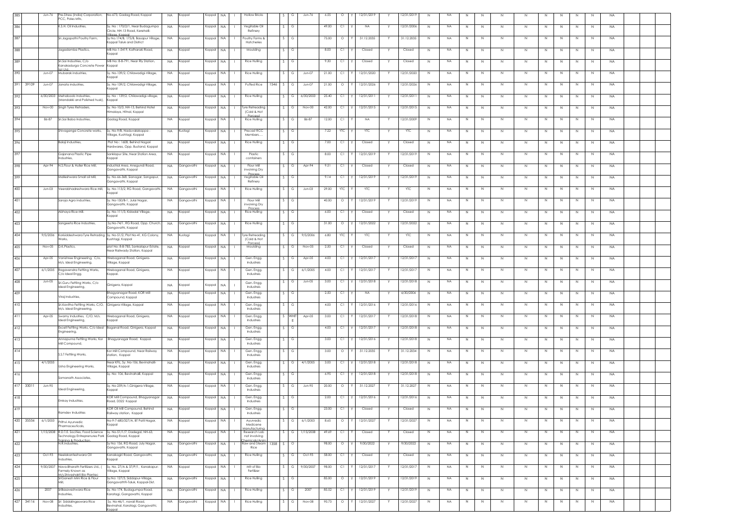| 385 | | Jun-76 | Pre-Stress (India) Corporation, PCC, Poles Mfrs, | No-673, Gadag Road, Koppal | NA | Koppal | Koppal | NA | I | Hollow Bricks | | S | G | Jun-76 | 6.55 | O | Y | 12/31/2019 | Y | 12/31/2019 | N | NA | N | N | N | N | N | N | N | N | NA |
|---|---|---|---|---|---|---|---|---|---|---|---|---|---|---|---|---|---|---|---|---|---|---|---|---|---|---|---|---|---|---|---|
| 386 | | | K.S.H. Oil Industries, | Sy. No : 170/2/1, Near Budagumpa Circle, NH-13 Road, Kerehalli-Village, Koppal | NA | Koppal | Koppal | NA | I | Vegitable Oil Refinery | | S | G | | 49.00 | C1 | Y | NA | Y | 12/31/2006 | N | NA | N | N | N | N | N | N | N | N | NA |
| 387 | | | Sri.Jagapathi Poultry Farm, | Sy.No.174/B, 175/B, Basapur Village, Koppal Taluk and District | NA | Koppal | Koppal | NA | I | Poultry Farms & Hatcheries | | S | G | | 75.00 | O | Y | 31.12.2035 | Y | 31.12.2035 | N | NA | N | N | N | N | N | N | N | N | NA |
| 388 | | | Jagadamba Plastics, | MB No-1-5419, Katharaki Road, Koppal | NA | Koppal | Koppal | NA | I | Moulding | | S | G | | 8.00 | C1 | Y | Closed | Y | Closed | N | NA | N | N | N | N | N | N | N | N | NA |
| 389 | | | Sri.Sai Industries, C/o Kanakadurga Concrete Power (p) Ltd., | MB No: 8-8-791, Near Rly Station, Koppal | NA | Koppal | Koppal | NA | I | Rice Hulling | | S | G | | 9.30 | C1 | Y | Closed | Y | Closed | N | NA | N | N | N | N | N | N | N | N | NA |
| 390 | | Jun-07 | Mubarak industries, | Sy. No-139/2, Chilawadigi-Village, Koppal | NA | Koppal | Koppal | NA | I | Rice Hulling | | S | G | Jun-07 | 21.00 | C1 | Y | 12/31/2020 | Y | 12/31/2020 | N | NA | N | N | N | N | N | N | N | N | NA |
| 391 | 39109 | Jun-07 | Janata industries, | Sy. No-139/2, Chilawadigi-Village, Koppal | NA | Koppal | Koppal | NA | I | Puffed Rice | 1546 | S | G | Jun-07 | 21.00 | O | Y | 12/31/2026 | Y | 12/31/2026 | N | NA | N | N | N | N | N | N | N | N | NA |
| 392 | | 6/30/2003 | Mehaboob Industries, (Mandakki and Polished husk), | Sy. No : 139/2, Chilawadigi-village, Koppal | NA | Koppal | Koppal | NA | I | Rice Hulling | | S | G | 6/30/2003 | 25.40 | C1 | Y | 12/31/2011 | Y | 12/31/2011 | N | NA | N | N | N | N | N | N | N | N | NA |
| 393 | | Nov-00 | Singh Tyres Retraders, | Sy. No-10/3, NH-13, Behind Hotel Himalaya, Hitnal, Koppal | NA | Koppal | Koppal | NA | I | Tyre Retreading (Cold & Hot Porcess) | | S | G | Nov-00 | 42.00 | C1 | Y | 12/31/2015 | Y | 12/31/2015 | N | NA | N | N | N | N | N | N | N | N | NA |
| 394 | | 86-87 | Sri.Sai Baba Industries, | Gadag Road, Koppal | NA | Koppal | Koppal | NA | I | Rice Hulling | | S | G | 86-87 | 12.00 | C1 | Y | NA | Y | 12/31/2009 | N | NA | N | N | N | N | N | N | N | N | NA |
| 395 | | | Shivaganga Concrete works, | Sy. No-9/B, Naduvalakoppa - Village, Kushtagi, Koppal | NA | Kustagi | Koppal | NA | I | Precast RCC Members..... | | S | G | | 7.22 | YTC | Y | YTC | Y | YTC | N | NA | N | N | N | N | N | N | N | N | NA |
| 396 | | | Balaji Industries, | Plot No : 1608, Behind Nagari Hardwares, Opp. Bustand, Koppal | NA | Koppal | Koppal | NA | I | Rice Hulling | | S | G | | 7.00 | C1 | Y | Closed | Y | Closed | N | NA | N | N | N | N | N | N | N | N | NA |
| 397 | | | Gajanana Plastic Pipe Industries, | Sankapur Site, Near Station Area, Koppal | NA | Koppal | Koppal | NA | I | Plastic containers | | S | G | | 8.00 | C1 | Y | 12/31/2019 | Y | 12/31/2019 | N | NA | N | N | N | N | N | N | N | N | NA |
| 398 | | Apr-94 | N.S.Flour & Huller Rice Mill, | Industrial Area, Anegundi Road, Gangavathi, Koppal | NA | Gangavathi | Koppal | NA | I | Flour Mill involving Dry Process | | S | G | Apr-94 | 9.51 | C1 | Y | Closed | Y | Closed | N | NA | N | N | N | N | N | N | N | N | NA |
| 399 | | | Malleshwara Small oil Mill, | Sy. No-66-368, Sianagar, Sangapur, Gangavathi, Koppal | NA | Gangavathi | Koppal | NA | I | Vegitable Oil Refinery | | S | G | | 9.14 | C1 | Y | 12/31/2019 | Y | 12/31/2019 | N | NA | N | N | N | N | N | N | N | N | NA |
| 400 | | Jun-03 | Veerabhadreshwara Rice Mill, | Sy. No-113/2, RG Road, Gangavathi, Koppal | NA | Gangavathi | Koppal | NA | I | Rice Hulling | | S | G | Jun-03 | 29.00 | YTC | Y | YTC | Y | YTC | N | NA | N | N | N | N | N | N | N | N | NA |
| 401 | | | Saroja Agro industries, | Sy. No-150/B-1, Julai Nagar, Gangavathi, Koppal | NA | Gangavathi | Koppal | NA | I | Flour Mill involving Dry Process | | S | G | | 40.00 | O | Y | 12/31/2019 | Y | 12/31/2019 | N | NA | N | N | N | N | N | N | N | N | NA |
| 402 | | | Abhaya Rice Mill, | Sy. No-111/3, Kidadal Village, Koppal | NA | Koppal | Koppal | NA | I | Rice Hulling | | S | G | | 6.00 | C1 | Y | Closed | Y | Closed | N | NA | N | N | N | N | N | N | N | N | NA |
| 403 | | | Sangeeta Rice Industries, | Sy.No-74/1, RG Road, Opp. Church, Gangavathi, Koppal | NA | Gangavathi | Koppal | NA | I | Rice Hulling | | S | G | | 31.00 | O | Y | 12/31/2022 | Y | 12/31/2022 | N | NA | N | N | N | N | N | N | N | N | NA |
| 404 | | 9/5/2006 | Korisiddeshwara Tyre Retrading Works, | Sy. No-51/2, Plot No-41, KG Colony, Kushtagi, Koppal | NA | Kustagi | Koppal | NA | I | Tyre Retreading (Cold & Hot Porcess) | | S | G | 9/5/2006 | 6.80 | YTC | Y | YTC | Y | YTC | N | NA | N | N | N | N | N | N | N | N | NA |
| 405 | | Nov-05 | D.K.Plastics, | plot No: 8-8-785, Sankalapur Estate, Near Railwady Station, Koppal | NA | Koppal | Koppal | NA | I | Moulding | | S | G | Nov-05 | 2.50 | C1 | Y | Closed | Y | Closed | N | NA | N | N | N | N | N | N | N | N | NA |
| 406 | | Apr-05 | Vanishree Engineering, C/o, M/s. Ideal Engineering, | Hirebaganal Road, Ginigera-Village, Koppal | NA | Koppal | Koppal | NA | I | Gen. Engg. Industries | | S | G | Apr-05 | 4.00 | C1 | Y | 12/31/2017 | Y | 12/31/2017 | N | NA | N | N | N | N | N | N | N | N | NA |
| 407 | | 6/1/2005 | Ragavendra Feftling Works, C/o Ideal Engg, | Hirebaganal Road, Ginigera, Koppal. | NA | Koppal | Koppal | NA | I | Gen. Engg. Industries | | S | G | 6/1/2005 | 4.00 | C1 | Y | 12/31/2017 | Y | 12/31/2017 | N | NA | N | N | N | N | N | N | N | N | NA |
| 408 | | Jun-05 | Sri.Guru Feftling Works, C/o Ideal Engineering, | Ginigera, Koppal | NA | Koppal | Koppal | NA | I | Gen. Engg. Industries | | S | G | Jun-05 | 3.00 | C1 | Y | 12/31/2018 | Y | 12/31/2018 | N | NA | N | N | N | N | N | N | N | N | NA |
| 409 | | | Viraj Industries, | Bhagyanagar Road, KOR Mill Compound, Koppal | NA | Koppal | Koppal | NA | I | Gen. Engg. Industries | | S | G | | 2.50 | C1 | Y | NA | Y | 6/30/2006 | N | NA | N | N | N | N | N | N | N | N | NA |
| 410 | | | Sri.Kavitha Feftling Works, C/O, M/s. Ideal Engineering, | Ginigera-Village, Koppal | NA | Koppal | Koppal | NA | I | Gen. Engg. Industries | | S | G | | 4.00 | C1 | Y | 12/31/2016 | Y | 12/31/2016 | N | NA | N | N | N | N | N | N | N | N | NA |
| 411 | | Apr-05 | Swamy Industries, C/O, M/s. Ideal Engineering, | Hirebaganal Road, Ginigera, Koppal | NA | Koppal | Koppal | NA | I | Gen. Engg. Industries | | S | WHITE | Apr-05 | 3.00 | C1 | Y | 12/31/2017 | Y | 12/31/2018 | N | NA | N | N | N | N | N | N | N | N | NA |
| 412 | | | Excell Feftling Works, C/o Ideal Engineering, | Baganal Road, Ginigera, Koppal | NA | Koppal | Koppal | NA | I | Gen. Engg. Industries | | S | G | | 4.00 | C1 | Y | 12/31/2017 | Y | 12/31/2018 | N | NA | N | N | N | N | N | N | N | N | NA |
| 413 | | | Annapurna Feftling Works, Kor Mill Compound, | Bhagyanagar Road, Koppal. | NA | Koppal | Koppal | NA | I | Gen. Engg. Industries | | S | G | | 3.00 | C1 | Y | 12/31/2016 | Y | 12/31/2018 | N | NA | N | N | N | N | N | N | N | N | NA |
| 414 | | | S.S.T Feftling Works, | Kor Mill Compound, Near Railway station, Koppal | NA | Koppal | Koppal | NA | I | Gen. Engg. Industries | | S | G | | 3.00 | O | Y | 31.12.2035 | Y | 31.12.2034 | N | NA | N | N | N | N | N | N | N | N | NA |
| 415 | | 4/1/2005 | Usha Engineering Works, | Near KFIL, Sy. No-106, Bevinahalli-Village, Koppal | NA | Koppal | Koppal | NA | I | Gen. Engg. Industries | | S | G | 4/1/2005 | 3.00 | C1 | Y | 12/31/2018 | Y | 12/31/2018 | N | NA | N | N | N | N | N | N | N | N | NA |
| 416 | | | Somanath Associates, | Sy. No: 106, Bevinahalli, Koppal | NA | Koppal | Koppal | NA | I | Gen. Engg. Industries | | S | G | | 6.95 | C1 | Y | 12/31/2018 | Y | 12/31/2018 | N | NA | N | N | N | N | N | N | N | N | NA |
| 417 | 33011 | Jun-95 | Ideal Engineering, | Sy. No-259/A-1,Ginigera-Village, Koppal | NA | Koppal | Koppal | NA | I | Gen. Engg. Industries | | S | G | Jun-95 | 20.00 | O | Y | 31.12.2027 | Y | 31.12.2027 | N | NA | N | N | N | N | N | N | N | N | NA |
| 418 | | | Emkay Industries, | KOR Mill Compound, Bhagyanagar Road, D322 Koppal | NA | Koppal | Koppal | NA | I | Gen. Engg. Industries | | S | G | | 2.00 | C1 | Y | 12/31/2016 | Y | 12/31/2016 | N | NA | N | N | N | N | N | N | N | N | NA |
| 419 | | | Ramdev Industries | KOR Oil Mill Compound, Behind Railway station, Koppal | NA | Koppal | Koppal | NA | I | Gen. Engg. Industries | | S | G | | 23.00 | C1 | Y | Closed | Y | Closed | N | NA | N | N | N | N | N | N | N | N | NA |
| 420 | 35556 | 6/1/2003 | Prithvi Ayurvedic Pharmaceuticals, | No-9-7-680/327/A, BT Patil Nagar, Koppal | NA | Koppal | Koppal | NA | I | Ayurvedic Medicene Manufacturing | | S | G | 6/1/2003 | 8.65 | O | Y | 12/31/2027 | Y | 12/31/2027 | N | NA | N | N | N | N | N | N | N | N | NA |
| 421 | | 1/15/2008 | R.D.T.E. Socities, Food Science Technology Entrepreneurs Park Training & Production, | Sy. No-51/17, Dadegal, NH-63, Gadag Road, Koppal | NA | Koppal | Koppal | NA | I | Research Lab not involving Chemicals/Anim | | S | G | 1/15/2008 | 49.69 | C1 | Y | Closed | Y | Closed | N | NA | N | N | N | N | N | N | N | N | NA |
| 422 | | | N.K.Industries, | Sy No: 156, RG Road, July Nagar, Gangavathi, Koppal | NA | Gangavathi | Koppal | NA | I | Raw and Steam Rice | 1358 | S | O | | 98.00 | O | Y | 9/30/2022 | Y | 9/30/2022 | N | NA | N | N | N | N | N | N | N | N | NA |
| 423 | | Oct-93 | Neelakanteshwara Oil Industries, | Kanakagiri Road, Gangavathi, Koppal | NA | Gangavathi | Koppal | NA | I | Rice Hulling | | S | G | Oct-93 | 58.00 | C1 | Y | Closed | Y | Closed | N | NA | N | N | N | N | N | N | N | N | NA |
| 424 | | 9/30/2007 | Nava-Bharath Fertilizers Ltd., ( Formely Known as M/s.Shivashakti Bio Plantec | Sy. No: 27/A & 37/P/1, Kanakapur-Village, Koppal | NA | Koppal | Koppal | NA | I | Mfr of Bio Fertilizer | | S | G | 9/30/2007 | 98.00 | C1 | Y | 12/31/2017 | Y | 12/31/2017 | N | NA | N | N | N | N | N | N | N | N | NA |
| 425 | | | SriGanesh Mini Rice & Flour Mill, | Sy.No: 127/3, Siddapur-Village, Gangavathi-Taluk, Koppal-Dist. | NA | Gangavathi | Koppal | NA | I | Rice Hulling | | S | G | | 85.00 | O | Y | 12/31/2019 | Y | 12/31/2019 | N | NA | N | N | N | N | N | N | N | N | NA |
| 426 | | 2007 | SriBasaveshwara Rice Industries, | Sy. No-174, Budagumpa Road, Karatagi, Gangavathi, Koppal | NA | Gangavathi | Koppal | NA | I | Rice Hulling | | S | G | 2007 | 83.52 | C1 | Y | 12/31/2019 | Y | 12/31/2019 | N | NA | N | N | N | N | N | N | N | N | NA |
| 427 | 34116 | Nov-08 | Sri. Siddalingeswara Rice Industries, | Sy. No-46/1, navali Road, Bevinahal, Karatagi, Gangavathi, Koppal | NA | Gangavathi | Koppal | NA | I | Rice Hulling | | S | G | Nov-08 | 90.73 | O | Y | 12/31/2027 | Y | 12/31/2027 | N | NA | N | N | N | N | N | N | N | N | NA |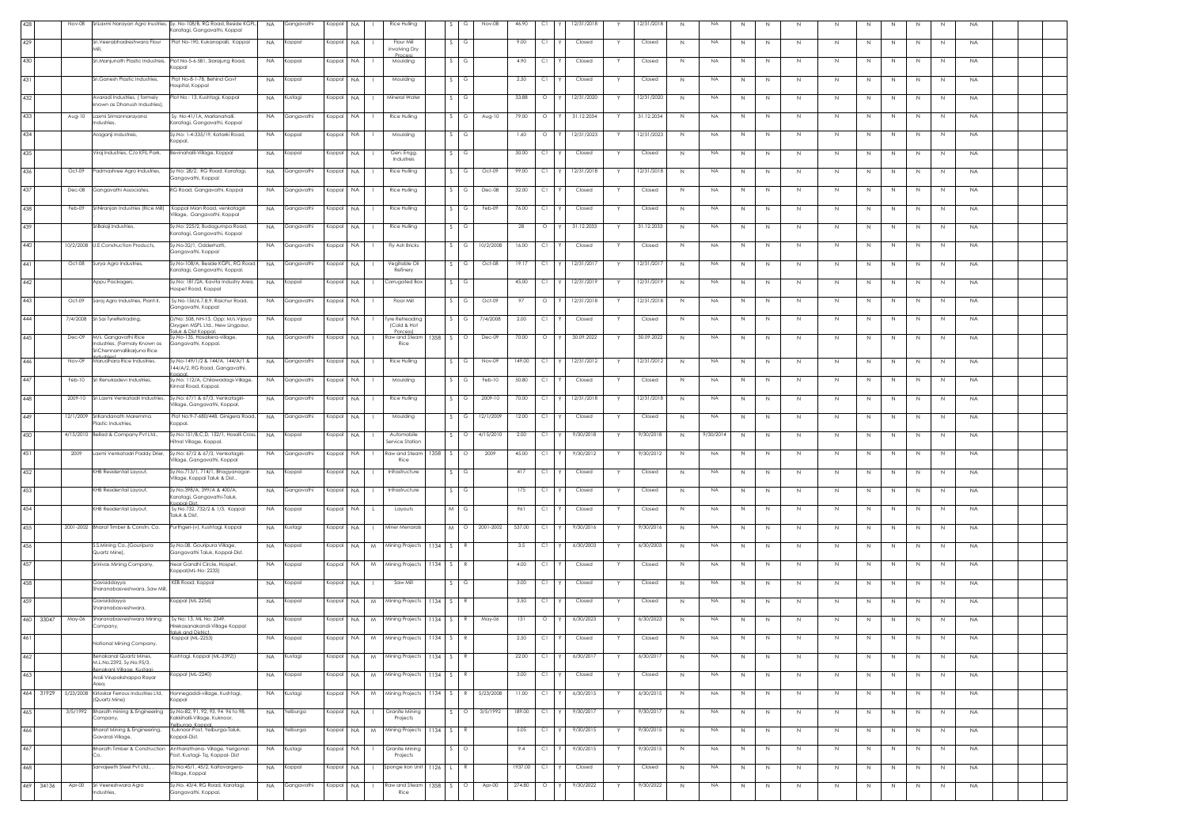| 428 | | Nov-08 | SriLaxmi Narayan Agro Inustries, | Sy. No-108/B, RG Road, Beside KGPL, Karatagi, Gangavathi, Koppal | NA | Gangavathi | Koppal | NA | I | Rice Hulling | | S | G | Nov-08 | 46.90 | C1 | Y | 12/31/2018 | Y | 12/31/2018 | N | NA | N | N | N | N | N | N | N | N | NA |
|---|---|---|---|---|---|---|---|---|---|---|---|---|---|---|---|---|---|---|---|---|---|---|---|---|---|---|---|---|---|---|---|
| 429 | | | Sri.Veerabhadreshwara Flour Mill, | Plot No-190, Kukanapalli, Koppal | NA | Koppal | Koppal | NA | I | Flour Mill involving Dry Process | | S | G | | 9.00 | C1 | Y | Closed | Y | Closed | N | NA | N | N | N | N | N | N | N | N | NA |
| 430 | | | Sri.Manjunath Plastic Industreis, | Plot No-5-6-581, Sarojung Road, Koppal | NA | Koppal | Koppal | NA | I | Moulding | | S | G | | 4.90 | C1 | Y | Closed | Y | Closed | N | NA | N | N | N | N | N | N | N | N | NA |
| 431 | | | Sri.Ganesh Plastic Industries, | Plot No-8-1-78, Behind Govt Hospital, Koppal | NA | Koppal | Koppal | NA | I | Moulding | | S | G | | 2.50 | C1 | Y | Closed | Y | Closed | N | NA | N | N | N | N | N | N | N | N | NA |
| 432 | | | Avaradi Industries, ( formely known as Dhanush Industries), | Plot No : 13, Kushtagi, Koppal | NA | Kustagi | Koppal | NA | I | Mineral Water | | S | G | | 33.88 | O | Y | 12/31/2020 | Y | 12/31/2020 | N | NA | N | N | N | N | N | N | N | N | NA |
| 433 | | Aug-10 | Laxmi Srimannarayana Industries, | Sy. No-41/1A, Martanahalli, Karatagi, Gangavathi, Koppal | NA | Gangavathi | Koppal | NA | I | Rice Hulling | | S | G | Aug-10 | 79.00 | O | Y | 31.12.2034 | Y | 31.12.2034 | N | NA | N | N | N | N | N | N | N | N | NA |
| 434 | | | Araganji Industreis, | Sy.No: 1-4-335/19, Katarki Road, Koppal, | NA | Koppal | Koppal | NA | I | Moulding | | S | G | | 1.60 | O | Y | 12/31/2023 | Y | 12/31/2023 | N | NA | N | N | N | N | N | N | N | N | NA |
| 435 | | | Viraj Industries, C/o KFIL Park, | Bevinahalli-Village, Koppal | NA | Koppal | Koppal | NA | I | Gen. Engg. Industreis | | S | G | | 30.00 | C1 | Y | Closed | Y | Closed | N | NA | N | N | N | N | N | N | N | N | NA |
| 436 | | Oct-09 | Padmashree Agro Industries, | Sy No: 28/2, RG Road, Karatagi, Gangavathi, Koppal | NA | Gangavathi | Koppal | NA | I | Rice Hulling | | S | G | Oct-09 | 99.00 | C1 | Y | 12/31/2018 | Y | 12/31/2018 | N | NA | N | N | N | N | N | N | N | N | NA |
| 437 | | Dec-08 | Gangavathi Associates, | RG Road, Gangavathi, Koppal | NA | Gangavathi | Koppal | NA | I | Rice Hulling | | S | G | Dec-08 | 32.00 | C1 | Y | Closed | Y | Closed | N | NA | N | N | N | N | N | N | N | N | NA |
| 438 | | Feb-09 | SriNiranjan Industries (Rice Mill) | Koppal Mian Road, venkatagiri Village, Gangavathi, Koppal | NA | Gangavathi | Koppal | NA | I | Rice Hulling | | S | G | Feb-09 | 76.00 | C1 | Y | Closed | Y | Closed | N | NA | N | N | N | N | N | N | N | N | NA |
| 439 | | | SriBalaji Industries, | Sy.No: 225/2, Budagumpa Road, Karatagi, Gangavathi, Koppal | NA | Gangavathi | Koppal | NA | I | Rice Hulling | | S | G | | 28 | O | Y | 31.12.2033 | Y | 31.12.2033 | N | NA | N | N | N | N | N | N | N | N | NA |
| 440 | | 10/2/2008 | U.E.Construction Products, | Sy.No-32/1, Odderhatti, Gangavathi, Koppal | NA | Gangavathi | Koppal | NA | I | Fly Ash Bricks | | S | G | 10/2/2008 | 16.00 | C1 | Y | Closed | Y | Closed | N | NA | N | N | N | N | N | N | N | N | NA |
| 441 | | Oct-08 | Surya Agro Industries, | Sy.No-108/A, Beside KGPL, RG Road, Karatagi, Gangavathi, Koppal. | NA | Gangavathi | Koppal | NA | I | Vegitable Oil Refinery | | S | G | Oct-08 | 19.17 | C1 | Y | 12/31/2017 | Y | 12/31/2017 | N | NA | N | N | N | N | N | N | N | N | NA |
| 442 | | | Appu Packagers, | Sy.No: 181/2A, Kavita Industry Area, Haspet Road, Koppal | NA | Koppal | Koppal | NA | I | Corrugated Box | | S | G | | 45.00 | C1 | Y | 12/31/2019 | Y | 12/31/2019 | N | NA | N | N | N | N | N | N | N | N | NA |
| 443 | | Oct-09 | Saroj Agro Industries, Plant-II, | Sy.No-156/6,7,8,9, Raichur Road, Gangavathi, Koppal | NA | Gangavathi | Koppal | NA | I | Floor Mill | | S | G | Oct-09 | 97 | O | Y | 12/31/2018 | Y | 12/31/2018 | N | NA | N | N | N | N | N | N | N | N | NA |
| 444 | | 7/4/2008 | Sri Sai TyreRetrading, | D/No: 508, NH-13, Opp: M/s.Vijaya Oxygen MSPL Ltd., New Lingapur, Taluk & Dist Koppal. | NA | Koppal | Koppal | NA | I | Tyre Retreading (Cold & Hot Porcess) | | S | G | 7/4/2008 | 2.00 | C1 | Y | Closed | Y | Closed | N | NA | N | N | N | N | N | N | N | N | NA |
| 445 | | Dec-09 | M/s. Gangavathi Rice Industries, (Formaly Known as SriChennamallikarjuna Rice Industries) | Sy.No-135, Hosakera-village, Gangavathi, Koppal. | NA | Gangavathi | Koppal | NA | I | Raw and Steam Rice | 1358 | S | O | Dec-09 | 70.00 | O | Y | 30.09.2022 | Y | 30.09.2022 | N | NA | N | N | N | N | N | N | N | N | NA |
| 446 | | Nov-09 | Marudhara Rice Industries, | Sy.No-149/1/2 & 144/A, 144/A/1 & 144/A/2, RG Road, Gangavathi, Koppal. | NA | Gangavathi | Koppal | NA | I | Rice Hulling | | S | G | Nov-09 | 149.00 | C1 | Y | 12/31/2012 | Y | 12/31/2012 | N | NA | N | N | N | N | N | N | N | N | NA |
| 447 | | Feb-10 | Sri Renukadevi Industries, | Sy.No: 112/A, Chilawadagi-Village, Kinnal Road, Koppal. | NA | Gangavathi | Koppal | NA | I | Moulding | | S | G | Feb-10 | 50.80 | C1 | Y | Closed | Y | Closed | N | NA | N | N | N | N | N | N | N | N | NA |
| 448 | | 2009-10 | Sri Laxmi Venkatadri Industries, | Sy.No: 67/1 & 67/3, Venkatagiri-Village, Gangavathi, Koppal. | NA | Gangavathi | Koppal | NA | I | Rice Hulling | | S | G | 2009-10 | 70.00 | C1 | Y | 12/31/2018 | Y | 12/31/2018 | N | NA | N | N | N | N | N | N | N | N | NA |
| 449 | | 12/1/2009 | SriKandanath Maremma Plastic Industries, | Plot No:9-7-680/448, Ginigera Road, Koppal. | NA | Gangavathi | Koppal | NA | I | Moulding | | S | G | 12/1/2009 | 12.00 | C1 | Y | Closed | Y | Closed | N | NA | N | N | N | N | N | N | N | N | NA |
| 450 | | 4/15/2010 | Bellad & Company Pvt Ltd., | Sy.No:151/B.C.D, 152/1, Hosalli Cross, Hitnal Village, Koppal. | NA | Koppal | Koppal | NA | I | Automobile Service Station | | S | O | 4/15/2010 | 2.00 | C1 | Y | 9/30/2018 | Y | 9/30/2018 | N | 9/30/2014 | N | N | N | N | N | N | N | N | NA |
| 451 | | 2009 | Laxmi Venkatadri Paddy Drier, | Sy.No: 67/2 & 67/3, Venkatagiri-Village, Gangavathi, Koppal | NA | Gangavathi | Koppal | NA | I | Raw and Steam Rice | 1358 | S | O | 2009 | 45.00 | C1 | Y | 9/30/2012 | Y | 9/30/2012 | N | NA | N | N | N | N | N | N | N | N | NA |
| 452 | | | KHB Residentail Layout, | Sy.No.713/1, 714/1, Bhagyanagar-Village, Koppal Taluk & Dist., | NA | Koppal | Koppal | NA | I | Infrastructure | | S | G | | 417 | C1 | Y | Closed | Y | Closed | N | NA | N | N | N | N | N | N | N | N | NA |
| 453 | | | KHB Residentail Layout, | Sy.No.398/A, 399/A & 400/A, Karatagi, Gangavathi-Taluk, Koppal-Dist., | NA | Gangavathi | Koppal | NA | I | Infrastructure | | S | G | | 175 | C1 | Y | Closed | Y | Closed | N | NA | N | N | N | N | N | N | N | N | NA |
| 454 | | | KHB Residentail Layout, | Sy.No.752, 752/2 & 1/3, Koppal Taluk & Dist. | NA | Koppal | Koppal | NA | L | Layouts | | M | G | | 961 | C1 | Y | Closed | Y | Closed | N | NA | N | N | N | N | N | N | N | N | NA |
| 455 | | 2001-2002 | Bharat Timber & Constn. Co. | Purthgeri-(v), Kushtagi, Koppal | NA | Kustagi | Koppal | NA | I | Miner Menarals | | M | O | 2001-2002 | 537.00 | C1 | Y | 9/30/2016 | Y | 9/30/2016 | N | NA | N | N | N | N | N | N | N | N | NA |
| 456 | | | S.S.Mining Co.,(Gouripura Quartz Mine), | Sy.No.08, Gouripura Village, Gangavathi Taluk, Koppal-Dist. | NA | Koppal | Koppal | NA | M | Mining Projects | 1134 | S | R | | 3.5 | C1 | Y | 6/30/2003 | Y | 6/30/2003 | N | NA | N | N | N | N | N | N | N | N | NA |
| 457 | | | Srinivas Mining Company, | Near Gandhi Circle, Hospet, Koppal(ML-No: 2233) | NA | Koppal | Koppal | NA | M | Mining Projects | 1134 | S | R | | 4.00 | C1 | Y | Closed | Y | Closed | N | NA | N | N | N | N | N | N | N | N | NA |
| 458 | | | Gavisiddayya Sharanabasveshwara, Saw Mill, | KEB Road, Koppal | NA | Koppal | Koppal | NA | I | Saw Mill | | S | G | | 3.00 | C1 | Y | Closed | Y | Closed | N | NA | N | N | N | N | N | N | N | N | NA |
| 459 | | | Gavisiddayya Sharanabasveshwara, | Koppal (ML 2256) | NA | Koppal | Koppal | NA | M | Mining Projects | 1134 | S | R | | 3.50 | C1 | Y | Closed | Y | Closed | N | NA | N | N | N | N | N | N | N | N | NA |
| 460 | 33047 | May-06 | Sharanabasveshwara Mining Company, | Sy No: 13, ML No: 2349, Hirekasanakandi-Village Koppal taluk and District. | NA | Koppal | Koppal | NA | M | Mining Projects | 1134 | S | R | May-06 | 131 | O | Y | 6/30/2023 | Y | 6/30/2023 | N | NA | N | N | N | N | N | N | N | N | NA |
| 461 | | | National Mining Company, | Koppal (ML-2253) | NA | Koppal | Koppal | NA | M | Mining Projects | 1134 | S | R | | 2.50 | C1 | Y | Closed | Y | Closed | N | NA | N | N | N | N | N | N | N | N | NA |
| 462 | | | Benakanal Quartz Mines, M.L.No.2392, Sy.No.95/3, Benakanl-Village, Kustagi- | Kushtagi, Koppal (ML-2392)) | NA | Kustagi | Koppal | NA | M | Mining Projects | 1134 | S | R | | 22.00 | C1 | Y | 6/30/2017 | Y | 6/30/2017 | N | NA | N | N | N | N | N | N | N | N | NA |
| 463 | | | Arali Virupakshappa Royar Area, | Koppal (ML-2240) | NA | Koppal | Koppal | NA | M | Mining Projects | 1134 | S | R | | 3.00 | C1 | Y | Closed | Y | Closed | N | NA | N | N | N | N | N | N | N | N | NA |
| 464 | 31929 | 5/23/2008 | Kirloskar Ferrous Industries Ltd. (Quartz Mine) | Honnegaddi-village, Kushtagi, Koppal | NA | Kustagi | Koppal | NA | M | Mining Projects | 1134 | S | R | 5/23/2008 | 11.00 | C1 | Y | 6/30/2015 | Y | 6/30/2015 | N | NA | N | N | N | N | N | N | N | N | NA |
| 465 | | 3/5/1992 | Bharath mining & Engineering Company, | Sy.No-82, 91, 92, 93, 94 96 to 98, Kakkihalli-Village, Kuknoor, Yelburga, Koppal | NA | Yelburga | Koppal | NA | I | Granite Mining Projects | | S | O | 3/5/1992 | 189.00 | C1 | Y | 9/30/2017 | Y | 9/30/2017 | N | NA | N | N | N | N | N | N | N | N | NA |
| 466 | | | Bharat Mining & Engineering, Gavaral-Village, | Kuknoor-Post, Yelburga-Taluk, Koppal-Dist. | NA | Yelburga | Koppal | NA | M | Mining Projects | 1134 | S | R | | 5.05 | C1 | Y | 9/30/2015 | Y | 9/30/2015 | N | NA | N | N | N | N | N | N | N | N | NA |
| 467 | | | Bharath Timber & Construction Co, | Antharathana- Village, Yerigonal-Post, Kustagi- Tq, Koppal- Dist | NA | Kustagi | Koppal | NA | I | Granite Mining Projects | | S | O | | 9.4 | C1 | Y | 9/30/2015 | Y | 9/30/2015 | N | NA | N | N | N | N | N | N | N | N | NA |
| 468 | | | Sarvajeeth Steel Pvt Ltd., , | Sy.No:45/1, 45/2, Kattavargera-Village, Koppal | NA | Koppal | Koppal | NA | I | Sponge Iron Unit | 1126 | L | R | | 1937.00 | C1 | Y | Closed | Y | Closed | N | NA | N | N | N | N | N | N | N | N | NA |
| 469 | 34136 | Apr-00 | Sri Veereshwara Agro Industries, | Sy.No. 43/4, RG Road, Karatagi, Gangavathi, Koppal. | NA | Gangavathi | Koppal | NA | I | Raw and Steam Rice | 1358 | S | O | Apr-00 | 274.80 | O | Y | 9/30/2022 | Y | 9/30/2022 | N | NA | N | N | N | N | N | N | N | N | NA |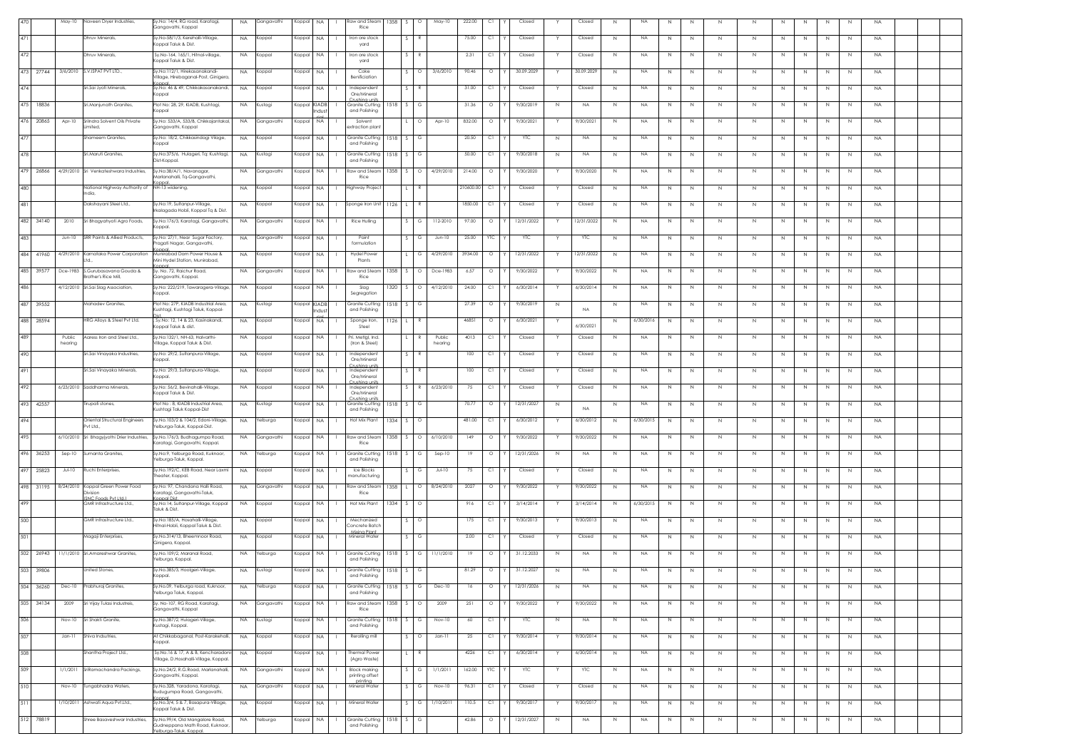| 470 | | May-10 | Naveen Dryer Industries, | Sy.No: 14/4, RG road, Karatagi, Gangavathi, Koppal | NA | Gangavathi | Koppal | NA | I | Raw and Steam Rice | 1358 | S | O | May-10 | 222.00 | C1 | Y | Closed | Y | Closed | N | NA | N | N | N | N | N | N | N | N | NA | | |
|---|---|---|---|---|---|---|---|---|---|---|---|---|---|---|---|---|---|---|---|---|---|---|---|---|---|---|---|---|---|---|---|---|---|
| 471 | | | Dhruv Minerals, | Sy.No-58/1/5, Karehalli-Village, Koppal Taluk & Dist. | NA | Koppal | Koppal | NA | I | Iron ore stock yard | | S | R | | 75.00 | C1 | Y | Closed | Y | Closed | N | NA | N | N | N | N | N | N | N | N | NA | | |
| 472 | | | Dhruv Minerals, | Sy.No-164, 165/1, Hitnal-village, Koppal Taluk & Dist. | NA | Koppal | Koppal | NA | I | Iron ore stock yard | | S | R | | 2.31 | C1 | Y | Closed | Y | Closed | N | NA | N | N | N | N | N | N | N | N | NA | | |
| 473 | 27744 | 3/6/2010 | S.V.ISPAT PVT LTD., | Sy.No:112/1, Hirekasanakandi-Village, Hirebaganal-Post, Ginigera, Koppal. | NA | Koppal | Koppal | NA | I | Coke Benificiation | | S | O | 3/6/2010 | 90.46 | O | Y | 30.09.2029 | Y | 30.09.2029 | N | NA | N | N | N | N | N | N | N | N | NA | | |
| 474 | | | Sri.Sai Jyoti Minerals, | Sy.No: 46 & 49, Chikkakasanakandi, Koppal | NA | Koppal | Koppal | NA | I | Independent Ore/Mineral Crushing units | | S | R | | 31.00 | C1 | Y | Closed | Y | Closed | N | NA | N | N | N | N | N | N | N | N | NA | | |
| 475 | 18836 | | Sri.Manjunath Granites, | Plot No: 28, 29, KIADB, Kushtagi, Koppal | NA | Kustagi | Koppal | KIADB Indust | I | Granite Cutting and Polishing | 1518 | S | G | | 31.36 | O | Y | 9/30/2019 | N | NA | N | NA | N | N | N | N | N | N | N | N | NA | | |
| 476 | 20865 | Apr-10 | Srilndra Solvent Oils Private Limited, | Sy.No: 533/A, 533/B, Chikkajantakal, Gangavathi, Koppal | NA | Gangavathi | Koppal | NA | I | Solvent extraction plant | | L | O | Apr-10 | 832.00 | O | Y | 9/30/2021 | Y | 9/30/2021 | N | NA | N | N | N | N | N | N | N | N | NA | | |
| 477 | | | Shameem Granites, | Sy.No: 18/2, Chikkasindagi Village, Koppal | NA | Koppal | Koppal | NA | I | Granite Cutting and Polishing | 1518 | S | G | | 20.50 | C1 | Y | YTC | N | NA | N | NA | N | N | N | N | N | N | N | N | NA | | |
| 478 | | | Sri.Maruti Granites, | Sy.No:375/6, Hulageri, Tq: Kushtagi, Dist-Koppal. | NA | Kustagi | Koppal | NA | I | Granite Cutting and Polishing | 1518 | S | G | | 50.00 | C1 | Y | 9/30/2018 | N | NA | N | NA | N | N | N | N | N | N | N | N | NA | | |
| 479 | 26866 | 4/29/2010 | Sri Venkateshwara Industries, | Sy.No:38/A/1, Navanagar, Marlanahalli, Tq-Gangavathi, Koppal. | NA | Gangavathi | Koppal | NA | I | Raw and Steam Rice | 1358 | S | O | 4/29/2010 | 214.00 | O | Y | 9/30/2020 | Y | 9/30/2020 | N | NA | N | N | N | N | N | N | N | N | NA | | |
| 480 | | | National Highway Authority of India, | NH-13 widening, | NA | Koppal | Koppal | NA | I | Highway Project | | L | R | | 210600.00 | C1 | Y | Closed | Y | Closed | N | NA | N | N | N | N | N | N | N | N | NA | | |
| 481 | | | Dakshayani Steel Ltd., | Sy.No:19, Sultanpur-Village, Irkalagada Hobli, Koppal Tq & Dist. | NA | Koppal | Koppal | NA | I | Sponge Iron Unit | 1126 | L | R | | 1850.00 | C1 | Y | Closed | Y | Closed | N | NA | N | N | N | N | N | N | N | N | NA | | |
| 482 | 34140 | 2010 | Sri Bhagyajyoti Agro Foods, | Sy.No:176/3, Karatagi, Gangavathi, Koppal. | NA | Gangavathi | Koppal | NA | I | Rice Hulling | | S | G | 112-2010 | 97.00 | O | Y | 12/31/2022 | Y | 12/31/2022 | N | NA | N | N | N | N | N | N | N | N | NA | | |
| 483 | | Jun-10 | SRR Paints & Allied Products, | Sy.No: 27/1, Near Sugar Factory, Pragati Nagar, Gangavathi, Koppal. | NA | Gangavathi | Koppal | NA | I | Paint formulation | | S | G | Jun-10 | 25.00 | YTC | Y | YTC | Y | YTC | N | NA | N | N | N | N | N | N | N | N | NA | | |
| 484 | 41960 | 4/29/2010 | Karnataka Power Corporation Ltd., | Munirabad Dam Power House & Mini Hydel Station, Munirabad, Koppal. | NA | Koppal | Koppal | NA | I | Hydel Power Plants | | L | G | 4/29/2010 | 39334.00 | O | Y | 12/31/2022 | Y | 12/31/2022 | N | NA | N | N | N | N | N | N | N | N | NA | | |
| 485 | 39577 | Dce-1983 | S.Gurubasavana Gouda & Brother's Rice Mill, | Sy. No. 72, Raichur Road, Gangavathi, Koppal. | NA | Gangavathi | Koppal | NA | I | Raw and Steam Rice | 1358 | S | O | Dce-1983 | 6.57 | O | Y | 9/30/2022 | Y | 9/30/2022 | N | NA | N | N | N | N | N | N | N | N | NA | | |
| 486 | | 4/12/2010 | Sri.Sai Slag Association, | Sy.No: 222/219, Tawaragera-Village, Koppal. | NA | Koppal | Koppal | NA | I | Slag Segregation | 1320 | S | O | 4/12/2010 | 24.00 | C1 | Y | 6/30/2014 | Y | 6/30/2014 | N | NA | N | N | N | N | N | N | N | N | NA | | |
| 487 | 39552 | | Mahadev Granites, | Plot No: 27P, KIADB Industrial Area, Kushtagi, Kushtagi Taluk, Koppal-Dist. | NA | Kustagi | Koppal | KIADB Indust | I | Granite Cutting and Polishing | 1518 | S | G | | 27.39 | O | Y | 9/30/2019 | N | NA | N | NA | N | N | N | N | N | N | N | N | NA | | |
| 488 | 28594 | | HRG Alloys & Steel Pvt Ltd. | Sy.No: 12, 14 & 23, Kasinakandi, Koppal Taluk & dist. | NA | Koppal | Koppal | NA | I | Sponge Iron, Steel | 1126 | L | R | | 46851 | O | Y | 6/30/2021 | Y | 6/30/2021 | N | 6/30/2016 | N | N | N | N | N | N | N | N | NA | | |
| 489 | | Public hearing | Aaress Iron and Steel Ltd., | Sy.No:132/1, NH-63, Halvarthi-Village, Koppal Taluk & Dist. | NA | Koppal | Koppal | NA | I | Pri. Mettgl. Ind. (Iron & Steel) | | L | R | Public hearing | 4013 | C1 | Y | Closed | Y | Closed | N | NA | N | N | N | N | N | N | N | N | NA | | |
| 490 | | | Sri.Sai Vinayaka Industries, | Sy.No: 29/2, Sultanpura-Village, Koppal. | NA | Koppal | Koppal | NA | I | Independent Ore/Mineral Crushing units | | S | R | | 100 | C1 | Y | Closed | Y | Closed | N | NA | N | N | N | N | N | N | N | N | NA | | |
| 491 | | | Sri.Sai Vinayaka Minerals, | Sy.No: 29/3, Sultanpura-Village, Koppal. | NA | Koppal | Koppal | NA | I | Independent Ore/Mineral Crushing units | | S | R | | 100 | C1 | Y | Closed | Y | Closed | N | NA | N | N | N | N | N | N | N | N | NA | | |
| 492 | | 6/23/2010 | Saddharma Minerals, | Sy.No: 56/2, Bevinahalli-Village, Koppal Taluk & Dist. | NA | Koppal | Koppal | NA | I | Independent Ore/Mineral Crushing units | | S | R | 6/23/2010 | 75 | C1 | Y | Closed | Y | Closed | N | NA | N | N | N | N | N | N | N | N | NA | | |
| 493 | 42557 | | Tirupati stones, | Plot No : 8, KIADB Industrial Area, Kushtagi Taluk Koppal-Dist | NA | Kustagi | Koppal | NA | I | Granite Cutting and Polishing | 1518 | S | G | | 70.77 | O | Y | 12/31/2027 | N | NA | N | NA | N | N | N | N | N | N | N | N | NA | | |
| 494 | | | Oriental Structural Engineers Pvt Ltd., | Sy.No.103/2 & 104/2, Edoni-Village, Yelburga-Taluk, Koppal-Dist. | NA | Yelburga | Koppal | NA | I | Hot Mix Plant | 1334 | S | O | | 481.00 | C1 | Y | 6/30/2012 | Y | 6/30/2012 | N | 6/30/2015 | N | N | N | N | N | N | N | N | NA | | |
| 495 | | 6/10/2010 | Sri. Bhagyjyothi Drier Industries, | Sy.No.176/3, Budhagumpa Road, Karatagi, Gangavathi, Koppal. | NA | Gangavathi | Koppal | NA | I | Raw and Steam Rice | 1358 | S | O | 6/10/2010 | 149 | O | Y | 9/30/2022 | Y | 9/30/2022 | N | NA | N | N | N | N | N | N | N | N | NA | | |
| 496 | 36253 | Sep-10 | Sumanta Granites, | Sy.No:9, Yelburga Road, Kuknoor, Yelburga-Taluk, Koppal. | NA | Yelburga | Koppal | NA | I | Granite Cutting and Polishing | 1518 | S | G | Sep-10 | 19 | O | Y | 12/31/2026 | N | NA | N | NA | N | N | N | N | N | N | N | N | NA | | |
| 497 | 25823 | Jul-10 | Ruchi Enterprises, | Sy.No.192/C, KEB Road, Near Laxmi Theater, Koppal. | NA | Koppal | Koppal | NA | I | Ice Blocks manufacturing | | S | G | Jul-10 | 75 | C1 | Y | Closed | Y | Closed | N | NA | N | N | N | N | N | N | N | N | NA | | |
| 498 | 31195 | 8/24/2010 | Koppal Green Power Food Division (SNC Foods Pvt Ltd.) | Sy.No: 97, Chandana Halli Road, Karatagi, Gangavathi-Taluk, Koppal Dist. | NA | Gangavathi | Koppal | NA | I | Raw and Steam Rice | 1358 | L | O | 8/24/2010 | 2027 | O | Y | 9/30/2022 | Y | 9/30/2022 | N | NA | N | N | N | N | N | N | N | N | NA | | |
| 499 | | | GMR Infrastructure Ltd., | Sy.No:14, Sultanpur-Village, Koppal Taluk & Dist. | NA | Koppal | Koppal | NA | I | Hot Mix Plant | 1334 | S | O | | 916 | C1 | Y | 3/14/2014 | Y | 3/14/2014 | N | 6/30/2015 | N | N | N | N | N | N | N | N | NA | | |
| 500 | | | GMR Infrastructure Ltd., | Sy.No:185/A, Hosahalli-Village, Hitnal-Hobli, Koppal Taluk & Dist. | NA | Koppal | Koppal | NA | I | Mechanized Concrete Batch Mixing Plant | | S | O | | 175 | C1 | Y | 9/30/2013 | Y | 9/30/2013 | N | NA | N | N | N | N | N | N | N | N | NA | | |
| 501 | | | Magaji Enterprises, | Sy.No.314/13, Bheemnoor Road, Ginigera, Koppal. | NA | Koppal | Koppal | NA | I | Mineral Water | | S | G | | 2.00 | C1 | Y | Closed | Y | Closed | N | NA | N | N | N | N | N | N | N | N | NA | | |
| 502 | 26943 | 11/1/2010 | Sri.Amareshwar Granites, | Sy.No.109/2, Maranal Road, Yelburga, Koppal. | NA | Yelburga | Koppal | NA | I | Granite Cutting and Polishing | 1518 | S | G | 11/1/2010 | 19 | O | Y | 31.12.2033 | N | NA | N | NA | N | N | N | N | N | N | N | N | NA | | |
| 503 | 39806 | | United Stones, | Sy.No.385/3, Hoolgeri-Village, Koppal. | NA | Kustagi | Koppal | NA | I | Granite Cutting and Polishing | 1518 | S | G | | 81.29 | O | Y | 31.12.2027 | N | NA | N | NA | N | N | N | N | N | N | N | N | NA | | |
| 504 | 36260 | Dec-10 | Prabhuraj Granites, | Sy.No.09, Yelburga road, Kuknoor, Yelburga Taluk, Koppal. | NA | Yelburga | Koppal | NA | I | Granite Cutting and Polishing | 1518 | S | G | Dec-10 | 16 | O | Y | 12/31/2026 | N | NA | N | NA | N | N | N | N | N | N | N | N | NA | | |
| 505 | 34134 | 2009 | Sri Vijay Tulasi Industreis, | Sy. No-107, RG Road, Karatagi, Gangavathi, Koppal | NA | Gangavathi | Koppal | NA | I | Raw and Steam Rice | 1358 | S | O | 2009 | 251 | O | Y | 9/30/2022 | Y | 9/30/2022 | N | NA | N | N | N | N | N | N | N | N | NA | | |
| 506 | | Nov-10 | Sri Shakti Granite, | Sy.No.387/2, Hulageri-Village, Kustagi, Koppal. | NA | Kustagi | Koppal | NA | I | Granite Cutting and Polishing | 1518 | S | G | Nov-10 | 60 | C1 | Y | YTC | N | NA | N | NA | N | N | N | N | N | N | N | N | NA | | |
| 507 | | Jan-11 | Shiva Indsutries, | At Chikkabaganal, Post-Karakehalli, Koppal. | NA | Koppal | Koppal | NA | I | Rerolling mill | | S | O | Jan-11 | 25 | C1 | Y | 9/30/2014 | Y | 9/30/2014 | N | NA | N | N | N | N | N | N | N | N | NA | | |
| 508 | | | Shantha Project Ltd., | Sy.No.16 & 17, A & B, Kenchanadoni-Village, D.Hosahalli-Village, Koppal. | NA | Koppal | Koppal | NA | I | Thermal Power (Agro Waste) | | L | R | | 4226 | C1 | Y | 6/30/2014 | Y | 6/30/2014 | N | NA | N | N | N | N | N | N | N | N | NA | | |
| 509 | | 1/1/2011 | SriRamachandra Packings, | Sy.No.24/2, R.G.Road, Marlanahalli, Gangavathi, Koppal. | NA | Gangavathi | Koppal | NA | I | Block making printing offset printing | | S | G | 1/1/2011 | 162.00 | YTC | Y | YTC | Y | YTC | N | NA | N | N | N | N | N | N | N | N | NA | | |
| 510 | | Nov-10 | Tungabhadra Waters, | Sy.No.328, Yaradona, Karatagi, Budugumpa Road, Gangavathi, Koppal. | NA | Gangavathi | Koppal | NA | I | Mineral Water | | S | G | Nov-10 | 96.31 | C1 | Y | Closed | Y | Closed | N | NA | N | N | N | N | N | N | N | N | NA | | |
| 511 | | 1/10/2011 | Ashwati Aqua Pvt.Ltd., | Sy.No.3/4, 5 & 7, Basapura-Village, Koppal Taluk & Dist. | NA | Koppal | Koppal | NA | I | Mineral Water | | S | G | 1/10/2011 | 110.5 | C1 | Y | 9/30/2017 | Y | 9/30/2017 | N | NA | N | N | N | N | N | N | N | N | NA | | |
| 512 | 78819 | | Shree Basaveshwar Industries, | Sy.No.99/4, Old Mangalore Road, Gudneppana Math Road, Kuknoor, Yelburga-Taluk, Koppal. | NA | Yelburga | Koppal | NA | I | Granite Cutting and Polishing | 1518 | S | G | | 42.86 | O | Y | 12/31/2027 | N | NA | N | NA | N | N | N | N | N | N | N | N | NA | | |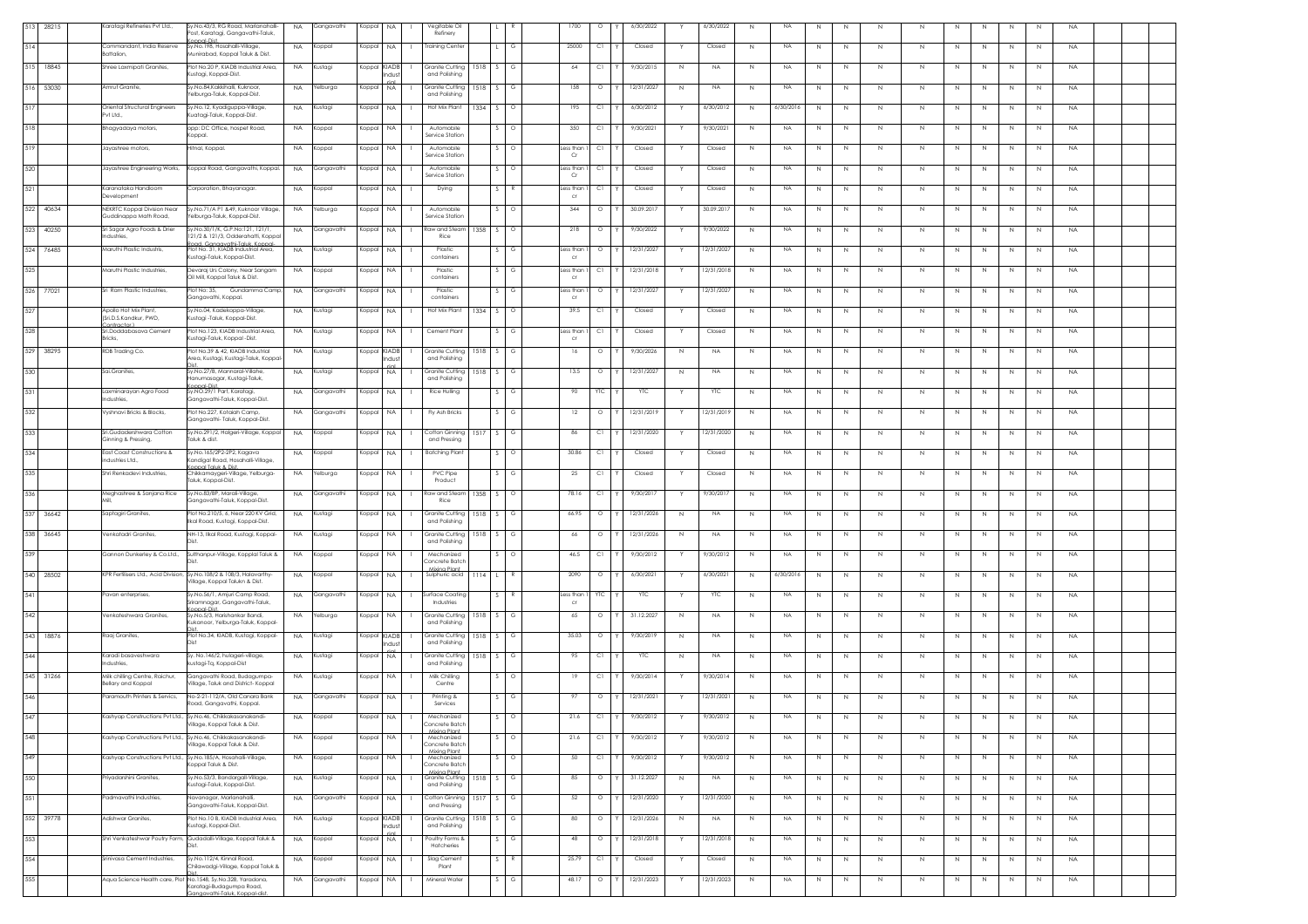| 513 | 28215 | Karatagi Refineries Pvt Ltd., | Sy.No.43/3, RG Road, Marlanahalli-Post, Karatagi, Gangavathi-Taluk, Koppal-Dist. | NA | Gangavathi | Koppal | NA | I | Vegitable Oil Refinery | | L | R | 1700 | O | Y | 6/30/2022 | Y | 6/30/2022 | N | NA | N | N | N | N | N | N | N | N | NA | | |
|---|---|---|---|---|---|---|---|---|---|---|---|---|---|---|---|---|---|---|---|---|---|---|---|---|---|---|---|---|---|---|---|
| 514 | | Commandant, India Reserve Battalion, | Sy.No.198, Hosahalli-Village, Munirabad, Koppal Taluk & Dist. | NA | Koppal | Koppal | NA | I | Training Center | | L | G | 25000 | C1 | Y | Closed | Y | Closed | N | NA | N | N | N | N | N | N | N | N | NA | | |
| 515 | 18845 | Shree Laxmipati Granites, | Plot No.20 P, KIADB Industrial Area, Kustagi, Koppal-Dist. | NA | Kustagi | Koppal | KIADB Industrial | I | Granite Cutting and Polishing | 1518 | S | G | 64 | C1 | Y | 9/30/2015 | N | NA | N | NA | N | N | N | N | N | N | N | N | NA | | |
| 516 | 53030 | Amrut Granite, | Sy.No.84,Kakkihall, Kuknoor, Yelburga-Taluk, Koppal-Dist. | NA | Yelburga | Koppal | NA | I | Granite Cutting and Polishing | 1518 | S | G | 158 | O | Y | 12/31/2027 | N | NA | N | NA | N | N | N | N | N | N | N | N | NA | | |
| 517 | | Oriental Structural Engineers Pvt Ltd., | Sy.No.12, Kyadiguppa-Village, Kustagi-Taluk, Koppal-Dist. | NA | Kustagi | Koppal | NA | I | Hot Mix Plant | 1334 | S | O | 195 | C1 | Y | 6/30/2012 | Y | 6/30/2012 | N | 6/30/2016 | N | N | N | N | N | N | N | N | NA | | |
| 518 | | Bhagyadaya motors, | opp: DC Office, hospet Road, Koppal. | NA | Koppal | Koppal | NA | I | Automobile Service Station | | S | O | 350 | C1 | Y | 9/30/2021 | Y | 9/30/2021 | N | NA | N | N | N | N | N | N | N | N | NA | | |
| 519 | | Jayashree motors, | Hitnal, Koppal. | NA | Koppal | Koppal | NA | I | Automobile Service Station | | S | O | Less than 1 Cr | C1 | Y | Closed | Y | Closed | N | NA | N | N | N | N | N | N | N | N | NA | | |
| 520 | | Jayashree Engineering Works, | Koppal Road, Gangavathi, Koppal. | NA | Gangavathi | Koppal | NA | I | Automobile Service Station | | S | O | Less than 1 Cr | C1 | Y | Closed | Y | Closed | N | NA | N | N | N | N | N | N | N | N | NA | | |
| 521 | | Karanataka Handloom Development | Corporation, Bhayanagar. | NA | Koppal | Koppal | NA | I | Dying | | S | R | Less than 1 cr | C1 | Y | Closed | Y | Closed | N | NA | N | N | N | N | N | N | N | N | NA | | |
| 522 | 40634 | NEKRTC Koppal Division Near Guddineppa Math Road, | Sy.No.71/A P1 &49, Kuknoor Village, Yelburga-Taluk, Koppal-Dist. | NA | Yelburga | Koppal | NA | I | Automobile Service Station | | S | O | 344 | O | Y | 30.09.2017 | Y | 30.09.2017 | N | NA | N | N | N | N | N | N | N | N | NA | | |
| 523 | 40250 | Sri Sagar Agro Foods & Drier Industries, | Sy.No.30/1/K, G.P.No:121, 121/1, 121/2 & 121/3, Odderahatti, Koppal Road, Gangavathi-Taluk, Koppal- | NA | Gangavathi | Koppal | NA | I | Raw and Steam Rice | 1358 | S | O | 218 | O | Y | 9/30/2022 | Y | 9/30/2022 | N | NA | N | N | N | N | N | N | N | N | NA | | |
| 524 | 76485 | Maruthi Plastic Industris, | Plot No. 31, KIADB Industrial Area, Kustagi-Taluk, Koppal-Dist. | NA | Kustagi | Koppal | NA | I | Plastic containers | | S | G | Less than 1 cr | O | Y | 12/31/2027 | Y | 12/31/2027 | N | NA | N | N | N | N | N | N | N | N | NA | | |
| 525 | | Maruthi Plastic Industries, | Devaraj Urs Colony, Near Sangam Oil Mill, Koppal Taluk & Dist. | NA | Koppal | Koppal | NA | I | Plastic containers | | S | G | Less than 1 cr | C1 | Y | 12/31/2018 | Y | 12/31/2018 | N | NA | N | N | N | N | N | N | N | N | NA | | |
| 526 | 77021 | Sri Ram Plastic Industries, | Plot No: 35, Gundamma Camp, Gangavathi, Koppal. | NA | Gangavathi | Koppal | NA | I | Plastic containers | | S | G | Less than 1 cr | O | Y | 12/31/2027 | Y | 12/31/2027 | N | NA | N | N | N | N | N | N | N | N | NA | | |
| 527 | | Apollo Hot Mix Plant, (Sri.D.S.Kandkur, PWD, Contractor.) | Sy.No.04, Kadekoppa-Village, Kustagi -Taluk, Koppal-Dist. | NA | Kustagi | Koppal | NA | I | Hot Mix Plant | 1334 | S | O | 39.5 | C1 | Y | Closed | Y | Closed | N | NA | N | N | N | N | N | N | N | N | NA | | |
| 528 | | Sri.Doddabasava Cement Bricks, | Plot No.123, KIADB Industrial Area, Kustagi-Taluk, Koppal -Dist. | NA | Kustagi | Koppal | NA | I | Cement Plant | | S | G | Less than 1 cr | C1 | Y | Closed | Y | Closed | N | NA | N | N | N | N | N | N | N | N | NA | | |
| 529 | 38295 | RDB Trading Co. | Plot No.39 & 42, KIADB Industrial Area, Kustagi, Kustagi-Taluk, Koppal-Dist. | NA | Kustagi | Koppal | KIADB Industrial | I | Granite Cutting and Polishing | 1518 | S | G | 16 | O | Y | 9/30/2026 | N | NA | N | NA | N | N | N | N | N | N | N | N | NA | | |
| 530 | | Sai.Granites, | Sy.No.27/B, Mannarali-Villahe, Hanumasagar, Kustagi-Taluk, Koppal-Dist. | NA | Kustagi | Koppal | NA | I | Granite Cutting and Polishing | 1518 | S | G | 13.5 | O | Y | 12/31/2027 | N | NA | N | NA | N | N | N | N | N | N | N | N | NA | | |
| 531 | | Laxminarayan Agro Food Industries, | Sy.NO.29/1 Part, Karatagi, Gangavathi-Taluk, Koppal-Dist. | NA | Gangavathi | Koppal | NA | I | Rice Hulling | | S | G | 90 | YTC | Y | YTC | Y | YTC | N | NA | N | N | N | N | N | N | N | N | NA | | |
| 532 | | Vyshnavi Bricks & Blocks, | Plot No.227, Ketaiah Camp, Gangavathi- Taluk, Koppal-Dist. | NA | Gangavathi | Koppal | NA | I | Fly Ash Bricks | | S | G | 12 | O | Y | 12/31/2019 | Y | 12/31/2019 | N | NA | N | N | N | N | N | N | N | N | NA | | |
| 533 | | Sri.Gudadeshwara Cotton Ginning & Pressing, | Sy.No.291/2, Halgeri-Village, Koppal Taluk & dist. | NA | Koppal | Koppal | NA | I | Cotton Ginning and Pressing | 1517 | S | G | 86 | C1 | Y | 12/31/2020 | Y | 12/31/2020 | N | NA | N | N | N | N | N | N | N | N | NA | | |
| 534 | | East Coast Constructions & Industries Ltd., | Sy.No.165/2P2-2P2, Kagava Kandigal Road, Hosahalli-Village, Koppal Taluk & Dist. | NA | Koppal | Koppal | NA | I | Batching Plant | | S | O | 30.86 | C1 | Y | Closed | Y | Closed | N | NA | N | N | N | N | N | N | N | N | NA | | |
| 535 | | Shri Renkadevi Industries, | Chikkamyageri-Village, Yelburga-Taluk, Koppal-Dist. | NA | Yelburga | Koppal | NA | I | PVC Pipe Product | | S | G | 25 | C1 | Y | Closed | Y | Closed | N | NA | N | N | N | N | N | N | N | N | NA | | |
| 536 | | Meghashree & Sanjana Rice Mill, | Sy.No.83/BP, Marali-Village, Gangavathi-Taluk, Koppal-Dist. | NA | Gangavathi | Koppal | NA | I | Raw and Steam Rice | 1358 | S | O | 78.16 | C1 | Y | 9/30/2017 | Y | 9/30/2017 | N | NA | N | N | N | N | N | N | N | N | NA | | |
| 537 | 36642 | Saptagiri Granites, | Plot No.210/5, 6, Near 220 KV Grid, Ilkal Road, Kustagi, Koppal-Dist. | NA | Kustagi | Koppal | NA | I | Granite Cutting and Polishing | 1518 | S | G | 66.95 | O | Y | 12/31/2026 | N | NA | N | NA | N | N | N | N | N | N | N | N | NA | | |
| 538 | 36645 | Venkatadri Granites, | NH-13, Ilkal Road, Kustagi, Koppal-Dist. | NA | Kustagi | Koppal | NA | I | Granite Cutting and Polishing | 1518 | S | G | 66 | O | Y | 12/31/2026 | N | NA | N | NA | N | N | N | N | N | N | N | N | NA | | |
| 539 | | Gannon Dunkerley & Co.Ltd., | Sulthanpur-Village, Koppal Taluk & Dist. | NA | Koppal | Koppal | NA | I | Mechanized Concrete Batch Mixing Plant | | S | O | 46.5 | C1 | Y | 9/30/2012 | Y | 9/30/2012 | N | NA | N | N | N | N | N | N | N | N | NA | | |
| 540 | 28502 | KPR Fertilisers Ltd., Acid Division, | Sy.No.108/2 & 108/3, Halavarthy-Village, Koppal Talukn & Dist. | NA | Koppal | Koppal | NA | I | Sulphuric acid | 1114 | L | R | 2090 | O | Y | 6/30/2021 | Y | 6/30/2021 | N | 6/30/2016 | N | N | N | N | N | N | N | N | NA | | |
| 541 | | Pavan enterprises, | Sy.No.56/1, Amjuri Camp Road, Sriramnagar, Gangavathi-Taluk, Koppal-Dist. | NA | Gangavathi | Koppal | NA | I | Surface Coating Industries | | S | R | Less than 1 cr | YTC | Y | YTC | Y | YTC | N | NA | N | N | N | N | N | N | N | N | NA | | |
| 542 | | Venkateshwara Granites, | Sy.No.5/3, Harishankar Bandi, Kukanoor, Yelburga-Taluk, Koppal-Dist. | NA | Yelburga | Koppal | NA | I | Granite Cutting and Polishing | 1518 | S | G | 65 | O | Y | 31.12.2027 | N | NA | N | NA | N | N | N | N | N | N | N | N | NA | | |
| 543 | 18876 | Raaj Granites, | Plot No.34, KIADB, Kustagi, Koppal-Dist | NA | Kustagi | Koppal | KIADB Industrial | I | Granite Cutting and Polishing | 1518 | S | G | 35.03 | O | Y | 9/30/2019 | N | NA | N | NA | N | N | N | N | N | N | N | N | NA | | |
| 544 | | Karadi basaveshwara Industries, | Sy. No.146/2, hulageri-village, kustagi-Tq, Koppal-Dist | NA | Kustagi | Koppal | NA | I | Granite Cutting and Polishing | 1518 | S | G | 95 | C1 | Y | YTC | N | NA | N | NA | N | N | N | N | N | N | N | N | NA | | |
| 545 | 31266 | Milk chilling Centre, Raichur, Bellary and Koppal | Gangavathi Road, Budagumpa-Village, Taluk and District- Koppal | NA | Kustagi | Koppal | NA | I | Milk Chilling Centre | | S | O | 19 | C1 | Y | 9/30/2014 | Y | 9/30/2014 | N | NA | N | N | N | N | N | N | N | N | NA | | |
| 546 | | Paramouth Printers & Services, | No.2-21-112/A, Old Canara Bank Road, Gangavathi, Koppal. | NA | Gangavathi | Koppal | NA | I | Printing & Services | | S | G | 97 | O | Y | 12/31/2021 | Y | 12/31/2021 | N | NA | N | N | N | N | N | N | N | N | NA | | |
| 547 | | Kashyap Constructions Pvt Ltd., | Sy.No.46, Chikkakasanakandi-Village, Koppal Taluk & Dist. | NA | Koppal | Koppal | NA | I | Mechanized Concrete Batch Mixing Plant | | S | O | 21.6 | C1 | Y | 9/30/2012 | Y | 9/30/2012 | N | NA | N | N | N | N | N | N | N | N | NA | | |
| 548 | | Kashyap Constructions Pvt Ltd., | Sy.No.46, Chikkakasanakandi-Village, Koppal Taluk & Dist. | NA | Koppal | Koppal | NA | I | Mechanized Concrete Batch Mixing Plant | | S | O | 21.6 | C1 | Y | 9/30/2012 | Y | 9/30/2012 | N | NA | N | N | N | N | N | N | N | N | NA | | |
| 549 | | Kashyap Constructions Pvt Ltd., | Sy.No.185/A, Hosahalli-Village, Koppal Taluk & Dist. | NA | Koppal | Koppal | NA | I | Mechanized Concrete Batch Mixing Plant | | S | O | 50 | C1 | Y | 9/30/2012 | Y | 9/30/2012 | N | NA | N | N | N | N | N | N | N | N | NA | | |
| 550 | | Priyadarshini Granites, | Sy.No.53/3, Bandargall-Village, Kustagi-Taluk, Koppal-Dist. | NA | Kustagi | Koppal | NA | I | Granite Cutting and Polishing | 1518 | S | G | 85 | O | Y | 31.12.2027 | N | NA | N | NA | N | N | N | N | N | N | N | N | NA | | |
| 551 | | Padmavathi Industries, | Navanagar, Marlanahalli, Gangavathi-Taluk, Koppal-Dist. | NA | Gangavathi | Koppal | NA | I | Cotton Ginning and Pressing | 1517 | S | G | 52 | O | Y | 12/31/2020 | Y | 12/31/2020 | N | NA | N | N | N | N | N | N | N | N | NA | | |
| 552 | 39778 | Adishwar Granites, | Plot No.10 B, KIADB Industrial Area, Kustagi, Koppal-Dist. | NA | Kustagi | Koppal | KIADB Industrial | I | Granite Cutting and Polishing | 1518 | S | G | 80 | O | Y | 12/31/2026 | N | NA | N | NA | N | N | N | N | N | N | N | N | NA | | |
| 553 | | Shri Venkateshwar Poultry Farm, | Gudadali-Village, Koppal Taluk & Dist. | NA | Koppal | Koppal | NA | I | Poultry Farms & Hatcheries | | S | G | 48 | O | Y | 12/31/2018 | Y | 12/31/2018 | N | NA | N | N | N | N | N | N | N | N | NA | | |
| 554 | | Srinivasa Cement Industries, | Sy.No.112/4, Kinnal Road, Chilawadgi-Village, Koppal Taluk & Dist. | NA | Koppal | Koppal | NA | I | Slag Cement Plant | | S | R | 25.79 | C1 | Y | Closed | Y | Closed | N | NA | N | N | N | N | N | N | N | N | NA | | |
| 555 | | Aqua Science Health care, | Plot No.1548, Sy.No.328, Yaradona, Karatagi-Budagumpa Road, Gangavathi-Taluk, Koppal-dist. | NA | Gangavathi | Koppal | NA | I | Mineral Water | | S | G | 48.17 | O | Y | 12/31/2023 | Y | 12/31/2023 | N | NA | N | N | N | N | N | N | N | N | NA | | |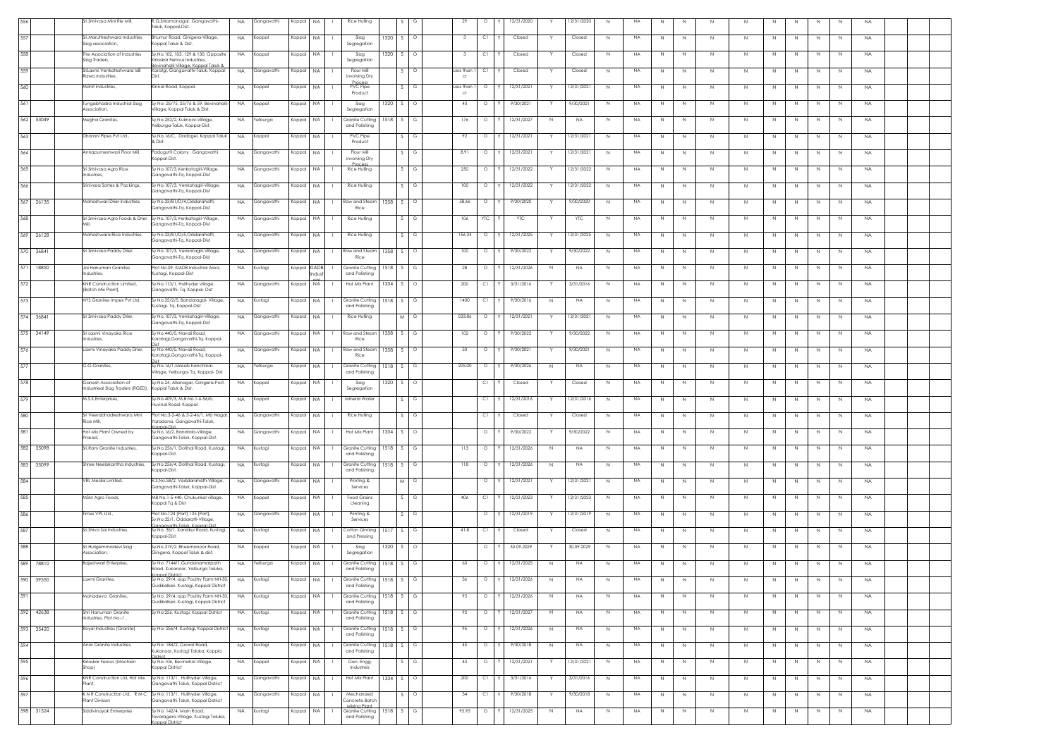| 556 | | Sri Srinivasa Mini Rie Mill, | R.G.Sriramanagar, Gangavathi-Taluk, Koppal-Dist. | NA | Gangavathi | Koppal | NA | I | Rice Hulling | | S | G | 29 | O | Y | 12/31/2020 | Y | 12/31/2020 | N | NA | N | N | N | N | N | N | N | N | NA | | |
|---|---|---|---|---|---|---|---|---|---|---|---|---|---|---|---|---|---|---|---|---|---|---|---|---|---|---|---|---|---|---|---|
| 557 | | Sri.Marutheshwara Industries Slag association, | Bhumur Road, Ginigera-Village, Koppal Taluk & Dist. | NA | Koppal | Koppal | NA | I | Slag Segregation | 1320 | S | O | 3 | C1 | Y | Closed | Y | Closed | N | NA | N | N | N | N | N | N | N | N | NA | | |
| 558 | | The Association of Industries Slag Traders, | Sy.No.102, 103, 129 & 130, Opposite Kirloskar Ferrous Industries, Bevinahalli-Village, Koppal Taluk & | NA | Koppal | Koppal | NA | I | Slag Segregation | 1320 | S | O | 3 | C1 | Y | Closed | Y | Closed | N | NA | N | N | N | N | N | N | N | N | NA | | |
| 559 | | SriLaxmi Venkateshwara Idli Rawa Industries, | Karatgi, Gangavathi-Taluk, Koppal-Dist. | NA | Gangavathi | Koppal | NA | I | Flour Mill involving Dry Process | | S | O | Less than 1 cr | C1 | Y | Closed | Y | Closed | N | NA | N | N | N | N | N | N | N | N | NA | | |
| 560 | | Mohit industries, | Kinnal Road, Koppal. | NA | Koppal | Koppal | NA | I | PVC Pipe Product | | S | G | Less than 1 cr | O | Y | 12/31/2021 | Y | 12/31/2021 | N | NA | N | N | N | N | N | N | N | N | NA | | |
| 561 | | Tungabhadra Industrial Slag Association, | Sy No: 25/75, 25/76 & 59, Bevinahalli-Village, Koppal Taluk & Dist. | NA | Koppal | Koppal | NA | I | Slag Segregation | 1320 | S | O | 40 | O | Y | 9/30/2021 | Y | 9/30/2021 | N | NA | N | N | N | N | N | N | N | N | NA | | |
| 562 | 53049 | Megha Granites, | Sy.No.252/2, Kuknoor-Village, Yelburga-Taluk, Koppal-Dist. | NA | Yelburga | Koppal | NA | I | Granite Cutting and Polishing | 1518 | S | G | 176 | O | Y | 12/31/2027 | N | NA | N | NA | N | N | N | N | N | N | N | N | NA | | |
| 563 | | Dharani Pipes Pvt Ltd., | Sy.No.16/C, Dadageli, Koppal Taluk & Dist. | NA | Koppal | Koppal | NA | I | PVC Pipe Product | | S | G | 92 | O | Y | 12/31/2021 | Y | 12/31/2021 | N | NA | N | N | N | N | N | N | N | N | NA | | |
| 564 | | Annapurneshwari Floor Mill, | Paduguthi Colony , Gangavathi, Koppal-Dist. | NA | Gangavathi | Koppal | NA | I | Flour Mill involving Dry Process | | S | G | 8.91 | O | Y | 12/31/2021 | Y | 12/31/2021 | N | NA | N | N | N | N | N | N | N | N | NA | | |
| 565 | | Sri Srinivasa Agro Rice Industries, | Sy.No.107/3,Venkatagiri-Village, Gangavathi-Tq, Koppal-Dist | NA | Gangavathi | Koppal | NA | I | Rice Hulling | | S | G | 250 | O | Y | 12/31/2022 | Y | 12/31/2022 | N | NA | N | N | N | N | N | N | N | N | NA | | |
| 566 | | Srinivasa Sortex & Packings, | Sy.No.107/3, Venkatagiri-Village, Gangavathi-Tq, Koppal-Dist | NA | Gangavathi | Koppal | NA | I | Rice Hulling | | S | G | 100 | O | Y | 12/31/2022 | Y | 12/31/2022 | N | NA | N | N | N | N | N | N | N | N | NA | | |
| 567 | 26135 | Maheshwari Drier Industries, | Sy.No.33/B1/D/4,Oddarahatti, Gangavathi-Tq, Koppal-Dist | NA | Gangavathi | Koppal | NA | I | Raw and Steam Rice | 1358 | S | O | 58.66 | O | Y | 9/30/2020 | Y | 9/30/2020 | N | NA | N | N | N | N | N | N | N | N | NA | | |
| 568 | | Sri Srinivasa Agro Foods & Drier Mill, | Sy.No.107/3,Venkatagiri-Village, Gangavathi-Tq, Koppal-Dist | NA | Gangavathi | Koppal | NA | I | Rice Hulling | | S | G | 106 | YTC | Y | YTC | Y | YTC | N | NA | N | N | N | N | N | N | N | N | NA | | |
| 569 | 26128 | Maheshwara Rice Industries, | Sy.No.33/B1/D/5,Oddarahatti, Gangavathi-Tq, Koppal-Dist | NA | Gangavathi | Koppal | NA | I | Rice Hulling | | S | G | 156.34 | O | Y | 12/31/2025 | Y | 12/31/2025 | N | NA | N | N | N | N | N | N | N | N | NA | | |
| 570 | 36841 | Sri Srinivasa Paddy Drier, | Sy.No.107/3, Venkatagiri-Village, Gangavathi-Tq, Koppal-Dist | NA | Gangavathi | Koppal | NA | I | Raw and Steam Rice | 1358 | S | O | 100 | O | Y | 9/30/2022 | Y | 9/30/2022 | N | NA | N | N | N | N | N | N | N | N | NA | | |
| 571 | 18850 | Jai Hanuman Granites Industries, | Plot No.09, KIADB Industrial Area, Kustagi, Koppal-Dist | NA | Kustagi | Koppal | KIADB Indust | I | Granite Cutting and Polishing | 1518 | S | G | 28 | O | Y | 12/31/2026 | N | NA | N | NA | N | N | N | N | N | N | N | N | NA | | |
| 572 | | KNR Construction Limited, (Batch Mix Plant), | Sy.No.113/1, Hulihyder village, Gangavathi- Tq, Koppal- Dist | NA | Gangavathi | Koppal | NA | I | Hot Mix Plant | 1334 | S | O | 200 | C1 | Y | 3/31/2016 | Y | 3/31/2016 | N | NA | N | N | N | N | N | N | N | N | NA | | |
| 573 | | NYS Granites Impex Pvt Ltd, | Sy.No.35/2/5, Bandaragal- Village, Kustagi- Tq, Koppal-Dist | NA | Kustagi | Koppal | NA | I | Granite Cutting and Polishing | 1518 | S | G | 1400 | C1 | Y | 9/30/2016 | N | NA | N | NA | N | N | N | N | N | N | N | N | NA | | |
| 574 | 36841 | Sri Srinivasa Paddy Drier, | Sy.No.107/3, Venkatagiri-Village, Gangavathi-Tq, Koppal-Dist | NA | Gangavathi | Koppal | NA | I | Rice Hulling | | M | G | 535.86 | O | Y | 12/31/2021 | Y | 12/31/2021 | N | NA | N | N | N | N | N | N | N | N | NA | | |
| 575 | 34149 | Sri Laxmi Vinayaka Rice Industries, | Sy.No.440/5, Navali Road, Karatagi,Gangavathi-Tq, Koppal-Dist | NA | Gangavathi | Koppal | NA | I | Raw and Steam Rice | 1358 | S | G | 102 | O | Y | 9/30/2022 | Y | 9/30/2022 | N | NA | N | N | N | N | N | N | N | N | NA | | |
| 576 | | Laxmi Vinayaka Paddy Drier, | Sy.No.440/5, Navali Road, Karatagi,Gangavathi-Tq, Koppal-Dist | NA | Gangavathi | Koppal | NA | I | Raw and Steam Rice | 1358 | S | O | 50 | O | Y | 9/30/2021 | Y | 9/30/2021 | N | NA | N | N | N | N | N | N | N | N | NA | | |
| 577 | | G.G.Granites, | Sy.No.16/1,Masab hanchinal-Village, Yelburga- Tq, Koppal- Dist | NA | Yelburga | Koppal | NA | I | Granite Cutting and Polishing | 1518 | S | G | 205.00 | O | Y | 9/30/2026 | N | NA | N | NA | N | N | N | N | N | N | N | N | NA | | |
| 578 | | Ganesh Association of Industrieal Slag Traders (RGED), | Sy.No.24, Allanagar, Ginigera-Post, Koppal Taluk & Dist. | NA | Koppal | Koppal | NA | I | Slag Segregation | 1320 | S | O | | C1 | Y | Closed | Y | Closed | N | NA | N | N | N | N | N | N | N | N | NA | | |
| 579 | | M.S.K.Enterprises, | Sy.No.409/3, M.B.No.1-6-56/b, Huvinal Road, Koppal | NA | Koppal | Koppal | NA | I | Mineral Water | | S | G | | C1 | Y | 12/31/2016 | Y | 12/31/2016 | N | NA | N | N | N | N | N | N | N | N | NA | | |
| 580 | | Sri Veerabhadreshwara Mini Rice Mill, | Plot No.3-2-46 & 3-2-46/1, Mb Nagar, Yaradona, Gangavathi-Taluk, Koppal-Dist. | NA | Gangavathi | Koppal | NA | I | Rice Hulling | | S | G | | C1 | Y | Closed | Y | Closed | N | NA | N | N | N | N | N | N | N | N | NA | | |
| 581 | | Hot Mix Plant Owned by Prasad, | Sy.No.16/2, Bandrala-Village, Gangavathi-Taluk, Koppal-Dist. | NA | Gangavathi | Koppal | NA | I | Hot Mix Plant | 1334 | S | O | | O | Y | 9/30/2022 | Y | 9/30/2022 | N | NA | N | N | N | N | N | N | N | N | NA | | |
| 582 | 35098 | Sri.Ram Granite Industries, | Sy.No.256/1, Dotihal Road, Kustagi, Koppal-Dist. | NA | Kustagi | Koppal | NA | I | Granite Cutting and Polishing | 1518 | S | G | 113 | O | Y | 12/31/2026 | N | NA | N | NA | N | N | N | N | N | N | N | N | NA | | |
| 583 | 35099 | Shree Neelakantha Industries, | Sy.No.256/4, Dotihal Road, Kustagi, Koppal-Dist. | NA | Kustagi | Koppal | NA | I | Granite Cutting and Polishing | 1518 | S | G | 118 | O | Y | 12/31/2026 | N | NA | N | NA | N | N | N | N | N | N | N | N | NA | | |
| 584 | | VRL Media Limited, | R.S.No.58/2, Vaddarahatti-Village, Gangavathi-Taluk, Koppal-Dist. | NA | Gangavathi | Koppal | NA | I | Printing & Services | | M | G | | O | Y | 12/31/2021 | Y | 12/31/2021 | N | NA | N | N | N | N | N | N | N | N | NA | | |
| 585 | | MSM Agro Foods, | MB No.1-5-440, Chukunkal village, Koppal Tq & Dist | NA | Koppal | Koppal | NA | I | Food Grains cleaning | | S | G | 406 | C1 | Y | 12/31/2023 | Y | 12/31/2023 | N | NA | N | N | N | N | N | N | N | N | NA | | |
| 586 | | Times VPL Ltd., | Plot No.124 (Part) 125 (Part), Sy.No.32/1, Oddaratti-Village, Gangavathi-Taluk, Koppal-Dist. | NA | Gangavathi | Koppal | NA | I | Printing & Services | | S | G | | O | Y | 12/31/2019 | Y | 12/31/2019 | N | NA | N | N | N | N | N | N | N | N | NA | | |
| 587 | | Sri.Shiva Sai Industries, | Sy.No. 35/1, Kandkur Road, Kustagi, Koppal-Dist. | NA | Kustagi | Koppal | NA | I | Cotton Ginning and Pressing | 1517 | S | G | 41.8 | C1 | Y | Closed | Y | Closed | N | NA | N | N | N | N | N | N | N | N | NA | | |
| 588 | | Sri Huligemmadevi Slag Association, | Sy.No.319/2, Bheemanoor Road, Ginigera, Koppal Taluk & dist. | NA | Koppal | Koppal | NA | I | Slag Segregation | 1320 | S | O | | O | Y | 30.09.2029 | Y | 30.09.2029 | N | NA | N | N | N | N | N | N | N | N | NA | | |
| 589 | 78810 | Rajeshwari Enterpries, | Sy No: 7144/1,Gundanamatpath Road, Kukanoor, Yalburga Taluka, Koppal District | NA | Yelburga | Koppal | NA | I | Granite Cutting and Polishing | 1518 | S | G | 60 | O | Y | 12/31/2025 | N | NA | N | NA | N | N | N | N | N | N | N | N | NA | | |
| 590 | 39550 | Laxmi Granites, | Sy No: 29/4, opp Poultry Farm NH-50, Gudikalkeri, Kustagi, Koppal District | NA | Kustagi | Koppal | NA | I | Granite Cutting and Polishing | 1518 | S | G | 36 | O | Y | 12/31/2026 | N | NA | N | NA | N | N | N | N | N | N | N | N | NA | | |
| 591 | | Mahadeva Granites, | Sy No: 29/4, opp Poultry Farm NH-50, Gudikalkeri, Kustagi, Koppal District | NA | Kustagi | Koppal | NA | I | Granite Cutting and Polishing | 1518 | S | G | 95 | O | Y | 12/31/2026 | N | NA | N | NA | N | N | N | N | N | N | N | N | NA | | |
| 592 | 42638 | Shri Hanuman Granite Industries, Plot No:-I , | Sy No:256, Kustagi, Koppal District | NA | Kustagi | Koppal | NA | I | Granite Cutting and Polishing | 1518 | S | G | 92 | O | Y | 12/31/2027 | N | NA | N | NA | N | N | N | N | N | N | N | N | NA | | |
| 593 | 35420 | Royal Industries (Granite) | Sy No: 256/4, Kustagi, Koppal District | NA | Kustagi | Koppal | NA | I | Granite Cutting and Polishing | 1518 | S | G | 96 | O | Y | 12/31/2026 | N | NA | N | NA | N | N | N | N | N | N | N | N | NA | | |
| 594 | | Amar Granite Industries, | Sy No. 184/2, Gavral Road, Kukanoor, Kustagi Taluka, Koppla District | NA | Kustagi | Koppal | NA | I | Granite Cutting and Polishing | 1518 | S | G | 45 | O | Y | 9/30/2018 | N | NA | N | NA | N | N | N | N | N | N | N | N | NA | | |
| 595 | | Kirloskar Ferous (Machien Shop) | Sy No-106, Bevinahal Village, Koppal District | NA | Koppal | Koppal | NA | I | Gen. Engg. Industries | | S | G | 40 | O | Y | 12/31/2021 | Y | 12/31/2021 | N | NA | N | N | N | N | N | N | N | N | NA | | |
| 596 | | KNR Construction Ltd, Hot Mix Plant, | Sy No: 113/1, Hulihyder Village, Gangavathi Taluk, Koppal District | NA | Gangavathi | Koppal | NA | I | Hot Mix Plant | 1334 | S | O | 200 | C1 | Y | 3/31/2016 | Y | 3/31/2016 | N | NA | N | N | N | N | N | N | N | N | NA | | |
| 597 | | K N R Construction Ltd, R M C Plant Division | Sy No: 113/1, Hulihyder Village, Gangavathi Taluk, Koppal District | NA | Gangavathi | Koppal | NA | I | Mechanized Concrete Batch Mixing Plant | | S | O | 34 | C1 | Y | 9/30/2018 | Y | 9/30/2018 | N | NA | N | N | N | N | N | N | N | N | NA | | |
| 598 | 31524 | Siddivinayak Entreprries | Sy No: 142/4, Main Road, Tavaragera Village, Kustagi Taluka, Koppal District | NA | Kustagi | Koppal | NA | I | Granite Cutting and Polishing | 1518 | S | G | 95.95 | O | Y | 12/31/2025 | N | NA | N | NA | N | N | N | N | N | N | N | N | NA | | |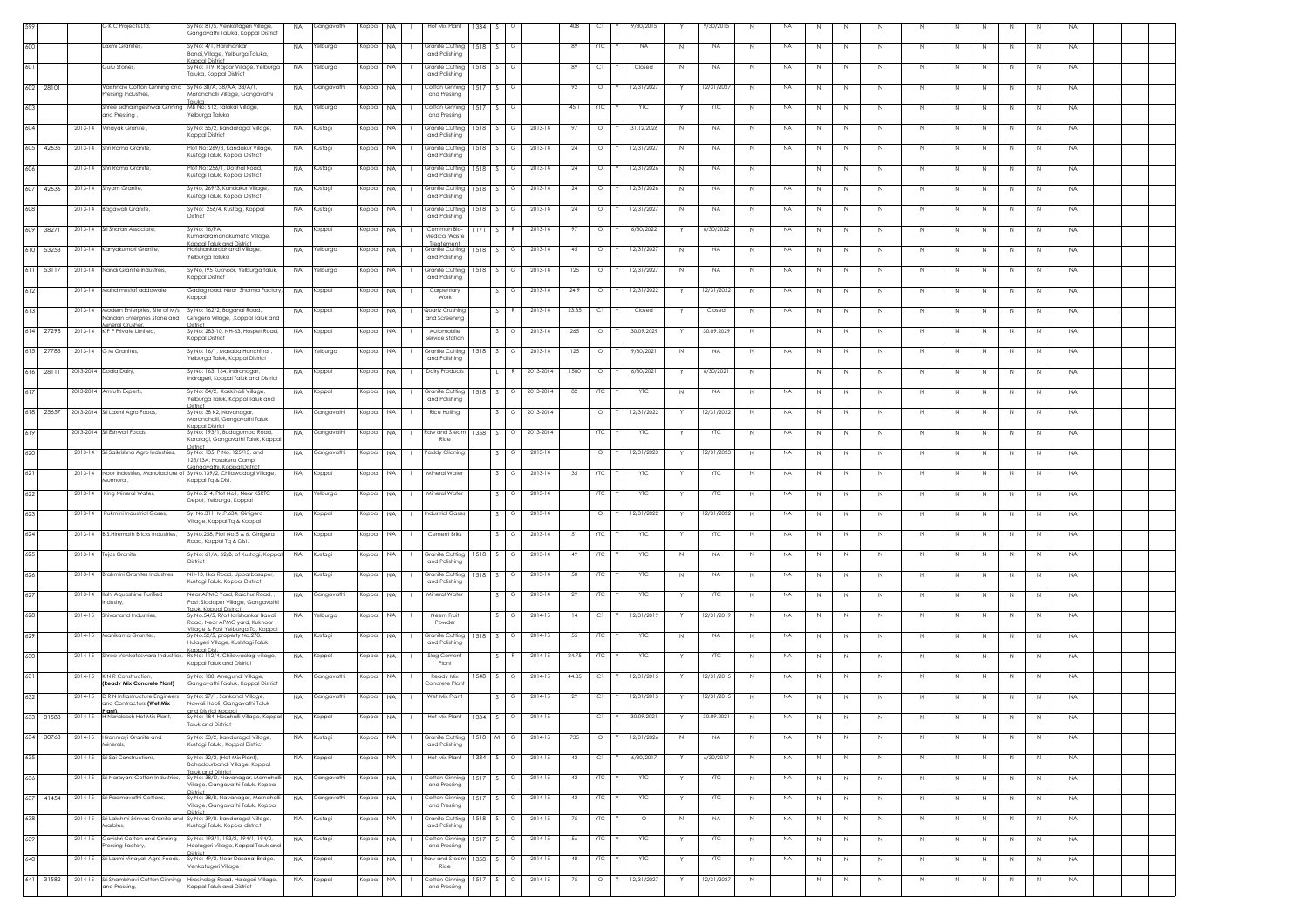| 599 | | | G K C Projects Ltd, | Sy No: 81/5, Venkatageri Village, Gangavathi Taluka, Koppal District | NA | Gangavathi | Koppal | NA | I | Hot Mix Plant | 1334 | S | O | | 408 | C1 | Y | 9/30/2015 | Y | 9/30/2015 | N | NA | N | N | N | N | N | N | N | N | NA |
|---|---|---|---|---|---|---|---|---|---|---|---|---|---|---|---|---|---|---|---|---|---|---|---|---|---|---|---|---|---|---|---|
| 600 | | | Laxmi Granites, | Sy No: 4/1, Harishankar Bandi,Village, Yelburga Taluka, Koppal District | NA | Yelburga | Koppal | NA | I | Granite Cutting and Polishing | 1518 | S | G | | 89 | YTC | Y | NA | N | NA | N | NA | N | N | N | N | N | N | N | N | NA |
| 601 | | | Guru Stones, | Sy No: 119, Rajoor Village, Yelburga Taluka, Koppal District | NA | Yelburga | Koppal | NA | I | Granite Cutting and Polishing | 1518 | S | G | | 89 | C1 | Y | Closed | N | NA | N | NA | N | N | N | N | N | N | N | N | NA |
| 602 | 28101 | | Vaishnavi Cotton Ginning and Pressing Industries, | Sy No 38/A, 38/AA, 38/A/1, Maranahalli Village, Gangavathi Taluka | NA | Gangavathi | Koppal | NA | I | Cotton Ginning and Pressing | 1517 | S | G | | 92 | O | Y | 12/31/2027 | Y | 12/31/2027 | N | NA | N | N | N | N | N | N | N | N | NA |
| 603 | | | Shree Sidhalingeshwar Ginning and Pressing , | MB No: 612, Talakal Village, Yelburga Taluka | NA | Yelburga | Koppal | NA | I | Cotton Ginning and Pressing | 1517 | S | G | | 45.1 | YTC | Y | YTC | Y | YTC | N | NA | N | N | N | N | N | N | N | N | NA |
| 604 | | 2013-14 | Vinayak Granite , | Sy No: 55/2, Bandaragal Village, Koppal District | NA | Kustagi | Koppal | NA | I | Granite Cutting and Polishing | 1518 | S | G | 2013-14 | 97 | O | Y | 31.12.2026 | N | NA | N | NA | N | N | N | N | N | N | N | N | NA |
| 605 | 42635 | 2013-14 | Shri Rama Granite, | Plot No: 269/3, Kandakur Village, Kustagi Taluk, Koppal District | NA | Kustagi | Koppal | NA | I | Granite Cutting and Polishing | 1518 | S | G | 2013-14 | 24 | O | Y | 12/31/2027 | N | NA | N | NA | N | N | N | N | N | N | N | N | NA |
| 606 | | 2013-14 | Shri Rama Granite, | Plot No: 256/1, Dotihal Road, Kustagi Taluk, Koppal District | NA | Kustagi | Koppal | NA | I | Granite Cutting and Polishing | 1518 | S | G | 2013-14 | 24 | O | Y | 12/31/2026 | N | NA | N | | N | N | N | N | N | N | N | N | NA |
| 607 | 42636 | 2013-14 | Shyam Granite, | Sy No, 269/3, Kandakur Village, Kustagi Taluk, Koppal District | NA | Kustagi | Koppal | NA | I | Granite Cutting and Polishing | 1518 | S | G | 2013-14 | 24 | O | Y | 12/31/2026 | N | NA | N | NA | N | N | N | N | N | N | N | N | NA |
| 608 | | 2013-14 | Bagawati Granite, | Sy No: 256/4, Kustagi, Koppal District | NA | Kustagi | Koppal | NA | I | Granite Cutting and Polishing | 1518 | S | G | 2013-14 | 24 | O | Y | 12/31/2027 | N | NA | N | NA | N | N | N | N | N | N | N | N | NA |
| 609 | 38271 | 2013-14 | Sri Sharan Associate, | Sy No: 16/PA, Kumararamanakumata Village, Koppal Taluk and District | NA | Koppal | Koppal | NA | I | Common Bio-Medical Waste Treatement | 1171 | S | R | 2013-14 | 97 | O | Y | 6/30/2022 | Y | 6/30/2022 | N | NA | N | N | N | N | N | N | N | N | NA |
| 610 | 53253 | 2013-14 | Kanyakumari Granite, | Harishankarabhandi Village, Yelburga Taluka | NA | Yelburga | Koppal | NA | I | Granite Cutting and Polishing | 1518 | S | G | 2013-14 | 45 | O | Y | 12/31/2027 | N | NA | N | NA | N | N | N | N | N | N | N | N | NA |
| 611 | 53117 | 2013-14 | Nandi Granite Industreis, | Sy No,195 Kuknoor, Yelburga taluk, Koppal District | NA | Yelburga | Koppal | NA | I | Granite Cutting and Polishing | 1518 | S | G | 2013-14 | 125 | O | Y | 12/31/2027 | N | NA | N | NA | N | N | N | N | N | N | N | N | NA |
| 612 | | 2013-14 | Mahd mustaf addawale, | Gadag road, Near Sharma Factory, Koppal | NA | Koppal | Koppal | NA | I | Carpentary Work | | S | G | 2013-14 | 24.9 | O | Y | 12/31/2022 | Y | 12/31/2022 | N | NA | N | N | N | N | N | N | N | N | NA |
| 613 | | 2013-14 | Modern Enterpries, Site of M/s Nandan Enterpries Stone and Mineral Crusher | Sy No: 162/2, Baganal Road, Ginigera Village, ,Koppal Taluk and District | NA | Koppal | Koppal | NA | I | Quartz Crushing and Screening | | S | R | 2013-14 | 23.35 | C1 | Y | Closed | Y | Closed | N | NA | N | N | N | N | N | N | N | N | NA |
| 614 | 27298 | 2013-14 | K P P Private Limited, | Sy No: 283-10, NH-63, Hospet Road, Koppal District | NA | Koppal | Koppal | NA | I | Automobile Service Station | | S | O | 2013-14 | 265 | O | Y | 30.09.2029 | Y | 30.09.2029 | N | | N | N | N | N | N | N | N | N | NA |
| 615 | 27783 | 2013-14 | G M Granites, | Sy No: 16/1, Masaba Hanchinal , Yelburga Taluk, Koppal District | NA | Yelburga | Koppal | NA | I | Granite Cutting and Polishing | 1518 | S | G | 2013-14 | 125 | O | Y | 9/30/2021 | N | NA | N | NA | N | N | N | N | N | N | N | N | NA |
| 616 | 28111 | 2013-2014 | Dodla Dairy, | Sy No: 163, 164, Indranagar, Indrageri, Koppal Taluk and District | NA | Koppal | Koppal | NA | I | Dairy Products | | L | R | 2013-2014 | 1500 | O | Y | 6/30/2021 | Y | 6/30/2021 | N | | N | N | N | N | N | N | N | N | NA |
| 617 | | 2013-2014 | Amruth Experts, | Sy No: 84/2, Kakkihalli Village, Yelburga Taluk, Koppal Taluk and District | NA | Koppal | Koppal | NA | I | Granite Cutting and Polishing | 1518 | S | G | 2013-2014 | 82 | YTC | Y | YTC | N | NA | N | NA | N | N | N | N | N | N | N | N | NA |
| 618 | 25657 | 2013-2014 | Sri Laxmi Agro Foods, | Sy No: 38 K2, Navanagar, Maranahalli, Gangavathi Taluk, Koppal District | NA | Gangavathi | Koppal | NA | I | Rice Hulling | | S | G | 2013-2014 | | O | Y | 12/31/2022 | Y | 12/31/2022 | N | NA | N | N | N | N | N | N | N | N | NA |
| 619 | | 2013-2014 | Sri Eshwari Foods, | Sy No: 193/1, Budagumpa Road, Karatagi, Gangavathi Taluk, Koppal District | NA | Gangavathi | Koppal | NA | I | Raw and Steam Rice | 1358 | S | O | 2013-2014 | | YTC | Y | YTC | Y | YTC | N | NA | N | N | N | N | N | N | N | N | NA |
| 620 | | 2013-14 | Sri Saikrishna Agro Industries, | Sy No: 135, P No. 125/13, and 125/13A, Hosakera Camp, Gangavathi, Koppal District | NA | Gangavathi | Koppal | NA | I | Paddy Claning | | S | G | 2013-14 | | O | Y | 12/31/2023 | Y | 12/31/2023 | N | NA | N | N | N | N | N | N | N | N | NA |
| 621 | | 2013-14 | Noor Industries, Manufacture of Murmura , | Sy.No.139/2, Chilawadagi Village, Koppal Tq & Dist. | NA | Koppal | Koppal | NA | I | Mineral Water | | S | G | 2013-14 | 35 | YTC | Y | YTC | Y | YTC | N | NA | N | N | N | N | N | N | N | N | NA |
| 622 | | 2013-14 | King Mineral Water, | Sy.No.214, Plot No1, Near KSRTC Depot, Yelburga, Koppal | NA | Yelburga | Koppal | NA | I | Mineral Water | | S | G | 2013-14 | | YTC | Y | YTC | Y | YTC | N | NA | N | N | N | N | N | N | N | N | NA |
| 623 | | 2013-14 | Rukmini Industrial Gases, | Sy. No.311, M.P.634, Ginigera Village, Koppal Tq & Koppal | NA | Koppal | Koppal | NA | I | Industrial Gases | | S | G | 2013-14 | | O | Y | 12/31/2022 | Y | 12/31/2022 | N | NA | N | N | N | N | N | N | N | N | NA |
| 624 | | 2013-14 | B.S.Hiremath Bricks Industries, | Sy.No.258, Plot No.5 & 6, Ginigera Road, Koppal Tq & Dist. | NA | Koppal | Koppal | NA | I | Cement Briks | | S | G | 2013-14 | 51 | YTC | Y | YTC | Y | YTC | N | NA | N | N | N | N | N | N | N | N | NA |
| 625 | | 2013-14 | Tejas Granite | Sy no: 61/A, 62/B, of Kustagi, Koppal District | NA | Kustagi | Koppal | NA | I | Granite Cutting and Polishing | 1518 | S | G | 2013-14 | 49 | YTC | Y | YTC | N | NA | N | NA | N | N | N | N | N | N | N | N | NA |
| 626 | | 2013-14 | Brahmini Granites Industries, | NH-13, Ilkal Road, Upparbasapur, Kustagi Taluk, Koppal District | NA | Kustagi | Koppal | NA | I | Granite Cutting and Polishing | 1518 | S | G | 2013-14 | 50 | YTC | Y | YTC | N | NA | N | NA | N | N | N | N | N | N | N | N | NA |
| 627 | | 2013-14 | Ilahi Aquashine Purified Industry, | Near APMC Yard, Raichur Road, , Post: Siddapur Village, Gangavathi Taluk, Koppal District | NA | Gangavathi | Koppal | NA | I | Mineral Water | | S | G | 2013-14 | 29 | YTC | Y | YTC | Y | YTC | N | NA | N | N | N | N | N | N | N | N | NA |
| 628 | | 2014-15 | Shivanand Industries, | Sy.No.54/5, R/o Harishankar Bandi Road, Near APMC yard, Kuknoor Village & Post Yelburga Tq, Koppal | NA | Yelburga | Koppal | NA | I | Neem Fruit Powder | | S | G | 2014-15 | 14 | C1 | Y | 12/31/2019 | Y | 12/31/2019 | N | NA | N | N | N | N | N | N | N | N | NA |
| 629 | | 2014-15 | Manikanta Granites, | Sy.No.52/5, property No.270, Hulageri Village, Kushtagi Taluk, Koppal Dist | NA | Kustagi | Koppal | NA | I | Granite Cutting and Polishing | 1518 | S | G | 2014-15 | 55 | YTC | Y | YTC | N | NA | N | NA | N | N | N | N | N | N | N | N | NA |
| 630 | | 2014-15 | Shree Venkateswara Industries, | Rs No: 112/4, Chilawadagi village, Koppal Taluk and District | NA | Koppal | Koppal | NA | I | Slag Cement Plant | | S | R | 2014-15 | 24.75 | YTC | Y | YTC | Y | YTC | N | NA | N | N | N | N | N | N | N | N | NA |
| 631 | | 2014-15 | K N R Construction, **(Ready Mix Concrete Plant)** | Sy No: 188, Anegundi Village, Gangavathi Taaluk, Koppal District | NA | Gangavathi | Koppal | NA | I | Ready Mix Concrete Plant | 1548 | S | G | 2014-15 | 44.85 | C1 | Y | 12/31/2015 | Y | 12/31/2015 | N | NA | N | N | N | N | N | N | N | N | NA |
| 632 | | 2014-15 | D R N Infrastructure Engineers and Contractors **(Wet Mix Plant)** | Sy No: 27/1, Sankanal Village, Navali Hobli, Gangavathi Taluk and District Koppal | NA | Gangavathi | Koppal | NA | I | Wet Mix Plant | | S | G | 2014-15 | 29 | C1 | Y | 12/31/2015 | Y | 12/31/2015 | N | NA | N | N | N | N | N | N | N | N | NA |
| 633 | 31583 | 2014-15 | H Nandeesh Hot Mix Plant, | Sy No: 184, Hosahalli Village, Koppal Taluk and District | NA | Koppal | Koppal | NA | I | Hot Mix Plant | 1334 | S | O | 2014-15 | | C1 | Y | 30.09.2021 | Y | 30.09.2021 | N | NA | N | N | N | N | N | N | N | N | NA |
| 634 | 30763 | 2014-15 | Hiranmayi Granite and Minerals, | Sy No: 53/2, Bandaragal Village, Kustagi Taluk , Koppal District | NA | Kustagi | Koppal | NA | I | Granite Cutting and Polishing | 1518 | M | G | 2014-15 | 735 | O | Y | 12/31/2026 | N | NA | N | NA | N | N | N | N | N | N | N | N | NA |
| 635 | | 2014-15 | Sri Sai Constructions, | Sy No: 32/2, (Hot Mix Plant), Bahaddurbandi Village, Koppal Taluk and District | NA | Koppal | Koppal | NA | I | Hot Mix Plant | 1334 | S | O | 2014-15 | 42 | C1 | Y | 6/30/2017 | Y | 6/30/2017 | N | NA | N | N | N | N | N | N | N | N | NA |
| 636 | | 2014-15 | Sri Narayani Cotton Industries, | Sy No: 38/D, Navanagar, Marnahalli Village, Gangavathi Taluk, Koppal District | NA | Gangavathi | Koppal | NA | I | Cotton Ginning and Pressing | 1517 | S | G | 2014-15 | 42 | YTC | Y | YTC | Y | YTC | N | NA | N | N | N | N | N | N | N | N | NA |
| 637 | 41454 | 2014-15 | Sri Padmavathi Cottons, | Sy No: 38/B, Navanagar, Marnahalli Village, Gangavathi Taluk, Koppal District | NA | Gangavathi | Koppal | NA | I | Cotton Ginning and Pressing | 1517 | S | G | 2014-15 | 42 | YTC | Y | YTC | Y | YTC | N | NA | N | N | N | N | N | N | N | N | NA |
| 638 | | 2014-15 | Sri Lakshmi Srinivas Granite and Marbles, | Sy No: 39/8, Bandaragal Village, Kustagi Taluk, Koppal district | NA | Kustagi | Koppal | NA | I | Granite Cutting and Polishing | 1518 | S | G | 2014-15 | 75 | YTC | Y | O | N | NA | N | NA | N | N | N | N | N | N | N | N | NA |
| 639 | | 2014-15 | Govishri Cotton and Ginning Pressing Factory, | Sy No: 193/1, 193/2, 194/1, 194/2, Hoolageri Village, Koppal Taluk and District | NA | Kustagi | Koppal | NA | I | Cotton Ginning and Pressing | 1517 | S | G | 2014-15 | 56 | YTC | Y | YTC | Y | YTC | N | NA | N | N | N | N | N | N | N | N | NA |
| 640 | | 2014-15 | Sri Laxmi Vinayak Agro Foods, | Sy No: 49/2, Near Dasanal Bridge, Venkatageri Village | NA | Koppal | Koppal | NA | I | Raw and Steam Rice | 1358 | S | O | 2014-15 | 48 | YTC | Y | YTC | Y | YTC | N | NA | N | N | N | N | N | N | N | N | NA |
| 641 | 31582 | 2014-15 | Sri Shambhavi Cotton Ginning and Pressing, | Hiresindogi Road, Halageri Village, Koppal Taluk and District | NA | Koppal | Koppal | NA | I | Cotton Ginning and Pressing | 1517 | S | G | 2014-15 | 75 | O | Y | 12/31/2027 | Y | 12/31/2027 | N | | N | N | N | N | N | N | N | N | NA |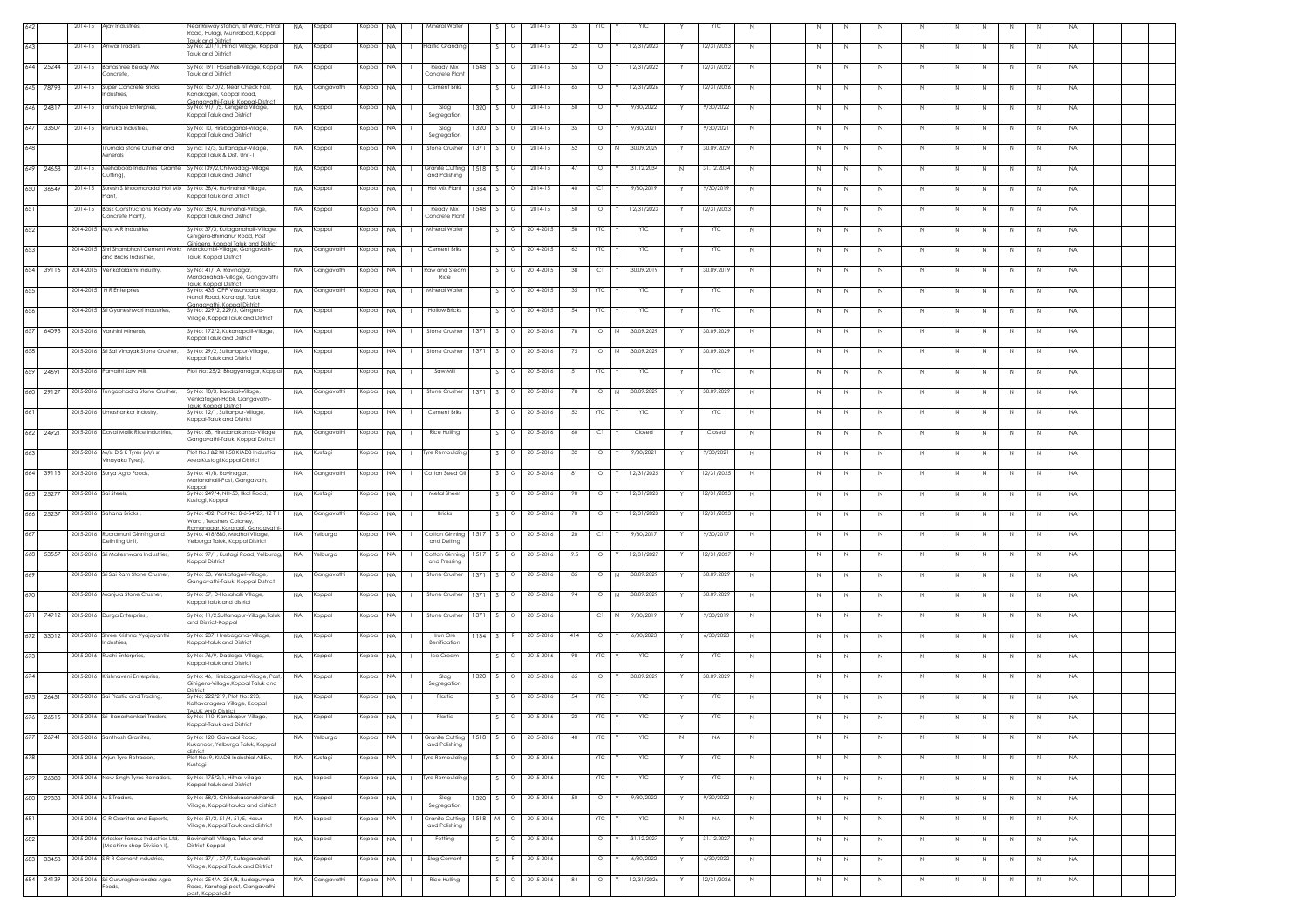| | | | | | | | | | | | | | | | | | | | | | | | | | | | | | | | |
|---|---|---|---|---|---|---|---|---|---|---|---|---|---|---|---|---|---|---|---|---|---|---|---|---|---|---|---|---|---|---|---|
| 642 | | 2014-15 | Ajay Industries, | Near Rilway Station, Ist Ward, Hitnal Road, Hulagi, Munirabad, Koppal Taluk and District | NA | Koppal | Koppal | NA | I | Mineral Water | | S | G | 2014-15 | 35 | YTC | Y | YTC | Y | YTC | N | N | N | N | N | N | N | N | N | N | NA |
| 643 | | 2014-15 | Anwar Traders, | Sy No: 201/1, Hitnal Village, Koppal Taluk and District | NA | Koppal | Koppal | NA | I | Plastic Granding | | S | G | 2014-15 | 22 | O | Y | 12/31/2023 | Y | 12/31/2023 | N | N | N | N | N | N | N | N | N | N | NA |
| 644 | 25244 | 2014-15 | Banashree Ready Mix Concrete, | Sy No: 191, Hosahalli-Village, Koppal Taluk and District | NA | Koppal | Koppal | NA | I | Ready Mix Concrete Plant | 1548 | S | G | 2014-15 | 55 | O | Y | 12/31/2022 | Y | 12/31/2022 | N | N | N | N | N | N | N | N | N | N | NA |
| 645 | 78793 | 2014-15 | Super Concrete Bricks Industries, | Sy No: 157D/2, Near Check Post, Kanakagiri, Koppal Road, Gangavathi Taluk, Koppal District | NA | Gangavathi | Koppal | NA | I | Cement Briks | | S | G | 2014-15 | 65 | O | Y | 12/31/2026 | Y | 12/31/2026 | N | N | N | N | N | N | N | N | N | N | NA |
| 646 | 24817 | 2014-15 | Tanishque Enterprises, | Sy No: 91/1/5, Ginigera Village, Koppal Taluk and District | NA | Koppal | Koppal | NA | I | Slag Segregation | 1320 | S | O | 2014-15 | 50 | O | Y | 9/30/2022 | Y | 9/30/2022 | N | N | N | N | N | N | N | N | N | N | NA |
| 647 | 33507 | 2014-15 | Renuka Industries, | Sy No: 10, Hirebaganal-Village, Koppal Taluk and District | NA | Koppal | Koppal | NA | I | Slag Segregation | 1320 | S | O | 2014-15 | 35 | O | Y | 9/30/2021 | Y | 9/30/2021 | N | N | N | N | N | N | N | N | N | N | NA |
| 648 | | | Tirumala Stone Crusher and Minerals | Sy no: 12/3, Sultanapur-Village, Koppal Taluk & Dist. Unit-1 | NA | Koppal | Koppal | NA | I | Stone Crusher | 1371 | S | O | 2014-15 | 52 | O | N | 30.09.2029 | Y | 30.09.2029 | N | N | N | N | N | N | N | N | N | N | NA |
| 649 | 24658 | 2014-15 | Mehaboob Industries (Granite Cutting), | Sy No:139/2 Chilwadagi-Village Koppal Taluk and District | NA | Koppal | Koppal | NA | I | Granite Cutting and Polishing | 1518 | S | G | 2014-15 | 47 | O | Y | 31.12.2034 | N | 31.12.2034 | N | N | N | N | N | N | N | N | N | N | NA |
| 650 | 36649 | 2014-15 | Suresh S Bhoomaraddi Hot Mix Plant, | Sy No: 38/4, Huvinahal Village, Koppal Taluk and Ditrict | NA | Koppal | Koppal | NA | I | Hot Mix Plant | 1334 | S | O | 2014-15 | 40 | C1 | Y | 9/30/2019 | Y | 9/30/2019 | N | N | N | N | N | N | N | N | N | N | NA |
| 651 | | 2014-15 | Bask Constructions (Ready Mix Concrete Plant), | Sy No: 38/4, Huvinahal-Village, Koppal Taluk and District | NA | Koppal | Koppal | NA | I | Ready Mix Concrete Plant | 1548 | S | G | 2014-15 | 50 | O | Y | 12/31/2023 | Y | 12/31/2023 | N | N | N | N | N | N | N | N | N | N | NA |
| 652 | | 2014-2015 | M/s. A R Industries | Sy No: 37/3, Kutaganahalli-Village, Gingera-Bhimanur Road, Post Gingera, Koppal Taluk and District | NA | Koppal | Koppal | NA | I | Mineral Water | | S | G | 2014-2015 | 50 | YTC | Y | YTC | Y | YTC | N | N | N | N | N | N | N | N | N | N | NA |
| 653 | | 2014-2015 | Shri Shambhavi Cement Works and Bricks Industries, | Marakumbi-Village, Gangavathi-Taluk, Koppal District | NA | Gangavathi | Koppal | NA | I | Cement Briks | | S | G | 2014-2015 | 62 | YTC | Y | YTC | Y | YTC | N | N | N | N | N | N | N | N | N | N | NA |
| 654 | 39116 | 2014-2015 | Venkatalaxmi Industry, | Sy No: 41/1A, Ravinagar, Moraknahalli-Village, Gangavathi Taluk, Koppal District | NA | Gangavathi | Koppal | NA | I | Raw and Steam Rice | | S | G | 2014-2015 | 38 | C1 | Y | 30.09.2019 | Y | 30.09.2019 | N | N | N | N | N | N | N | N | N | N | NA |
| 655 | | 2014-2015 | H R Enterpries | Sy No: 455, OPP Vasundara Nagar, Nandi Road, Karatagi, Taluk Gangavathi, Koppal District | NA | Gangavathi | Koppal | NA | I | Mineral Water | | S | G | 2014-2015 | 35 | YTC | Y | YTC | Y | YTC | N | N | N | N | N | N | N | N | N | N | NA |
| 656 | | 2014-2015 | Sri Gyaneshwari Industries, | Sy No: 229/2, 229/3, Ginigera-Village, Koppal Taluk and District | NA | Koppal | Koppal | NA | I | Hollow Bricks | | S | G | 2014-2015 | 54 | YTC | Y | YTC | Y | YTC | N | N | N | N | N | N | N | N | N | N | NA |
| 657 | 64095 | 2015-2016 | Varshini Minerals, | Sy No: 172/2, Kukanapalli-Village, Koppal Taluk and District | NA | Koppal | Koppal | NA | I | Stone Crusher | 1371 | S | O | 2015-2016 | 78 | O | N | 30.09.2029 | Y | 30.09.2029 | N | N | N | N | N | N | N | N | N | N | NA |
| 658 | | 2015-2016 | Sri Sai Vinayak Stone Crusher, | Sy No: 29/2, Sultanapur-Village, Koppal Taluk and District | NA | Koppal | Koppal | NA | I | Stone Crusher | 1371 | S | O | 2015-2016 | 75 | O | N | 30.09.2029 | Y | 30.09.2029 | N | N | N | N | N | N | N | N | N | N | NA |
| 659 | 24691 | 2015-2016 | Parvathi Saw Mill, | Plot No: 25/2, Bhagyanagar, Koppal | NA | Koppal | Koppal | NA | I | Saw Mill | | S | G | 2015-2016 | 51 | YTC | Y | YTC | Y | YTC | N | N | N | N | N | N | N | N | N | N | NA |
| 660 | 29127 | 2015-2016 | Tungabhadra Stone Crusher, | Sy No: 18/3, Bandral-Village, Venkatageri-Hobli, Gangavathi-Taluk, Koppal District | NA | Gangavathi | Koppal | NA | I | Stone Crusher | 1371 | S | O | 2015-2016 | 78 | O | N | 30.09.2029 | Y | 30.09.2029 | N | N | N | N | N | N | N | N | N | N | NA |
| 661 | | 2015-2016 | Umashankar Industry, | Sy No: 12/1, Sultanpur-Village, Koppal-Taluk and District | NA | Koppal | Koppal | NA | I | Cement Briks | | S | G | 2015-2016 | 52 | YTC | Y | YTC | Y | YTC | N | N | N | N | N | N | N | N | N | N | NA |
| 662 | 24921 | 2015-2016 | Daval Malik Rice Industries, | Sy No: 68, Hiredanakankal-Village, Gangavathi-Taluk, Koppal District | NA | Gangavathi | Koppal | NA | I | Rice Hulling | | S | G | 2015-2016 | 60 | C1 | Y | Closed | Y | Closed | N | N | N | N | N | N | N | N | N | N | NA |
| 663 | | 2015-2016 | M/s. D S K Tyres (M/s sri Vinayaka Tyres), | Plot No:1&2 NH-50 KIADB Industrial Area Kustagi,Koppal District | NA | Kustagi | Koppal | NA | I | Tyre Remoulding | | S | O | 2015-2016 | 32 | O | Y | 9/30/2021 | Y | 9/30/2021 | N | N | N | N | N | N | N | N | N | N | NA |
| 664 | 39115 | 2015-2016 | Surya Agro Foods, | Sy No: 41/8, Ravinagar, Marlanahalli-Post, Gangavathi, Koppal | NA | Gangavathi | Koppal | NA | I | Cotton Seed Oil | | S | G | 2015-2016 | 81 | O | Y | 12/31/2025 | Y | 12/31/2025 | N | N | N | N | N | N | N | N | N | N | NA |
| 665 | 25277 | 2015-2016 | Sai Steels, | Sy No: 249/4, NH-50, Ilkal Road, Kustagi, Koppal | NA | Kustagi | Koppal | NA | I | Metal Sheet | | S | G | 2015-2016 | 90 | O | Y | 12/31/2023 | Y | 12/31/2023 | N | N | N | N | N | N | N | N | N | N | NA |
| 666 | 25237 | 2015-2016 | Sahana Bricks , | Sy No: 402, Plot No: 8-6-54/27, 12 TH Ward , Teashers Coloney, Ramanagar, Karatagi, Gangavathi | NA | Gangavathi | Koppal | NA | I | Bricks | | S | G | 2015-2016 | 70 | O | Y | 12/31/2023 | Y | 12/31/2023 | N | N | N | N | N | N | N | N | N | N | NA |
| 667 | | 2015-2016 | Rudramuni Ginning and Delinting Unit, | Sy No. 418/880, Mudhol Village, Yelburga Taluk, Koppal District | NA | Yelburga | Koppal | NA | I | Cotton Ginning and Delting | 1517 | S | O | 2015-2016 | 20 | C1 | Y | 9/30/2017 | Y | 9/30/2017 | N | N | N | N | N | N | N | N | N | N | NA |
| 668 | 53557 | 2015-2016 | Sri Malleshwara Industries, | Sy No: 97/1, Kustagi Road, Yelburag, Koppal District | NA | Yelburga | Koppal | NA | I | Cotton Ginning and Pressing | 1517 | S | G | 2015-2016 | 9.5 | O | Y | 12/31/2027 | Y | 12/31/2027 | N | N | N | N | N | N | N | N | N | N | NA |
| 669 | | 2015-2016 | Sri Sai Ram Stone Crusher, | Sy No: 53, Venkatageri-Village, Gangavathi-Taluk, Koppal District | NA | Gangavathi | Koppal | NA | I | Stone Crusher | 1371 | S | O | 2015-2016 | 85 | O | N | 30.09.2029 | Y | 30.09.2029 | N | N | N | N | N | N | N | N | N | N | NA |
| 670 | | 2015-2016 | Manjula Stone Crusher, | Sy No: 57, D-Hosahalli Village, Koppal taluk and district | NA | Koppal | Koppal | NA | I | Stone Crusher | 1371 | S | O | 2015-2016 | 94 | O | N | 30.09.2029 | Y | 30.09.2029 | N | N | N | N | N | N | N | N | N | N | NA |
| 671 | 74912 | 2015-2016 | Durga Enterpries , | Sy No: 11/2,Sultanapur-Village,Taluk and District-Koppal | NA | Koppal | Koppal | NA | I | Stone Crusher | 1371 | S | O | 2015-2016 | | C1 | N | 9/30/2019 | Y | 9/30/2019 | N | N | N | N | N | N | N | N | N | N | NA |
| 672 | 33012 | 2015-2016 | Shree Krishna Vyajayanthi Industries, | Sy No: 237, Hirebaganal-Village, Koppal-taluk and District | NA | Koppal | Koppal | NA | I | Iron Ore Benification | 1134 | S | R | 2015-2016 | 414 | O | Y | 6/30/2023 | Y | 6/30/2023 | N | N | N | N | N | N | N | N | N | N | NA |
| 673 | | 2015-2016 | Ruchi Enterpries, | Sy No: 76/9, Dadegal-Village, Koppal-taluk and District | NA | Koppal | Koppal | NA | I | Ice Cream | | S | G | 2015-2016 | 98 | YTC | Y | YTC | Y | YTC | N | N | N | N | N | N | N | N | N | N | NA |
| 674 | | 2015-2016 | Krishnaveni Enterpries, | Sy No: 46, Hirebaganal-Village, Post, Ginigera-Village,Koppal Taluk and District | NA | Koppal | Koppal | NA | I | Slag Segregation | 1320 | S | O | 2015-2016 | 65 | O | Y | 30.09.2029 | Y | 30.09.2029 | N | N | N | N | N | N | N | N | N | N | NA |
| 675 | 26451 | 2015-2016 | Sai Plastic and Trading, | Sy No: 222/219, Plot No: 293, Kattavaragera Village, Koppal TALUK AND District | NA | Koppal | Koppal | NA | I | Plastic | | S | G | 2015-2016 | 54 | YTC | Y | YTC | Y | YTC | N | N | N | N | N | N | N | N | N | N | NA |
| 676 | 26515 | 2015-2016 | Sri Banashankari Traders, | Sy No: 110, Kanakapur-Village, Koppal-Taluk and District | NA | Koppal | Koppal | NA | I | Plastic | | S | G | 2015-2016 | 22 | YTC | Y | YTC | Y | YTC | N | N | N | N | N | N | N | N | N | N | NA |
| 677 | 26941 | 2015-2016 | Santhosh Granites, | Sy No: 120, Gawaral Road, Kukanoor, Yelburga Taluk, Koppal district | NA | Yelburga | Koppal | NA | I | Granite Cutting and Polishing | 1518 | S | G | 2015-2016 | 40 | YTC | Y | YTC | N | NA | N | N | N | N | N | N | N | N | N | N | NA |
| 678 | | 2015-2016 | Arjun Tyre Retraders, | Plot No: 9, KIADB Industrial AREA, Kustagi | NA | Kustagi | Koppal | NA | I | Tyre Remoulding | | S | O | 2015-2016 | | YTC | Y | YTC | Y | YTC | N | N | N | N | N | N | N | N | N | N | NA |
| 679 | 26880 | 2015-2016 | New Singh Tyres Retraders, | Sy No: 175/2/1, Hitnal-village, Koppal-taluk and District | NA | koppal | Koppal | NA | I | Tyre Remoulding | | S | O | 2015-2016 | | YTC | Y | YTC | Y | YTC | N | N | N | N | N | N | N | N | N | N | NA |
| 680 | 29838 | 2015-2016 | M S Traders, | Sy No: 58/2, Chikkakasanakhandi-Village, Koppal-taluka and district | NA | Koppal | Koppal | NA | I | Slag Segregation | 1320 | S | O | 2015-2016 | 50 | O | Y | 9/30/2022 | Y | 9/30/2022 | N | N | N | N | N | N | N | N | N | N | NA |
| 681 | | 2015-2016 | G R Granites and Exports, | Sy No: 51/2, 51/4, 51/5, Hosur-Village, Koppal Taluk and district | NA | koppal | Koppal | NA | I | Granite Cutting and Polishing | 1518 | M | G | 2015-2016 | | YTC | Y | YTC | N | NA | N | N | N | N | N | N | N | N | N | N | NA |
| 682 | | 2015-2016 | Kirloskar Ferrous Industries Ltd, (Machine shop Division-I), | Bevinahalli-Village, Taluk and District-Koppal | NA | koppal | Koppal | NA | I | Fettling | | S | G | 2015-2016 | | O | Y | 31.12.2027 | Y | 31.12.2027 | N | N | N | N | N | N | N | N | N | N | NA |
| 683 | 33458 | 2015-2016 | S R R Cement Industries, | Sy No: 37/1, 37/7, Kutaganahalli-Village, Koppal Taluk and District | NA | Koppal | Koppal | NA | I | Slag Cement | | S | R | 2015-2016 | | O | Y | 6/30/2022 | Y | 6/30/2022 | N | N | N | N | N | N | N | N | N | N | NA |
| 684 | 34139 | 2015-2016 | Sri Gururaghavendra Agro Foods, | Sy No: 254/A, 254/B, Budagumpa Road, Karehagi-post, Gangavathi-post, Koppal-dist | NA | Gangavathi | Koppal | NA | I | Rice Hulling | | S | G | 2015-2016 | 84 | O | Y | 12/31/2026 | Y | 12/31/2026 | N | N | N | N | N | N | N | N | N | N | NA |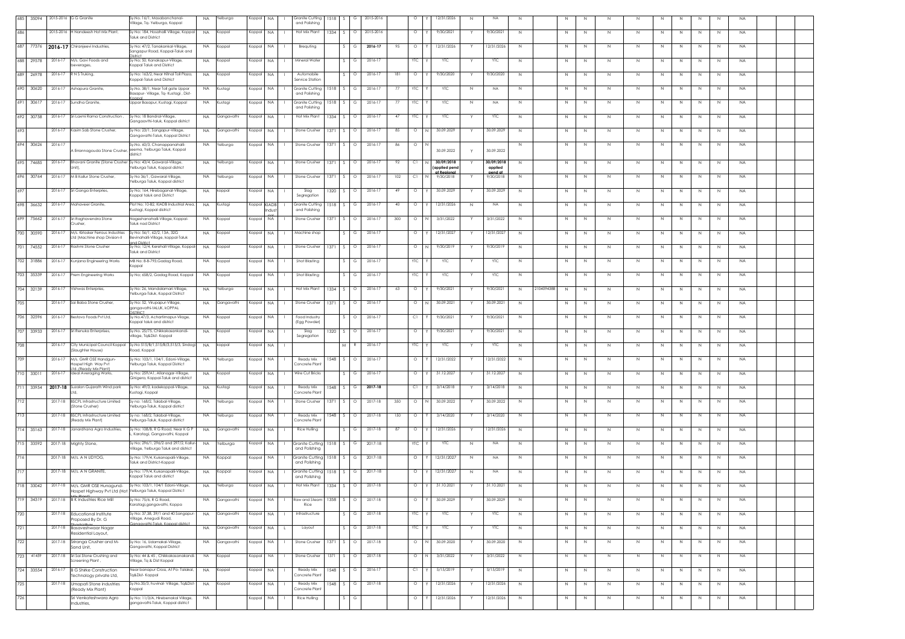| 685 | 35094 | 2015-2016 | G G Granite | Sy.No. 16/1, Masabanchanal-Village, Tq- Yelburga, Koppal | NA | Yelburga | Koppal | NA | I | Granite Cutting and Polishing | 1518 | S | G | 2015-2016 | | O | Y | 12/31/2026 | N | NA | N | | N | N | N | N | N | N | N | N | NA | | | |
|---|---|---|---|---|---|---|---|---|---|---|---|---|---|---|---|---|---|---|---|---|---|---|---|---|---|---|---|---|---|---|---|---|---|---|
| 686 | | 2015-2016 | H Nandeesh Hot Mix Plant, | Sy No: 184, Hosahalli-Village, Koppal Taluk and District | NA | Koppal | Koppal | NA | I | Hot Mix Plant | 1334 | S | O | 2015-2016 | | O | Y | 9/30/2021 | Y | 9/30/2021 | N | | N | N | N | N | N | N | N | N | NA | | | |
| 687 | 77376 | 2016-17 | Chiranjeevi Industries, | Sy No: 47/2, Tanakankal-Village, Gangapur Road, Koppal-Taluk and District | NA | Koppal | Koppal | NA | I | Brequting | | S | G | 2016-17 | 95 | O | Y | 12/31/2026 | Y | 12/31/2026 | N | | N | N | N | N | N | N | N | N | NA | | | |
| 688 | 29578 | 2016-17 | M/s. Gavi Foods and Beverages, | Sy No: 50, Kanakapur-Village, Koppal Taluk and District | NA | Koppal | Koppal | NA | I | Mineral Water | | S | G | 2016-17 | | YTC | Y | YTC | Y | YTC | N | | N | N | N | N | N | N | N | N | NA | | | |
| 689 | 26978 | 2016-17 | R N S Truking, | Sy No: 163/2, Near Hitnal Toll Plaza, Koppal-Taluk and District | NA | Koppal | Koppal | NA | I | Automobile Service Station | | S | O | 2016-17 | 181 | O | Y | 9/30/2020 | Y | 9/30/2020 | N | | N | N | N | N | N | N | N | N | NA | | | |
| 690 | 30620 | 2016-17 | Ashapura Granite, | Sy.No. 38/1, Near Toll gate Uppar Basapur- Village, Tq- Kustagi , Dist-Koppal | NA | Kustagi | Koppal | NA | I | Granite Cutting and Polishing | 1518 | S | G | 2016-17 | 77 | YTC | Y | YTC | N | NA | N | | N | N | N | N | N | N | N | N | NA | | | |
| 691 | 30617 | 2016-17 | Sundha Granite, | Uppar Basapur, Kustagi, Koppal | NA | Kustagi | Koppal | NA | I | Granite Cutting and Polishing | 1518 | S | G | 2016-17 | 77 | YTC | Y | YTC | N | NA | N | | N | N | N | N | N | N | N | N | NA | | | |
| 692 | 30758 | 2016-17 | Sri Laxmi Rama Construction , | Sy No: 18 Bandral-Village, Gangaavthi-taluk, Koppal district | NA | Gangavathi | Koppal | NA | I | Hot Mix Plant | 1334 | S | O | 2016-17 | 47 | YTC | Y | YTC | Y | YTC | N | | N | N | N | N | N | N | N | N | NA | | | |
| 693 | | 2016-17 | Kasim Sab Stone Crusher, | Sy No: 23/1, Sangapur-Village, Gangavathi-Taluk, Koppal District | NA | Gangavathi | Koppal | NA | I | Stone Crusher | 1371 | S | O | 2016-17 | 85 | O | N | 30.09.2029 | Y | 30.09.2029 | N | | N | N | N | N | N | N | N | N | NA | | | |
| 694 | 30626 | 2016-17 | A Eriannagouda Stone Crusher | Sy.No. 60/3, Chanappanahalli-seema, Yelburga Taluk, Koppal district | NA | Yelburga | Koppal | NA | I | Stone Crusher | 1371 | S | O | 2016-17 | 86 | O | N | 30.09.2022 | Y | 30.09.2022 | N | | N | N | N | N | N | N | N | N | NA | | | |
| 695 | 74685 | 2016-17 | Bhovani Granite (Stone Crusher Unit), | Sy No: 43/4, Gawaral-Village, Yelburga Taluk, Koppal district | NA | Yelburga | Koppal | NA | I | Stone Crusher | 1371 | S | O | 2016-17 | 92 | C1 | N | 30/09/2018 (applied pend at Regional | Y | 30/09/2018 applied pend at | N | | N | N | N | N | N | N | N | N | NA | | | |
| 696 | 30764 | 2016-17 | M B Kallur Stone Crusher, | Sy No 36/1, Gawaral-Village, Yelburga Taluk, Koppal district | NA | Yelburga | Koppal | NA | I | Stone Crusher | 1371 | S | O | 2016-17 | 102 | C1 | N | 9/30/2018 | Y | 9/30/2018 | N | | N | N | N | N | N | N | N | N | NA | | | |
| 697 | | 2016-17 | Sri Ganga Enterpries, | Sy No: 164, Hirebaganal-Village, Koppal taluk and District | NA | koppal | Koppal | NA | I | Slag Segregation | 1320 | S | O | 2016-17 | 49 | O | Y | 30.09.2029 | Y | 30.09.2029 | N | | N | N | N | N | N | N | N | N | NA | | | |
| 698 | 36632 | 2016-17 | Mahaveer Granite, | Plot No: 10-B2, KIADB Industrial Area, Kustagi, Koppal district | NA | Kustagi | Koppal | KIADB Indust | I | Granite Cutting and Polishing | 1518 | S | G | 2016-17 | 40 | O | Y | 12/31/2026 | N | NA | N | | N | N | N | N | N | N | N | N | NA | | | |
| 699 | 75662 | 2016-17 | Sri Raghavendra Stone Crusher, | Nageshanahalli-Village, Koppal-Taluk nad District | NA | Koppal | Koppal | NA | I | Stone Crusher | 1371 | S | O | 2016-17 | 300 | O | N | 3/31/2022 | Y | 3/31/2022 | N | | N | N | N | N | N | N | N | N | NA | | | |
| 700 | 30590 | 2016-17 | M/s. Kiroskar Ferrous Industries Ltd (Machine shop Division-II | Sy No: 56/1, 62/2, 13A, 32G Bevinahalli-Village, koppal-Taluk and Distict | NA | Koppal | Koppal | NA | I | Machine shop | | S | G | 2016-17 | | O | Y | 12/31/2027 | Y | 12/31/2027 | N | | N | N | N | N | N | N | N | N | NA | | | |
| 701 | 74552 | 2016-17 | Rashmi Stone Crusher | Sy No: 12/4, Kerehall-Village, Koppal-Taluk and District | NA | Koppal | Koppal | NA | I | Stone Crusher | 1371 | S | O | 2016-17 | | O | N | 9/30/2019 | Y | 9/30/2019 | N | | N | N | N | N | N | N | N | N | NA | | | |
| 702 | 31886 | 2016-17 | Kunjana Engineering Works | MB No: 8-8-793,Gadag Road, Koppal | NA | Koppal | Koppal | NA | I | Shot Blasting | | S | G | 2016-17 | | YTC | Y | YTC | Y | YTC | N | | N | N | N | N | N | N | N | N | NA | | | |
| 703 | 35339 | 2016-17 | Prem Engineering Works | Sy No; 658/2, Gadag Road, Koppal | NA | Koppal | Koppal | NA | I | Shot Blasting | | S | G | 2016-17 | | YTC | Y | YTC | Y | YTC | N | | N | N | N | N | N | N | N | N | NA | | | |
| 704 | 32139 | 2016-17 | Vishwas Enterpries, | Sy No: 26, Mandalamari-Village, Yelburga-Taluk, Koppal District | NA | Yelburga | Koppal | NA | I | Hot Mix Plant | 1334 | S | O | 2016-17 | 63 | O | Y | 9/30/2021 | Y | 9/30/2021 | N | 2104094388 | N | N | N | N | N | N | N | N | NA | | | |
| 705 | | 2016-17 | Sai Baba Stone Crusher, | Sy No: 52, Virupapur-Village, gangavathi-tALUK, kOPPAL DISTRICT | NA | Gangavathi | Koppal | NA | I | Stone Crusher | 1371 | S | O | 2016-17 | | O | N | 30.09.2021 | Y | 30.09.2021 | N | | N | N | N | N | N | N | N | N | NA | | | |
| 706 | 32596 | 2016-17 | Bestovo Foods Pvt Ltd, | Sy No.47/3, Achartimapur-Village, Koppal taluk and district | NA | Koppal | Koppal | NA | I | Food Industry (Egg Powder) | | S | O | 2016-17 | | C1 | Y | 9/30/2021 | Y | 9/30/2021 | N | | N | N | N | N | N | N | N | N | NA | | | |
| 707 | 33933 | 2016-17 | Sri Renuka Enterpises, | Sy No: 25/75, Chikkakasankandi-village, Tq&Dist- Koppal | NA | Koppal | Koppal | NA | I | Slag Segregation | 1320 | S | O | 2016-17 | | O | Y | 9/30/2021 | Y | 9/30/2021 | N | | N | N | N | N | N | N | N | N | NA | | | |
| 708 | | 2016-17 | City Municipal Council Koppal (Slaughter House) | Sy No 515/B/1,515/B/3,515/3, Sindogi Road, Koppal | NA | koppal | Koppal | NA | I | | | M | R | 2016-17 | | YTC | Y | YTC | Y | YTC | N | | N | N | N | N | N | N | N | N | NA | | | |
| 709 | | 2016-17 | M/s. GMR OSE Handgun-Hospet High Way Pvt Ltd.,(Ready Mix Plant) | Sy No: 103/1, 104/1, Edoni-Village, Yelburga Taluk, Koppal District | NA | Yelburga | Koppal | NA | I | Ready Mix Concrete Plant | 1548 | S | O | 2016-17 | | O | Y | 12/31/2022 | Y | 12/31/2022 | N | | N | N | N | N | N | N | N | N | NA | | | |
| 710 | 33011 | 2016-17 | Ideal Averaging Works, | Sy No: 259/A1, Allanagar-Village, Ginigera, Koppal-Taluk and district | NA | Koppal | Koppal | NA | I | Wire Cut Bricks | | S | G | 2016-17 | | O | Y | 31.12.2027 | Y | 31.12.2027 | N | | N | N | N | N | N | N | N | N | NA | | | |
| 711 | 33954 | 2017-18 | Suzalon Gujarath Wind park Ltd, | Sy No: 49/3, kadekoppal-Village, Kustagi, Koppal | NA | Kustagi | Koppal | NA | I | Ready Mix Concrete Plant | 1548 | S | G | 2017-18 | | C1 | Y | 3/14/2018 | Y | 3/14/2018 | N | | N | N | N | N | N | N | N | N | NA | | | |
| 712 | | 2017-18 | BSCPL Infrastructure Limited (Stone Crusher) | Sy no: 168/2, Talabal-Village, Yelburga-Taluk, Koppal district | NA | Yelburga | Koppal | NA | I | Stone Crusher | 1371 | S | O | 2017-18 | 350 | O | N | 30.09.2022 | Y | 30.09.2022 | N | | N | N | N | N | N | N | N | N | NA | | | |
| 713 | | 2017-18 | BSCPL Infrastructure Limited (Ready Mix Plant) | Sy no: 168/2, Talabal-Village, Yelburga-Taluk, Koppal district | NA | Yelburga | Koppal | NA | I | Ready Mix Concrete Plant | 1548 | S | O | 2017-18 | 150 | O | Y | 3/14/2020 | Y | 3/14/2020 | N | | N | N | N | N | N | N | N | N | NA | | | |
| 714 | 35163 | 2017-18 | Janardhana Agro Industries, | Sy No: 108/B, R G Road, Near K G P L, Karatagi, Gangavathi, Koppal | NA | Gangavathi | Koppal | NA | I | Rice Hulling | | S | G | 2017-18 | 87 | O | Y | 12/31/2026 | Y | 12/31/2026 | N | | N | N | N | N | N | N | N | N | NA | | | |
| 715 | 33592 | 2017-18 | Mighty Stone, | Sy No: 296/1, 296/2 and 297/2, Kallur-Village, Yelburga Taluk and district | NA | Yelburga | Koppal | NA | I | Granite Cutting and Polishing | 1518 | S | G | 2017-18 | | YTC | Y | YTC | N | NA | N | | N | N | N | N | N | N | N | N | NA | | | |
| 716 | | 2017-18 | M/s. A N UDYOG, | Sy No: 179/4, Kukanapalli-Village, Taluk and District-Koppal | NA | Koppal | Koppal | NA | I | Granite Cutting and Polishing | 1518 | S | G | 2017-18 | | O | Y | 12/31/2027 | N | NA | N | | N | N | N | N | N | N | N | N | NA | | | |
| 717 | | 2017-18 | M/s. A N GRANITE, | Sy No: 179/4, Kukanapalli-Village, Koppal Taluk and district | NA | Koppal | Koppal | NA | I | Granite Cutting and Polishing | 1518 | S | G | 2017-18 | | O | Y | 12/31/2027 | N | NA | N | | N | N | N | N | N | N | N | N | NA | | | |
| 718 | 33042 | 2017-18 | M/s. GMR OSE Hunagund-Hospet Highway Pvt Ltd (Hot Mix Plant) | Sy No: 103/1, 104/1 Edoni-Village, Yelburga Taluk, Koppal District | NA | Yelburga | Koppal | NA | I | Hot Mix Plant | 1334 | S | O | 2017-18 | | O | Y | 31.10.2021 | Y | 31.10.2021 | N | | N | N | N | N | N | N | N | N | NA | | | |
| 719 | 34319 | 2017-18 | B K Industries Rice Mill | Sy No: 75/6, R G Road, Karatagi,gangavathi, Koppa | NA | Gangavathi | Koppal | NA | I | Raw and Steam Rice | 1358 | S | O | 2017-18 | | O | Y | 30.09.2029 | Y | 30.09.2029 | N | | N | N | N | N | N | N | N | N | NA | | | |
| 720 | | 2017-18 | Educational Institute Proposed By Dr. G Shivakumar | Sy No: 37,38, 39/1 and 40 Sangapur-Village, Anegudi Road, Gangavathi-Taluk, Koppal district | NA | Gangavathi | Koppal | NA | I | Infrastructure | | S | G | 2017-18 | | YTC | Y | YTC | Y | YTC | N | | N | N | N | N | N | N | N | N | NA | | | |
| 721 | | 2017-18 | Basaveshwaar Nagar Residential Layout, | | NA | Gangavathi | Koppal | NA | L | Layout | | S | G | 2017-18 | | YTC | Y | YTC | Y | YTC | N | | N | N | N | N | N | N | N | N | NA | | | |
| 722 | | 2017-18 | Sriranga Crusher and M-Sand Unit, | Sy No: 16, Udamakal-Village, Gangavathi, Koppal District | NA | Gangavathi | Koppal | NA | I | Stone Crusher | 1371 | S | O | 2017-18 | | O | N | 30.09.2020 | Y | 30.09.2020 | N | | N | N | N | N | N | N | N | N | NA | | | |
| 723 | 41459 | 2017-18 | Sri Sai Stone Crushing and Screening Plant , | Sy No: 44 & 45 , Chikkakasanakandi-Village, Tq & Dist Koppal | NA | Koppal | Koppal | NA | I | Stone Crusher | 1371 | S | O | 2017-18 | | O | N | 3/31/2022 | Y | 3/31/2022 | N | | N | N | N | N | N | N | N | N | NA | | | |
| 724 | 33554 | 2016-17 | B G Shirke Construction Technology private Ltd, | Near banapur Cross, AT Po- Talakal, Tq&Dist- Koppal | NA | Koppal | Koppal | NA | I | Ready Mix Concrete Plant | 1548 | S | G | 2016-17 | | C1 | Y | 5/15/2019 | Y | 5/15/2019 | N | | N | N | N | N | N | N | N | N | NA | | | |
| 725 | | 2017-18 | Umapati Stone Industries (Ready Mix Plant) | Sy.No.35/3, huvinal- Village, Tq&Dist-Koppal | NA | Koppal | Koppal | NA | I | Ready Mix Concrete Plant | 1548 | S | G | 2017-18 | | O | Y | 12/31/2026 | Y | 12/31/2026 | N | | N | N | N | N | N | N | N | N | NA | | | |
| 726 | | | Sri Venkateshwara Agro Industries, | Sy No: 11/3/A, Hirebenakal Village, gangavathi-Taluk, Koppal district | NA | | Koppal | NA | I | Rice Hulling | | S | G | | | O | Y | 12/31/2026 | Y | 12/31/2026 | N | | N | N | N | N | N | N | N | N | NA | | | |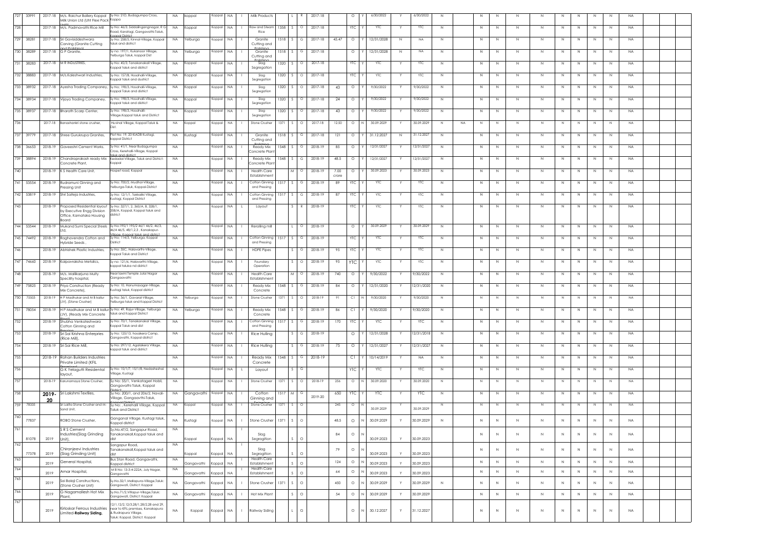| | | | | | | | | | | | | | | | | | | | | | | | | | | | | | | | | |
|---|---|---|---|---|---|---|---|---|---|---|---|---|---|---|---|---|---|---|---|---|---|---|---|---|---|---|---|---|---|---|---|---|
| 727 | 33991 | 2017-18 | M/s. Raichur Ballery Koppal Milk Union Ltd (Uht Flexi Pack | Sy No: 21D, Budagumpa Cross, Koppa | NA | koppal | Koppal | NA | I | Milk Products | | L | R | 2017-18 | | O | Y | 6/30/2022 | Y | 6/30/2022 | N | | N | N | N | N | N | N | N | N | N | NA |
| 728 | | 2017-18 | M/s. Padmavathi Rice Mill | Sy No: 46/3, Siddalingangnagar, R G Road, Karatagi, Gangavathi-Taluk, Koppal District | NA | Koppal | Koppal | NA | I | Raw and Steam Rice | 1358 | S | O | 2017-18 | | YTC | Y | YTC | Y | YTC | N | | N | N | N | N | N | N | N | N | N | NA |
| 729 | 38281 | 2017-18 | Sri Govisiddeshwara Carving (Granite Cutting and Polishing) | Sy No: 258/5, Kinnal-Village, Koppal taluk and district | NA | Yelburga | Koppal | NA | I | Granite Cutting and Polishing | 1518 | S | G | 2017-18 | 45.47 | O | Y | 12/31/2028 | N | NA | N | | N | N | N | N | N | N | N | N | N | NA |
| 730 | 38289 | 2017-18 | G P Granite, | Sy no: 197/1, Kukanoor Village, Yelburga Taluk, koppal Dist | NA | Yelburga | Koppal | NA | I | Granite Cutting and Polishing | 1518 | S | G | 2017-18 | | O | Y | 12/31/2028 | N | NA | N | | N | N | N | N | N | N | N | N | N | NA |
| 731 | 38283 | 2017-18 | M R INDUSTRIES, | Sy No: 45/3, Tanakanakall Village, Koppal taluk and district | NA | Koppal | Koppal | NA | I | Slag Segregation | 1320 | S | O | 2017-18 | | YTC | Y | YTC | Y | YTC | N | | N | N | N | N | N | N | N | N | N | NA |
| 732 | 38883 | 2017-18 | M/s.Kaleshwari Industries, | Sy No: 157/B, Hosahalli-Village, Koppal taluk and dustrict | NA | Koppal | Koppal | NA | I | Slag Segregation | 1320 | S | O | 2017-18 | | YTC | Y | YTC | Y | YTC | N | | N | N | N | N | N | N | N | N | N | NA |
| 733 | 38932 | 2017-18 | Ayesha Trading Companey, | Sy No: 198/3, Hosahalli-Village, Koppal Taluk and district | NA | Koppal | Koppal | NA | I | Slag Segregation | 1320 | S | O | 2017-18 | 43 | O | Y | 9/30/2022 | Y | 9/30/2022 | N | | N | N | N | N | N | N | N | N | N | NA |
| 734 | 38934 | 2017-18 | Vijaya Trading Companey, | Sy No: 198/3, Hosahalli-Village, Koppal Taluk and district | NA | Koppal | Koppal | NA | I | Slag Segregation | 1320 | S | O | 2017-18 | 24 | O | Y | 9/30/2022 | Y | 9/30/2022 | N | | N | N | N | N | N | N | N | N | N | NA |
| 735 | 38937 | 2017-18 | Bharath Scarp Center, | Sy No: 198/3, Hosahalli-Village,Koppal taluk and District | NA | Koppal | Koppal | NA | I | Slag Segregation | 1320 | S | O | 2017-18 | 43 | O | Y | 9/30/2022 | Y | 9/30/2022 | N | | N | N | N | N | N | N | N | N | N | NA |
| 736 | | 2017-18 | Banashankri stone crusher, | Huvinal Village, Koppal Taluk & Dist. | NA | Koppal | Koppal | NA | I | Stone Crusher | 1371 | S | O | 2017-18 | 12.50 | O | N | 30.09.2029 | Y | 30.09.2029 | N | NA | N | N | N | N | N | N | N | N | N | NA |
| 737 | 39779 | 2017-18 | Shree Gurukrupa Granites, | Plot No: 19, 20 KIADB Kustagi, koppal District | NA | Kustagi | Koppal | NA | I | Granite Cutting and Polishing | 1518 | S | G | 2017-18 | 121 | O | Y | 31.12.2027 | N | 31.12.2027 | N | | N | N | N | N | N | N | N | N | N | NA |
| 738 | 36653 | 2018-19 | Gaveeshri Cement Works, | Sy No: 41/1, Near Budagumpa Cross, Kerehalli-Village, Koppal taluk and district | NA | | Koppal | NA | I | Ready Mix Concrete Plant | 1548 | S | G | 2018-19 | 85 | O | Y | 12/31/2027 | Y | 12/31/2027 | N | | N | N | N | N | N | N | N | N | N | NA |
| 739 | 38894 | 2018-19 | Chandraprakash ready Mix Concrete Plant, | Kedadal-Village, Taluk and District-Koppal | NA | | Koppal | NA | I | Ready Mix Concrete Plant | 1548 | S | G | 2018-19 | 48.5 | O | Y | 12/31/2027 | Y | 12/31/2027 | N | | N | N | N | N | N | N | N | N | N | NA |
| 740 | | 2018-19 | K S Health Care Unit, | Hospet road, Koppal | NA | | Koppal | NA | I | Health Care Establishment | | M | O | 2018-19 | 7.00 crore | O | Y | 30.09.2023 | Y | 30.09.2023 | N | | N | N | N | N | N | N | N | N | N | NA |
| 741 | 53554 | 2018-19 | Rudramuni Ginning and Pressing Unit | Sy No: 700/2, Mudhol-Village, Yelburga-Taluk, Koppal-District | NA | | Koppal | NA | I | Cotton Ginning and Pressing | 1517 | S | G | 2018-19 | 89 | YTC | Y | YTC | Y | YTC | N | | N | N | N | N | N | N | N | N | N | NA |
| 742 | 53819 | 2018-19 | Shri Saiteja Industries, | Sy No: 12/1/1, Takkalki Village, Kustagi, Koppal District | NA | | Koppal | NA | I | Cotton Ginning and Pressing | 1517 | S | G | 2018-19 | 87 | YTC | Y | YTC | Y | YTC | N | | N | N | N | N | N | N | N | N | N | NA |
| 743 | | 2018-19 | Proposed Residential layout by Executive Engg Division Office, Karnataka Housing Board | Sy No: 327/1, 2, 360/A, B, 328/1, 358/A, Koppal, Koppal taluk and district | NA | | Koppal | NA | L | Layout | | S | R | 2018-19 | | YTC | Y | YTC | Y | YTC | N | | N | N | N | N | N | N | N | N | N | NA |
| 744 | 53544 | 2018-19 | Mukand Sumi Special Steels Ltd, | Sy No:195/1 195/2 46/1 46/2, 46/3, 46/4 46/5, 48/1,2,3 , Kanakapur-Village, Koppal taluk and district | NA | | Koppal | NA | I | Rerolling mill | | L | O | 2018-19 | | O | Y | 30.09.2029 | Y | 30.09.2029 | N | | N | N | N | N | N | N | N | N | N | NA |
| 745 | 74492 | 2018-19 | Raghavendra Cotton and Hybride Seeds , | Sy No: 114/3, Yelburga, Koppal District | NA | | Koppal | NA | I | Cotton Ginning and Pressing | 1517 | S | G | 2018-19 | | YTC | Y | YTC | Y | YTC | N | | N | N | N | N | N | N | N | N | N | NA |
| 746 | | 2018-19 | Abhishek Plastic Industries, | Sy No: 35C, Halavarthi-Village, Koppal Taluk and District | NA | | Koppal | NA | I | HDPE Pipes | | S | G | 2018-19 | 95 | YTC | Y | YTC | Y | YTC | N | | N | N | N | N | N | N | N | N | N | NA |
| 747 | 74660 | 2018-19 | Kalpavraksha Metalics, | Sy no: 121/6, Halavarthi-Village, koppal taluka nd district | NA | | Koppal | NA | I | Foundary Operation | | S | O | 2018-19 | 95 | YTC | Y | YTC | Y | YTC | N | | N | N | N | N | N | N | N | N | N | NA |
| 748 | | 2018-19 | M/s. Mallikarjuna Multy Specility hospital, | Near laxmi Temple Julai Nagar Gangaavathi | NA | | Koppal | NA | I | Health Care Establishment | | M | O | 2018-19 | 740 | O | Y | 9/30/2022 | Y | 9/30/2022 | N | | N | N | N | N | N | N | N | N | N | NA |
| 749 | 75825 | 2018-19 | Priya Construction (Ready Mix Concrete), | Sy No: 10, Hanumasagar-Village, Kustagi taluk, Koppal district | NA | | Koppal | NA | I | Ready Mix Concrete | 1548 | S | G | 2018-19 | 84 | O | Y | 12/31/2020 | Y | 12/31/2020 | N | | N | N | N | N | N | N | N | N | N | NA |
| 750 | 75503 | 2018-19 | H P Madhukar and M B kallur (JV), (Stone Crusher) | Sy No: 36/1, Gavaral-Village, Yelburga taluk and Koppal District | NA | Yelburga | Koppal | NA | I | Stone Crusher | 1371 | S | O | 2018-19 | 91 | C1 | N | 9/30/2020 | Y | 9/30/2020 | N | | N | N | N | N | N | N | N | N | N | NA |
| 751 | 78054 | 2018-19 | H P Madhukar and M B kallur (JV), (Ready Mix Concrete Plant) | Sy No: 49, Rajur-Village, Yelburga taluk and Koppal District | NA | Yelburga | Koppal | NA | I | Ready Mix Concrete | 1548 | S | G | 2018-19 | 86 | C1 | Y | 9/30/2020 | Y | 9/30/2020 | N | | N | N | N | N | N | N | N | N | N | NA |
| 752 | | 2018-19 | Shubha Venkateshwara Cotton Ginning and Pressing | Sy No: 70/1, Tanakanakal Village, Koppal Taluk and dist | NA | | Koppal | NA | I | Cotton Ginning and Pressing | 1517 | S | G | 2018-19 | 170 | YTC | Y | YTC | Y | YTC | N | | N | N | N | N | N | N | N | N | N | NA |
| 753 | | 2018-19 | Sri Sai Krishna Enterprises (Rice Mill), | Sy No: 125/13, hosakera Camp, Gangavathi, Koppal district | NA | | Koppal | NA | I | Rice Hulling | | S | G | 2018-19 | | O | Y | 12/31/2028 | Y | 12/31/2018 | N | | N | N | N | N | N | N | N | N | N | NA |
| 754 | | 2018-19 | Sri Sai Rice Mill, | Sy No: 297/12, Agalakera Village, koppal taluk and district | NA | | Koppal | NA | I | Rice Hulling | | S | G | 2018-19 | 75 | O | Y | 12/31/2027 | Y | 12/31/2027 | N | | N | N | N | N | N | N | N | N | N | NA |
| 755 | | 2018-19 | Rohan Builders Industries Private Limited (KFIL Compound) | | NA | | Koppal | NA | I | Ready Mix Concrete | 1548 | S | G | 2018-19 | | C1 | Y | 10/14/2019 | Y | NA | N | | N | N | N | N | N | N | N | N | N | NA |
| 756 | | | G K Yelagutti Residental layout, | Sy No: 15/1/7, 15/1/8, Nedasheshai Village, Kustagi | NA | | Koppal | NA | L | Layout | | S | G | | | YTC | Y | YTC | Y | YTC | N | | N | N | N | N | N | N | N | N | N | NA |
| 757 | | 2018-19 | Karunamaya Stone Crusher, | Sy No: 55/1, Venkatageri Hobli, Gangavathi-Taluk, Koppal District | NA | | Koppal | NA | I | Stone Crusher | 1371 | S | O | 2018-19 | 256 | O | N | 30.09.2020 | Y | 30.09.2020 | N | | N | N | N | N | N | N | N | N | N | NA |
| 758 | | 2019-20 | Sri Lakshmi Textiles, | Sy No: 200/1, and 206/2, Navali-Village, Gangaavthi-Taluk, Koppal District | NA | Gangavathi | Koppal | NA | I | Cotton Ginning and Pressing | 1517 | M | G | 2019-20 | 650 | YTC | Y | YTC | Y | YTC | N | | N | N | N | N | N | N | N | N | N | NA |
| 759 | 78335 | | Sri Lalita Stone Crusher and M-Sand Unit, | Sy No: , Kerehalli Village, Koppal Taluk and District | NA | Koppal | Koppal | NA | I | Stone Crusher | 1371 | S | O | | 245 | O | N | 30.09.2029 | Y | 30.09.2029 | N | | N | N | N | N | N | N | N | N | N | NA |
| 760 | 77837 | | ROBO Stone Crusher, | Ganganal Village, Kustagi taluk, Koppal district | NA | Kustagi | Koppal | NA | I | Stone Crusher | 1371 | S | O | | 48.5 | O | N | 30.09.2029 | Y | 30.09.2029 | N | | N | N | N | N | N | N | N | N | N | NA |
| 761 | 81078 | 2019 | S R S Cement Industries(Slag Grinding Unit), | Sy.No.47/2, Sangapur Road, Tanakanakall,Koppal taluk and dist | NA | Koppal | Koppal | NA | I | Slag Segragation | | S | O | | 84 | O | N | 30.09.2023 | Y | 30.09.2023 | | | N | N | N | N | N | N | N | N | N | NA |
| 762 | 77378 | 2019 | Chiranjeevi Industries (Slag Grinding Unit) | Sangapur Road, Tanakanakall,Koppal taluk and dist | NA | Koppal | Koppal | NA | I | Slag Segragation | | S | O | | 79 | O | N | 30.09.2023 | Y | 30.09.2023 | | | N | N | N | N | N | N | N | N | N | NA |
| 763 | | 2019 | General Hospital, | Bus Stan Road, Gangavathi, Koppal district | NA | Gangavathi | Koppal | NA | I | Health Care Establishment | | S | O | | 124 | O | N | 30.09.2023 | Y | 30.09.2023 | | | N | N | N | N | N | N | N | N | N | NA |
| 764 | | 2019 | Amar Hospital, | M B No: 13-3-4-222A, July Nagar, Gangavathi | NA | Gangavathi | Koppal | NA | I | Health Care Establishment | | S | O | | 64 | O | N | 30.09.2023 | Y | 30.09.2023 | | | N | N | N | N | N | N | N | N | N | NA |
| 765 | | 2019 | Sai Balaji Constructions, (Stone Crusher Unit) | Sy.No.32/1,Mallapura-Village,Taluk: Gangawati, District: Koppal | NA | Gangavathi | Koppal | NA | I | Stone Crusher | 1371 | S | O | | 450 | O | N | 30.09.2029 | Y | 30.09.2029 | N | | N | N | N | N | N | N | N | N | N | NA |
| 766 | | 2019 | G Nagamallesh Hot Mix Plant, | Sy.No.71/2,Villapur-Village,Taluk: Gangawati, District: Koppal | NA | Gangavathi | Koppal | NA | I | Hot Mix Plant | | S | O | | 54 | O | N | 30.09.2029 | Y | 30.09.2029 | N | | N | N | N | N | N | N | N | N | N | NA |
| 767 | | 2019 | Kirloskar Ferrous Industries Limited-**Railway Siding,** | 12/1,12/2,12/3,28/1,28/2,28 and 29, near to KFIL premises, Kanakapura & Rudrapura Village, Taluk: Koppal, District: Koppal | NA | Kappal | Koppal | NA | I | Railway Siding | | L | G | | | O | N | 30.12.2027 | Y | 31.12.2027 | N | | N | N | N | N | N | N | N | N | N | NA |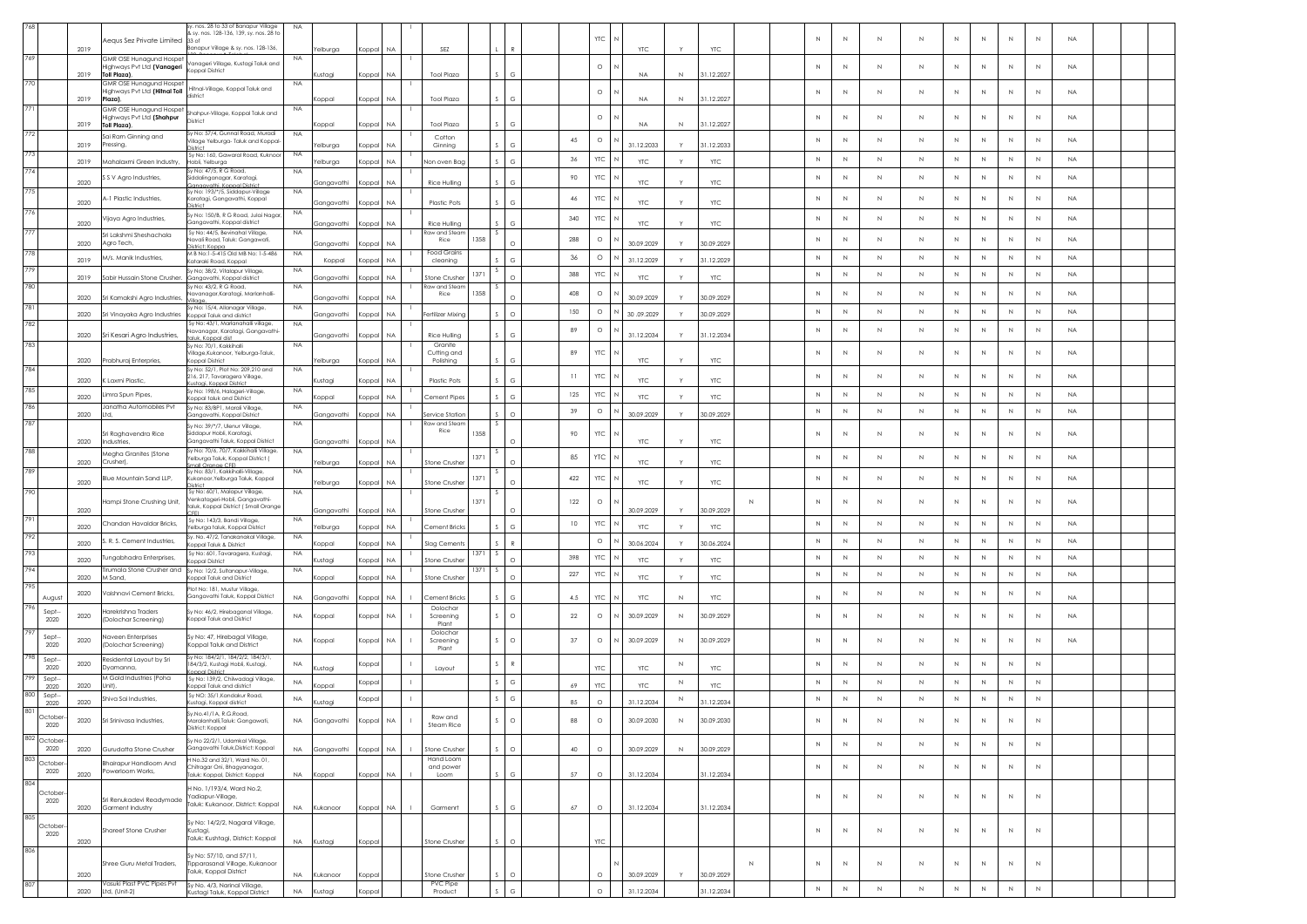| 768 | 2019 | Aequs Sez Private Limited | sy. nos. 28 to 33 of Banapur Village & sy. nos. 128-136, 139, sy. nos. 28 to 33 of Banapur Village & sy. nos. 128-136, | NA | Yelburga | Koppal | NA | I | SEZ | | L | R | | YTC | N | YTC | Y | YTC | | | N | N | N | N | N | N | N | N | NA | | |
|---|---|---|---|---|---|---|---|---|---|---|---|---|---|---|---|---|---|---|---|---|---|---|---|---|---|---|---|---|---|---|---|
| 769 | 2019 | GMR OSE Hunagund Hospet Highways Pvt Ltd (Vanageri Toll Plaza), | Vanageri Village, Kustagi Taluk and Koppal District | NA | Kustagi | Koppal | NA | I | Tool Plaza | | S | G | | O | N | NA | N | 31.12.2027 | | | N | N | N | N | N | N | N | N | NA | | |
| 770 | 2019 | GMR OSE Hunagund Hospet Highways Pvt Ltd (Hitnal Toll Plaza), | Hitnal-Village, Koppal Taluk and district | NA | Koppal | Koppal | NA | I | Tool Plaza | | S | G | | O | N | NA | N | 31.12.2027 | | | N | N | N | N | N | N | N | N | NA | | |
| 771 | 2019 | GMR OSE Hunagund Hospet Highways Pvt Ltd (Shahpur Toll Plaza), | Shahpur-Village, Koppal Taluk and District | NA | Koppal | Koppal | NA | I | Tool Plaza | | S | G | | O | N | NA | N | 31.12.2027 | | | N | N | N | N | N | N | N | N | NA | | |
| 772 | 2019 | Sai Ram Ginning and Pressing, | Sy No: 57/4, Gunnal Road, Muradi Village Yelburga- Taluk and Koppal-District | NA | Yelburga | Koppal | NA | I | Cotton Ginning | | S | G | 45 | O | N | 31.12.2033 | Y | 31.12.2033 | | | N | N | N | N | N | N | N | N | NA | | |
| 773 | 2019 | Mahalaxmi Green Industry, | Sy No: 160, Gawaral Road, Kuknoor Hobli, Yelburga | NA | Yelburga | Koppal | NA | I | Non oven Bag | | S | G | 36 | YTC | N | YTC | Y | YTC | | | N | N | N | N | N | N | N | N | NA | | |
| 774 | 2020 | S S V Agro Industries, | Sy No: 47/5, R G Road, Siddalinganagar, Karatagi, Gangavathi, Koppal District | NA | Gangavathi | Koppal | NA | I | Rice Hulling | | S | G | 90 | YTC | N | YTC | Y | YTC | | | N | N | N | N | N | N | N | N | NA | | |
| 775 | 2020 | A-1 Plastic Industries, | Sy No: 193/*/5, Siddapur-Village Karatagi, Gangavathi, Koppal District | NA | Gangavathi | Koppal | NA | I | Plastic Pots | | S | G | 46 | YTC | N | YTC | Y | YTC | | | N | N | N | N | N | N | N | N | NA | | |
| 776 | 2020 | Vijaya Agro Industries, | Sy No: 150/B, R G Road, Julai Nagar, Gangavathi, Koppal district | NA | Gangavathi | Koppal | NA | I | Rice Hulling | | S | G | 340 | YTC | N | YTC | Y | YTC | | | N | N | N | N | N | N | N | N | NA | | |
| 777 | 2020 | Sri Lakshmi Sheshachala Agro Tech, | Sy No: 44/5, Bevinahal Village, Navali Road, Taluk: Gangawati, District: Koppa | NA | Gangavathi | Koppal | NA | I | Raw and Steam Rice | 1358 | S | O | 288 | O | N | 30.09.2029 | Y | 30.09.2029 | | | N | N | N | N | N | N | N | N | NA | | |
| 778 | 2019 | M/s. Manik Industries, | M.B No:1-5-415 Old MB No: 1-5-486 Kataraki Road, Koppal | NA | Koppal | Koppal | NA | I | Food Grains cleaning | | S | G | 36 | O | N | 31.12.2029 | Y | 31.12.2029 | | | N | N | N | N | N | N | N | N | NA | | |
| 779 | 2019 | Sabir Hussain Stone Crusher, | Sy No: 38/2, Vitalapur Village, Gangavathi, Koppal district | NA | Gangavathi | Koppal | NA | I | Stone Crusher | 1371 | S | O | 388 | YTC | N | YTC | Y | YTC | | | N | N | N | N | N | N | N | N | NA | | |
| 780 | 2020 | Sri Kamakshi Agro Industries, | Sy No: 43/2, R G Road, Navanagar,Karatagi, Marlanhalli-Village, | NA | Gangavathi | Koppal | NA | I | Raw and Steam Rice | 1358 | S | O | 408 | O | N | 30.09.2029 | Y | 30.09.2029 | | | N | N | N | N | N | N | N | N | NA | | |
| 781 | 2020 | Sri Vinayaka Agro Industries | Sy No: 15/4, Allanagar Village, Koppal Taluk and district | NA | Gangavathi | Koppal | NA | I | Fertilizer Mixing | | S | O | 150 | O | N | 30 .09.2029 | Y | 30.09.2029 | | | N | N | N | N | N | N | N | N | NA | | |
| 782 | 2020 | Sri Kesari Agro Industries, | Sy No: 43/1, Marlanahalli village, Navanagar, Karatagi, Gangavathi-taluk, Koppal dist | NA | Gangavathi | Koppal | NA | I | Rice Hulling | | S | G | 89 | O | N | 31.12.2034 | Y | 31.12.2034 | | | N | N | N | N | N | N | N | N | NA | | |
| 783 | 2020 | Prabhuraj Enterpries, | Sy No: 70/1, Kakkihalli Village,Kukanoor, Yelburga-Taluk, Koppal District | NA | Yelburga | Koppal | NA | I | Granite Cutting and Polishing | | S | G | 89 | YTC | N | YTC | Y | YTC | | | N | N | N | N | N | N | N | N | NA | | |
| 784 | 2020 | K Laxmi Plastic, | Sy No: 52/1, Plot No: 209,210 and 216, 217, Tavaragera Village, Kustagi, Koppal District | NA | Kustagi | Koppal | NA | I | Plastic Pots | | S | G | 11 | YTC | N | YTC | Y | YTC | | | N | N | N | N | N | N | N | N | NA | | |
| 785 | 2020 | Limra Spun Pipes, | Sy No: 198/6, Halageri-Village, Koppal taluk and District | NA | Koppal | Koppal | NA | I | Cement Pipes | | S | G | 125 | YTC | N | YTC | Y | YTC | | | N | N | N | N | N | N | N | N | NA | | |
| 786 | 2020 | Janatha Automobiles Pvt Ltd, | Sy No: 83/BP1, Marali Village, Gangavathi, Koppal District | NA | Gangavathi | Koppal | NA | I | Service Station | | S | O | 39 | O | N | 30.09.2029 | Y | 30.09.2029 | | | N | N | N | N | N | N | N | N | NA | | |
| 787 | 2020 | Sri Raghavendra Rice Industries, | Sy No: 39/*/7, Ulenur Village, Siddapur Hobli, Karatagi, Gangavathi Taluk, Koppal District | NA | Gangavathi | Koppal | NA | I | Raw and Steam Rice | 1358 | S | O | 90 | YTC | N | YTC | Y | YTC | | | N | N | N | N | N | N | N | N | NA | | |
| 788 | 2020 | Megha Granites (Stone Crusher), | Sy No: 70/6, 70/7, Kakkihalli Village, Yelburga Taluk, Koppal District ( Small Orange CFE) | NA | Yelburga | Koppal | NA | I | Stone Crusher | 1371 | S | O | 85 | YTC | N | YTC | Y | YTC | | | N | N | N | N | N | N | N | N | NA | | |
| 789 | 2020 | Blue Mountain Sand LLP, | Sy No: 83/1, Kakkihalli-Village, Kukanoor,Yelburga Taluk, Koppal District | NA | Yelburga | Koppal | NA | I | Stone Crusher | 1371 | S | O | 422 | YTC | N | YTC | Y | YTC | | | N | N | N | N | N | N | N | N | NA | | |
| 790 | 2020 | Hampi Stone Crushing Unit, | Sy No: 60/1, Malapur Village, Venkatageri-Hobli, Gangavathi-taluk, Koppal District ( Small Orange CFE) | NA | Gangavathi | Koppal | NA | I | Stone Crusher | 1371 | S | O | 122 | O | N | 30.09.2029 | Y | 30.09.2029 | N | | N | N | N | N | N | N | N | N | NA | | |
| 791 | 2020 | Chandan Havaldar Bricks, | Sy No: 143/3, Bandi Village, Yelburga taluk, Koppal District | NA | Yelburga | Koppal | NA | I | Cement Bricks | | S | G | 10 | YTC | N | YTC | Y | YTC | | | N | N | N | N | N | N | N | N | NA | | |
| 792 | 2020 | S. R. S. Cement Industries, | Sy. No. 47/2, Tanakanakal Village, Koppal Taluk & District | NA | Koppal | Koppal | NA | I | Slag Cements | | S | R | | O | N | 30.06.2024 | Y | 30.06.2024 | | | N | N | N | N | N | N | N | N | NA | | |
| 793 | 2020 | Tungabhadra Enterprises, | Sy No: 601, Tavaragera, Kustagi, Koppal District | NA | Kustagi | Koppal | NA | I | Stone Crusher | 1371 | S | O | 398 | YTC | N | YTC | Y | YTC | | | N | N | N | N | N | N | N | N | NA | | |
| 794 | 2020 | Tirumala Stone Crusher and M.Sand, | Sy No: 12/2, Sultanapur-Village, Koppal Taluk and District | NA | Koppal | Koppal | NA | I | Stone Crusher | 1371 | S | O | 227 | YTC | N | YTC | Y | YTC | | | N | N | N | N | N | N | N | N | NA | | |
| 795 August | 2020 | Vaishnavi Cement Bricks, | Plot No: 181, Mustur Village, Gangavathi Taluk, Koppal District | NA | Gangavathi | Koppal | NA | I | Cement Bricks | | S | G | 4.5 | YTC | N | YTC | N | YTC | | | N | N | N | N | N | N | N | N | NA | | |
| 796 Sept--2020 | 2020 | Harekrishna Traders (Dolochar Screening) | Sy No: 46/2, Hirebaganal Village, Koppal Taluk and District | NA | Koppal | Koppal | NA | I | Dolochar Screening Plant | | S | O | 22 | O | N | 30.09.2029 | N | 30.09.2029 | | | N | N | N | N | N | N | N | N | NA | | |
| 797 Sept--2020 | 2020 | Naveen Enterprises (Dolochar Screening) | Sy No: 47, Hirebagal Village, Koppal Taluk and District | NA | Koppal | Koppal | NA | I | Dolochar Screening Plant | | S | O | 37 | O | N | 30.09.2029 | N | 30.09.2029 | | | N | N | N | N | N | N | N | N | NA | | |
| 798 Sept--2020 | 2020 | Residental Layout by Sri Dyamanna, | Sy No: 184/2/1, 184/2/2, 184/3/1, 184/3/2, Kustagi Hobli, Kustagi, Koppal District | NA | Kustagi | Koppal | | I | Layout | | S | R | | YTC | | YTC | N | YTC | | | N | N | N | N | N | N | N | N | | | |
| 799 Sept--2020 | 2020 | M Gold Industries (Poha Unit), | Sy No: 139/2, Chilwadagi Village, Koppal Taluk and district | NA | Koppal | Koppal | | I | | | S | G | 69 | YTC | | YTC | N | YTC | | | N | N | N | N | N | N | N | N | | | |
| 800 Sept--2020 | 2020 | Shiva Sai Industries, | Sy NO: 35/1 Kandakur Road, Kustagi, Koppal district | NA | Kustagi | Koppal | | I | | | S | G | 85 | O | | 31.12.2034 | N | 31.12.2034 | | | N | N | N | N | N | N | N | N | | | |
| 801 October-2020 | 2020 | Sri Srinivasa Industries, | Sy.No.41/1A, R.G.Road, Maralanhalli,Taluk: Gangawati, District: Koppal | NA | Gangavathi | Koppal | NA | I | Raw and Steam Rice | | S | O | 88 | O | | 30.09.2030 | N | 30.09.2030 | | | N | N | N | N | N | N | N | N | | | |
| 802 October-2020 | 2020 | Gurudatta Stone Crusher | Sy No 22/2/1, Udamkal Village, Gangavathi Taluk,District: Koppal | NA | Gangavathi | Koppal | NA | I | Stone Crusher | | S | O | 40 | O | | 30.09.2029 | N | 30.09.2029 | | | N | N | N | N | N | N | N | N | | | |
| 803 October-2020 | 2020 | Bhairapur Handloom And Powerloom Works, | H No.32 and 32/1, Ward No. 01, Chitragar Oni, Bhagyanagar, Taluk: Koppal, District: Koppal | NA | Koppal | Koppal | NA | I | Hand Loom and power Loom | | S | G | 57 | O | | 31.12.2034 | | 31.12.2034 | | | N | N | N | N | N | N | N | N | | | |
| 804 October-2020 | 2020 | Sri Renukadevi Readymade Garment Industry | H No. 1/193/4, Ward No.2, Yadiapur-Village, Taluk: Kukanoor, District: Koppal | NA | Kukanoor | Koppal | NA | I | Garmenrt | | S | G | 67 | O | | 31.12.2034 | | 31.12.2034 | | | N | N | N | N | N | N | N | N | | | |
| 805 October-2020 | 2020 | Shareef Stone Crusher | Sy No: 14/2/2, Nagaral Village, Kustagi, Taluk: Kushtagi, District: Koppal | NA | Kustagi | Koppal | | | Stone Crusher | | S | O | | YTC | | | | | | | N | N | N | N | N | N | N | N | | | |
| 806 | 2020 | Shree Guru Metal Traders, | Sy No: 57/10, and 57/11, Tipparasanal Village, Kukanoor Taluk, Koppal District | NA | Kukanoor | Koppal | | | Stone Crusher | | S | O | | O | N | 30.09.2029 | Y | 30.09.2029 | N | | N | N | N | N | N | N | N | N | | | |
| 807 | 2020 | Vasuki Plast PVC Pipes Pvt Ltd. (Unit-2) | Sy No. 4/3, Narinal Village, Kustagi Taluk, Koppal District | NA | Kustagi | Koppal | | | PVC Pipe Product | | S | G | | O | | 31.12.2034 | | 31.12.2034 | | | N | N | N | N | N | N | N | N | | | |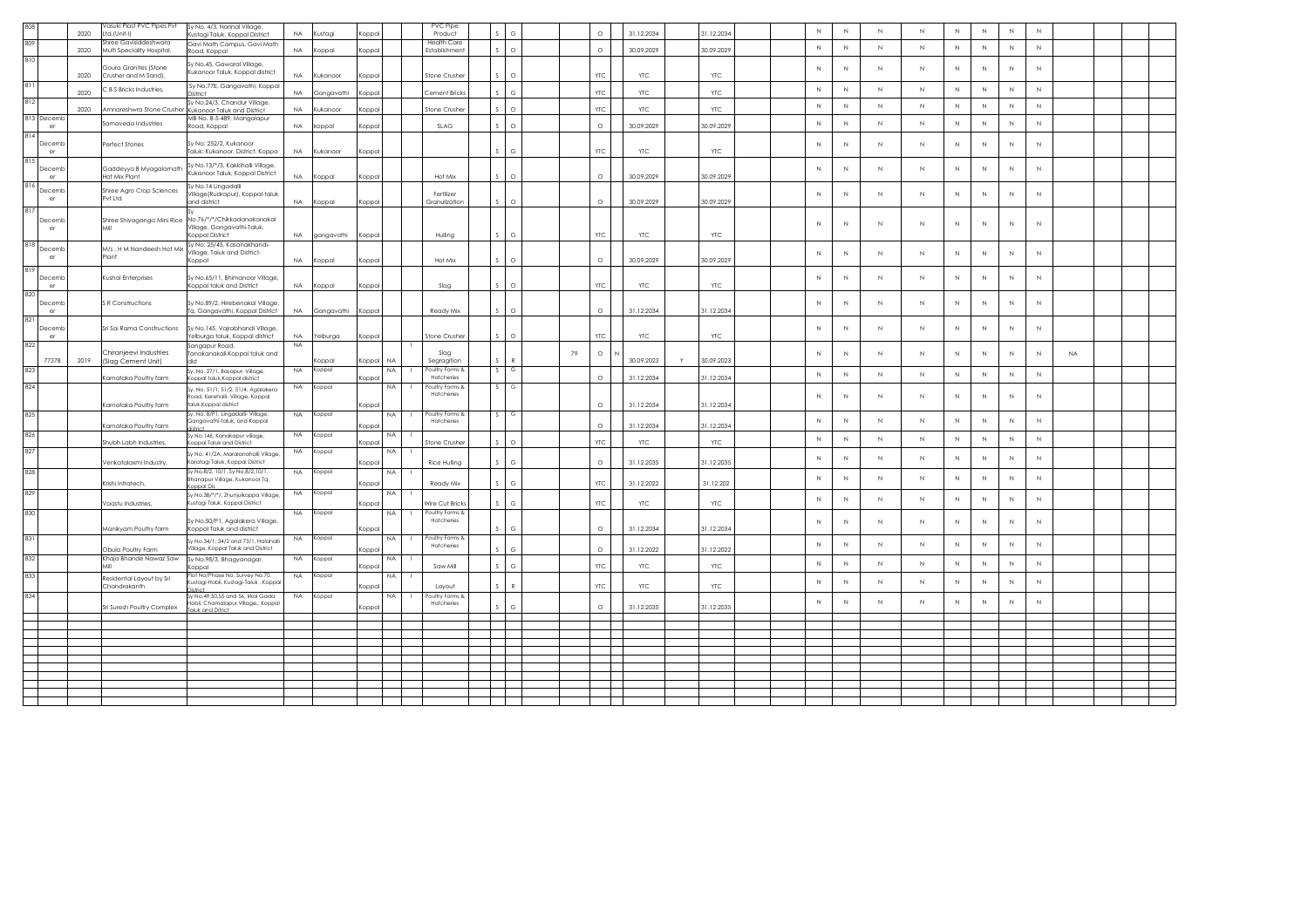| | | | | | | | | | | | | | | | | | | | | | | | | | | | | | | | | | | | | | |
|---|---|---|---|---|---|---|---|---|---|---|---|---|---|---|---|---|---|---|---|---|---|---|---|---|---|---|---|---|---|---|---|---|---|---|---|---|---|
| 808 | | 2020 | Vasuki Plast PVC Pipes Pvt Ltd,(Unit-I) | Sy No. 4/3, Narinal Village, Kustagi Taluk, Koppal District | NA | Kustagi | Koppal | | | PVC Pipe Product | S | G | | | | O | | 31.12.2034 | | 31.12.2034 | | | N | N | N | N | N | N | N | N | | | | |
| 809 | | 2020 | Shree Gavisiddeshwara Multi Speciality Hospital, | Gavi Math Campus, Gavi Math Road, Koppal | NA | Koppal | Koppal | | | Health Care Establishment | S | O | | | | O | | 30.09.2029 | | 30.09.2029 | | | N | N | N | N | N | N | N | N | | | | |
| 810 | | 2020 | Goura Granites (Stone Crusher and M Sand), | Sy No.45, Gawaral Village, Kukanoor Taluk, Koppal district | NA | Kukanoor | Koppal | | | Stone Crusher | S | O | | | | YTC | | YTC | | YTC | | | N | N | N | N | N | N | N | N | | | | |
| 811 | | 2020 | C B S Bricks Industries, | Sy No.77E, Gangavathi, Koppal District | NA | Gangavathi | Koppal | | | Cement Bricks | S | G | | | | YTC | | YTC | | YTC | | | N | N | N | N | N | N | N | N | | | | |
| 812 | | 2020 | Amnareshwra Stone Crusher | Sy No.24/3, Chandur Village, Kukanoor Taluk and District | NA | Kukanoor | Koppal | | | Stone Crusher | S | O | | | | YTC | | YTC | | YTC | | | N | N | N | N | N | N | N | N | | | | |
| 813 | Decemb er | | Samaveda Industries | MB No. B-5-489, Mangalapur Road, Koppal | NA | koppal | Koppal | | | SLAG | S | O | | | | O | | 30.09.2029 | | 30.09.2029 | | | N | N | N | N | N | N | N | N | | | | |
| 814 | Decemb er | | Perfect Stones | Sy No: 252/2, Kukanoor Taluk: Kukanoor, District: Koppa | NA | Kukanoor | Koppal | | | | S | G | | | | YTC | | YTC | | YTC | | | N | N | N | N | N | N | N | N | | | | |
| 815 | Decemb er | | Gaddeyya B Myagalamath Hot Mix Plant | Sy No.13/*/3, Kakkihalli Village, Kukanoor Taluk, Koppal District | NA | Koppal | Koppal | | | Hot Mix | S | O | | | | O | | 30.09.2029 | | 30.09.2029 | | | N | N | N | N | N | N | N | N | | | | |
| 816 | Decemb er | | Shree Agro Crop Sciences Pvt Ltd | Sy No.14 Lingadalli Village(Rudrapur), Koppal-taluk and district | NA | Koppal | Koppal | | | Fertilizer Granulization | S | O | | | | O | | 30.09.2029 | | 30.09.2029 | | | N | N | N | N | N | N | N | N | | | | |
| 817 | Decemb er | | Shree Shivaganga Mini Rice Mill | Sy No.76/*/*/Chikkadanakanakal Village, Gangavathi-Taluk, Koppal District | NA | gangavathi | Koppal | | | Hulling | S | G | | | | YTC | | YTC | | YTC | | | N | N | N | N | N | N | N | N | | | | |
| 818 | Decemb er | | M/s . H M Nandeesh Hot Mix Plant | Sy No: 25/45, Kasanakhandi-Village, Taluk and District-Koppal | NA | Koppal | Koppal | | | Hot Mix | S | O | | | | O | | 30.09.2029 | | 30.09.2029 | | | N | N | N | N | N | N | N | N | | | | |
| 819 | Decemb er | | Kushal Enterprises | Sy No.65/11, Bhimanoor Village, Koppal taluk and District | NA | Koppal | Koppal | | | Slag | S | O | | | | YTC | | YTC | | YTC | | | N | N | N | N | N | N | N | N | | | | |
| 820 | Decemb er | | S R Constructions | Sy No.89/2, Hirebenakal Village, Tq. Gangavathi, Koppal District | NA | Gangavathi | Koppal | | | Ready Mix | S | G | | | | O | | 31.12.2034 | | 31.12.2034 | | | N | N | N | N | N | N | N | N | | | | |
| 821 | Decemb er | | Sri Sai Rama Constructions | Sy No.145, Vajrabhandi Village, Yelburga taluk, Koppal district | NA | Yelburga | Koppal | | | Stone Crusher | S | O | | | | YTC | | YTC | | YTC | | | N | N | N | N | N | N | N | N | | | | |
| 822 | 77378 | 2019 | Chiranjeevi Industries (Slag Cement Unit) | Sangapur Road, Tanakanakall,Koppal taluk and dist | NA | Koppal | Koppal | NA | I | Slag Segragtion | S | R | | 79 | | O | N | 30.09.2023 | Y | 30.09.2023 | | | N | N | N | N | N | N | N | N | NA | | | |
| 823 | | | Karnataka Poultry farm | Sy. No. 27/1, Basapur- Village, Koppal taluk,Koppal district | NA | Koppal | Koppal | NA | I | Poultry Farms & Hatcheries | S | G | | | | O | | 31.12.2034 | | 31.12.2034 | | | N | N | N | N | N | N | N | N | | | | |
| 824 | | | Karnataka Poultry farm | Sy. No. 51/1, 51/2, 51/4, Agalakera Road, Kerehalli- Village, Koppal taluk,Koppal district | NA | Koppal | Koppal | NA | I | Poultry Farms & Hatcheries | S | G | | | | O | | 31.12.2034 | | 31.12.2034 | | | N | N | N | N | N | N | N | N | | | | |
| 825 | | | Karnataka Poultry farm | Sy. No. 8/P1, Lingadalli- Village, Gangavathi-taluk, and Koppal district | NA | Koppal | Koppal | NA | I | Poultry Farms & Hatcheries | S | G | | | | O | | 31.12.2034 | | 31.12.2034 | | | N | N | N | N | N | N | N | N | | | | |
| 826 | | | Shubh Labh Industries, | Sy No.146, Kanakapur village, Koppal Taluk and District | NA | Koppal | Koppal | NA | I | Stone Crusher | S | O | | | | YTC | | YTC | | YTC | | | N | N | N | N | N | N | N | N | | | | |
| 827 | | | Venkatalaxmi Industry, | Sy No. 41/2A, Maralanahalli Village, Karatagi Taluk, Koppal District | NA | Koppal | Koppal | NA | I | Rice Hulling | S | G | | | | O | | 31.12.2035 | | 31.12.2035 | | | N | N | N | N | N | N | N | N | | | | |
| 828 | | | Krishi Infratech, | Sy No.8/2, 10/1, Sy No.8/2,10/1, Bhanapur Village, Kukanoor Tq, Koppal Dis | NA | Koppal | Koppal | NA | I | Ready Mix | S | G | | | | YTC | | 31.12.2022 | | 31.12.202 | | | N | N | N | N | N | N | N | N | | | | |
| 829 | | | Vaastu Industries, | Sy No.38/*/*, Zhunjurkoppa Village, Kustagi Taluk, Koppal District | NA | Koppal | Koppal | NA | I | Wire Cut Bricks | S | G | | | | YTC | | YTC | | YTC | | | N | N | N | N | N | N | N | N | | | | |
| 830 | | | Manikyam Poultry farm | Sy No.50/P1, Agalakera Village, Koppal Taluk and district | NA | Koppal | Koppal | NA | I | Poultry Farms & Hatcheries | S | G | | | | O | | 31.12.2034 | | 31.12.2034 | | | N | N | N | N | N | N | N | N | | | | |
| 831 | | | Obula Poultry Farm | Sy No.34/1, 34/2 and 73/1, Halahalli Village, Koppal Taluk and District | NA | Koppal | Koppal | NA | I | Poultry Farms & Hatcheries | S | G | | | | O | | 31.12.2022 | | 31.12.2022 | | | N | N | N | N | N | N | N | N | | | | |
| 832 | | | Khaja Bhande Nawaz Saw Mill | Sy No.98/3, Bhagyanagar, Koppal | NA | Koppal | Koppal | NA | I | Saw Mill | S | G | | | | YTC | | YTC | | YTC | | | N | N | N | N | N | N | N | N | | | | |
| 833 | | | Residental Layout by Sri Chandrakanth | Plot No/Phase No. Survey No.70, Kustagi-Hobli, Kustagi-Taluk , Koppal District | NA | Koppal | Koppal | NA | I | Layout | S | R | | | | YTC | | YTC | | YTC | | | N | N | N | N | N | N | N | N | | | | |
| 834 | | | Sri Suresh Poultry Complex | Sy No.49,50,55 and 56, Ilkal Gada Hobli, Chamalapur Village,, Koppal Taluk and Dirtict | NA | Koppal | Koppal | NA | I | Poultry Farms & Hatcheries | S | G | | | | O | | 31.12.2035 | | 31.12.2035 | | | N | N | N | N | N | N | N | N | | | | |